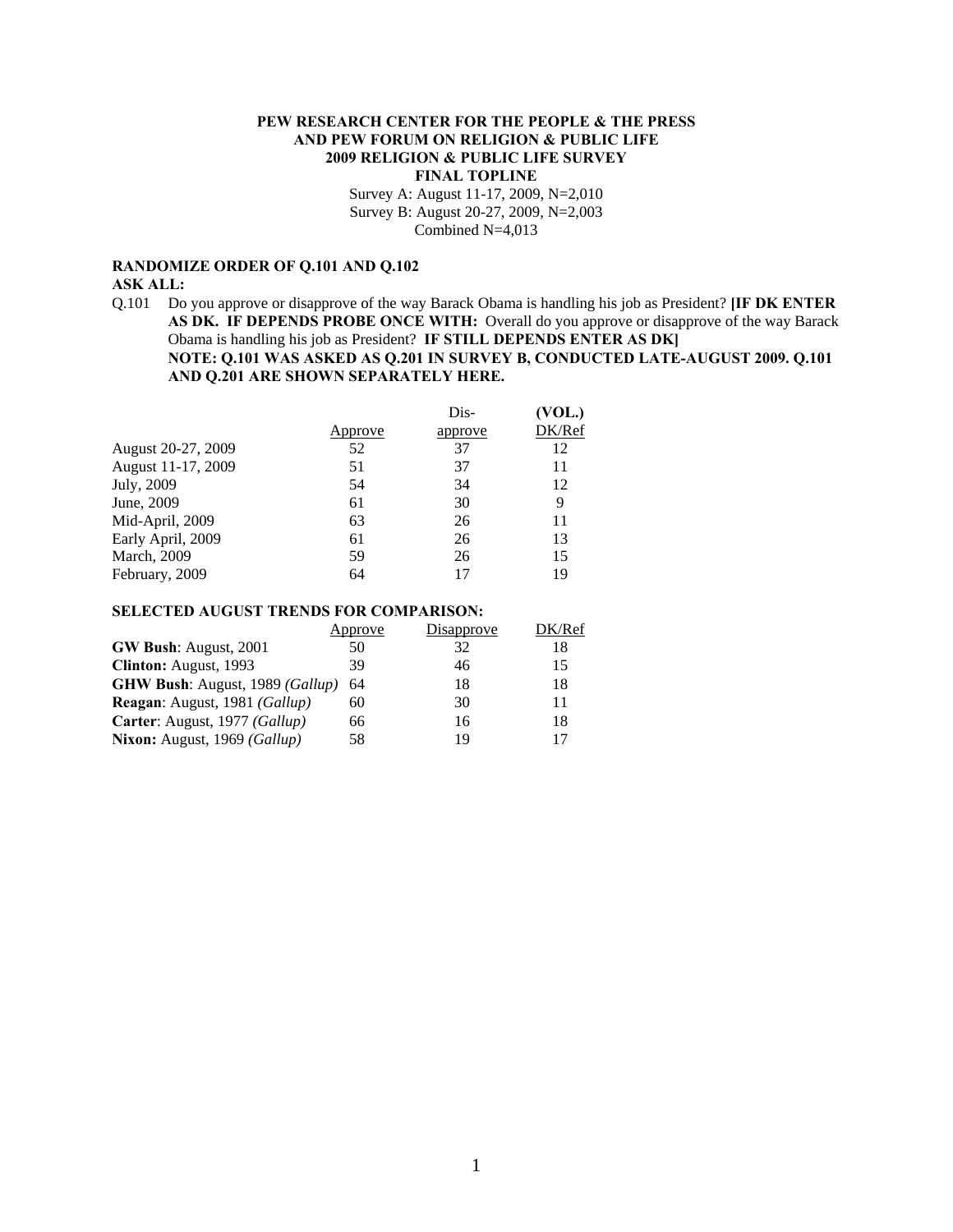**PEW RESEARCH CENTER FOR THE PEOPLE & THE PRESS**
**AND PEW FORUM ON RELIGION & PUBLIC LIFE**
**2009 RELIGION & PUBLIC LIFE SURVEY**
**FINAL TOPLINE**

Survey A: August 11-17, 2009, N=2,010
Survey B: August 20-27, 2009, N=2,003
Combined N=4,013

**RANDOMIZE ORDER OF Q.101 AND Q.102**
**ASK ALL:**

Q.101 Do you approve or disapprove of the way Barack Obama is handling his job as President? **[IF DK ENTER AS DK. IF DEPENDS PROBE ONCE WITH:** Overall do you approve or disapprove of the way Barack Obama is handling his job as President? **IF STILL DEPENDS ENTER AS DK]**
**NOTE: Q.101 WAS ASKED AS Q.201 IN SURVEY B, CONDUCTED LATE-AUGUST 2009. Q.101 AND Q.201 ARE SHOWN SEPARATELY HERE.**

| | Approve | Dis-approve | (VOL.) DK/Ref |
|---|---|---|---|
| August 20-27, 2009 | 52 | 37 | 12 |
| August 11-17, 2009 | 51 | 37 | 11 |
| July, 2009 | 54 | 34 | 12 |
| June, 2009 | 61 | 30 | 9 |
| Mid-April, 2009 | 63 | 26 | 11 |
| Early April, 2009 | 61 | 26 | 13 |
| March, 2009 | 59 | 26 | 15 |
| February, 2009 | 64 | 17 | 19 |

**SELECTED AUGUST TRENDS FOR COMPARISON:**

| | Approve | Disapprove | DK/Ref |
|---|---|---|---|
| **GW Bush**: August, 2001 | 50 | 32 | 18 |
| **Clinton:** August, 1993 | 39 | 46 | 15 |
| **GHW Bush**: August, 1989 *(Gallup)* | 64 | 18 | 18 |
| **Reagan**: August, 1981 *(Gallup)* | 60 | 30 | 11 |
| **Carter**: August, 1977 *(Gallup)* | 66 | 16 | 18 |
| **Nixon:** August, 1969 *(Gallup)* | 58 | 19 | 17 |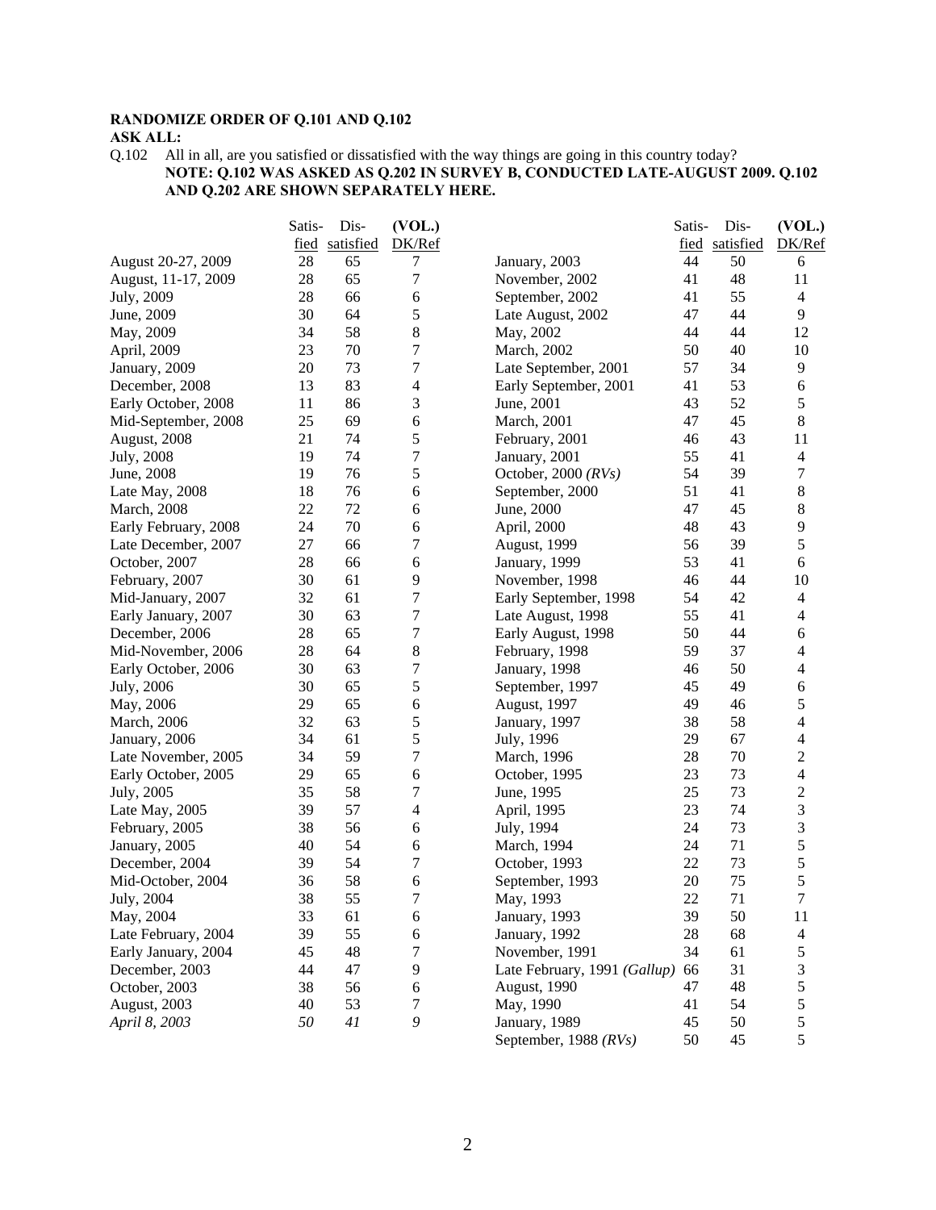**RANDOMIZE ORDER OF Q.101 AND Q.102**

**ASK ALL:**

Q.102 All in all, are you satisfied or dissatisfied with the way things are going in this country today?

**NOTE: Q.102 WAS ASKED AS Q.202 IN SURVEY B, CONDUCTED LATE-AUGUST 2009. Q.102 AND Q.202 ARE SHOWN SEPARATELY HERE.**

| | Satis-fied | Dis-satisfied | (VOL.) DK/Ref |
|---|---|---|---|
| August 20-27, 2009 | 28 | 65 | 7 |
| August, 11-17, 2009 | 28 | 65 | 7 |
| July, 2009 | 28 | 66 | 6 |
| June, 2009 | 30 | 64 | 5 |
| May, 2009 | 34 | 58 | 8 |
| April, 2009 | 23 | 70 | 7 |
| January, 2009 | 20 | 73 | 7 |
| December, 2008 | 13 | 83 | 4 |
| Early October, 2008 | 11 | 86 | 3 |
| Mid-September, 2008 | 25 | 69 | 6 |
| August, 2008 | 21 | 74 | 5 |
| July, 2008 | 19 | 74 | 7 |
| June, 2008 | 19 | 76 | 5 |
| Late May, 2008 | 18 | 76 | 6 |
| March, 2008 | 22 | 72 | 6 |
| Early February, 2008 | 24 | 70 | 6 |
| Late December, 2007 | 27 | 66 | 7 |
| October, 2007 | 28 | 66 | 6 |
| February, 2007 | 30 | 61 | 9 |
| Mid-January, 2007 | 32 | 61 | 7 |
| Early January, 2007 | 30 | 63 | 7 |
| December, 2006 | 28 | 65 | 7 |
| Mid-November, 2006 | 28 | 64 | 8 |
| Early October, 2006 | 30 | 63 | 7 |
| July, 2006 | 30 | 65 | 5 |
| May, 2006 | 29 | 65 | 6 |
| March, 2006 | 32 | 63 | 5 |
| January, 2006 | 34 | 61 | 5 |
| Late November, 2005 | 34 | 59 | 7 |
| Early October, 2005 | 29 | 65 | 6 |
| July, 2005 | 35 | 58 | 7 |
| Late May, 2005 | 39 | 57 | 4 |
| February, 2005 | 38 | 56 | 6 |
| January, 2005 | 40 | 54 | 6 |
| December, 2004 | 39 | 54 | 7 |
| Mid-October, 2004 | 36 | 58 | 6 |
| July, 2004 | 38 | 55 | 7 |
| May, 2004 | 33 | 61 | 6 |
| Late February, 2004 | 39 | 55 | 6 |
| Early January, 2004 | 45 | 48 | 7 |
| December, 2003 | 44 | 47 | 9 |
| October, 2003 | 38 | 56 | 6 |
| August, 2003 | 40 | 53 | 7 |
| *April 8, 2003* | *50* | *41* | *9* |
| January, 2003 | 44 | 50 | 6 |
| November, 2002 | 41 | 48 | 11 |
| September, 2002 | 41 | 55 | 4 |
| Late August, 2002 | 47 | 44 | 9 |
| May, 2002 | 44 | 44 | 12 |
| March, 2002 | 50 | 40 | 10 |
| Late September, 2001 | 57 | 34 | 9 |
| Early September, 2001 | 41 | 53 | 6 |
| June, 2001 | 43 | 52 | 5 |
| March, 2001 | 47 | 45 | 8 |
| February, 2001 | 46 | 43 | 11 |
| January, 2001 | 55 | 41 | 4 |
| October, 2000 *(RVs)* | 54 | 39 | 7 |
| September, 2000 | 51 | 41 | 8 |
| June, 2000 | 47 | 45 | 8 |
| April, 2000 | 48 | 43 | 9 |
| August, 1999 | 56 | 39 | 5 |
| January, 1999 | 53 | 41 | 6 |
| November, 1998 | 46 | 44 | 10 |
| Early September, 1998 | 54 | 42 | 4 |
| Late August, 1998 | 55 | 41 | 4 |
| Early August, 1998 | 50 | 44 | 6 |
| February, 1998 | 59 | 37 | 4 |
| January, 1998 | 46 | 50 | 4 |
| September, 1997 | 45 | 49 | 6 |
| August, 1997 | 49 | 46 | 5 |
| January, 1997 | 38 | 58 | 4 |
| July, 1996 | 29 | 67 | 4 |
| March, 1996 | 28 | 70 | 2 |
| October, 1995 | 23 | 73 | 4 |
| June, 1995 | 25 | 73 | 2 |
| April, 1995 | 23 | 74 | 3 |
| July, 1994 | 24 | 73 | 3 |
| March, 1994 | 24 | 71 | 5 |
| October, 1993 | 22 | 73 | 5 |
| September, 1993 | 20 | 75 | 5 |
| May, 1993 | 22 | 71 | 7 |
| January, 1993 | 39 | 50 | 11 |
| January, 1992 | 28 | 68 | 4 |
| November, 1991 | 34 | 61 | 5 |
| Late February, 1991 *(Gallup)* | 66 | 31 | 3 |
| August, 1990 | 47 | 48 | 5 |
| May, 1990 | 41 | 54 | 5 |
| January, 1989 | 45 | 50 | 5 |
| September, 1988 *(RVs)* | 50 | 45 | 5 |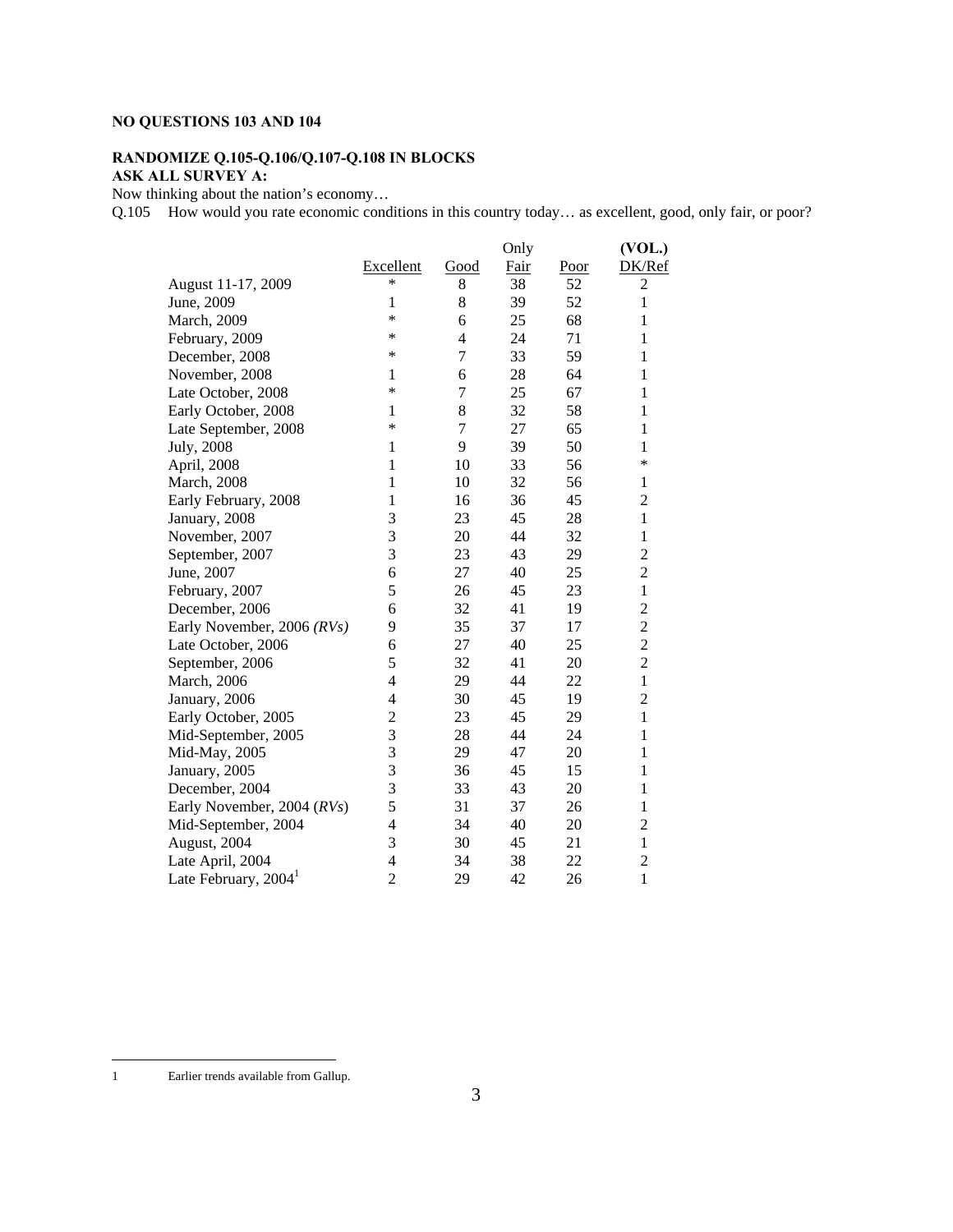**NO QUESTIONS 103 AND 104**

**RANDOMIZE Q.105-Q.106/Q.107-Q.108 IN BLOCKS**
**ASK ALL SURVEY A:**

Now thinking about the nation's economy…

Q.105 How would you rate economic conditions in this country today… as excellent, good, only fair, or poor?

| | Excellent | Good | Only Fair | Poor | (VOL.) DK/Ref |
|---|---|---|---|---|---|
| August 11-17, 2009 | * | 8 | 38 | 52 | 2 |
| June, 2009 | 1 | 8 | 39 | 52 | 1 |
| March, 2009 | * | 6 | 25 | 68 | 1 |
| February, 2009 | * | 4 | 24 | 71 | 1 |
| December, 2008 | * | 7 | 33 | 59 | 1 |
| November, 2008 | 1 | 6 | 28 | 64 | 1 |
| Late October, 2008 | * | 7 | 25 | 67 | 1 |
| Early October, 2008 | 1 | 8 | 32 | 58 | 1 |
| Late September, 2008 | * | 7 | 27 | 65 | 1 |
| July, 2008 | 1 | 9 | 39 | 50 | 1 |
| April, 2008 | 1 | 10 | 33 | 56 | * |
| March, 2008 | 1 | 10 | 32 | 56 | 1 |
| Early February, 2008 | 1 | 16 | 36 | 45 | 2 |
| January, 2008 | 3 | 23 | 45 | 28 | 1 |
| November, 2007 | 3 | 20 | 44 | 32 | 1 |
| September, 2007 | 3 | 23 | 43 | 29 | 2 |
| June, 2007 | 6 | 27 | 40 | 25 | 2 |
| February, 2007 | 5 | 26 | 45 | 23 | 1 |
| December, 2006 | 6 | 32 | 41 | 19 | 2 |
| Early November, 2006 *(RVs)* | 9 | 35 | 37 | 17 | 2 |
| Late October, 2006 | 6 | 27 | 40 | 25 | 2 |
| September, 2006 | 5 | 32 | 41 | 20 | 2 |
| March, 2006 | 4 | 29 | 44 | 22 | 1 |
| January, 2006 | 4 | 30 | 45 | 19 | 2 |
| Early October, 2005 | 2 | 23 | 45 | 29 | 1 |
| Mid-September, 2005 | 3 | 28 | 44 | 24 | 1 |
| Mid-May, 2005 | 3 | 29 | 47 | 20 | 1 |
| January, 2005 | 3 | 36 | 45 | 15 | 1 |
| December, 2004 | 3 | 33 | 43 | 20 | 1 |
| Early November, 2004 (*RVs*) | 5 | 31 | 37 | 26 | 1 |
| Mid-September, 2004 | 4 | 34 | 40 | 20 | 2 |
| August, 2004 | 3 | 30 | 45 | 21 | 1 |
| Late April, 2004 | 4 | 34 | 38 | 22 | 2 |
| Late February, 2004[1] | 2 | 29 | 42 | 26 | 1 |

1 Earlier trends available from Gallup.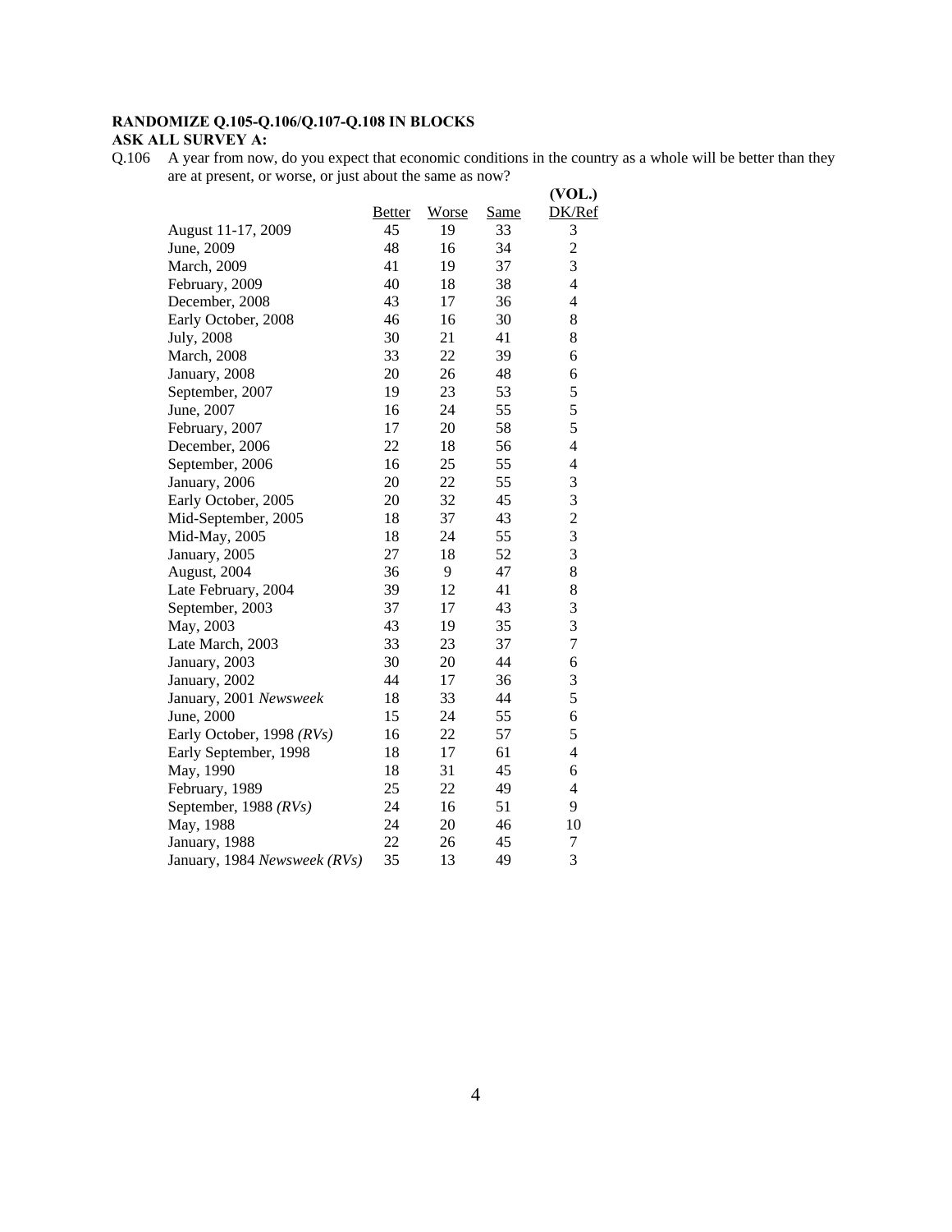**RANDOMIZE Q.105-Q.106/Q.107-Q.108 IN BLOCKS**
**ASK ALL SURVEY A:**

Q.106 A year from now, do you expect that economic conditions in the country as a whole will be better than they are at present, or worse, or just about the same as now?

| | Better | Worse | Same | (VOL.) DK/Ref |
|---|---|---|---|---|
| August 11-17, 2009 | 45 | 19 | 33 | 3 |
| June, 2009 | 48 | 16 | 34 | 2 |
| March, 2009 | 41 | 19 | 37 | 3 |
| February, 2009 | 40 | 18 | 38 | 4 |
| December, 2008 | 43 | 17 | 36 | 4 |
| Early October, 2008 | 46 | 16 | 30 | 8 |
| July, 2008 | 30 | 21 | 41 | 8 |
| March, 2008 | 33 | 22 | 39 | 6 |
| January, 2008 | 20 | 26 | 48 | 6 |
| September, 2007 | 19 | 23 | 53 | 5 |
| June, 2007 | 16 | 24 | 55 | 5 |
| February, 2007 | 17 | 20 | 58 | 5 |
| December, 2006 | 22 | 18 | 56 | 4 |
| September, 2006 | 16 | 25 | 55 | 4 |
| January, 2006 | 20 | 22 | 55 | 3 |
| Early October, 2005 | 20 | 32 | 45 | 3 |
| Mid-September, 2005 | 18 | 37 | 43 | 2 |
| Mid-May, 2005 | 18 | 24 | 55 | 3 |
| January, 2005 | 27 | 18 | 52 | 3 |
| August, 2004 | 36 | 9 | 47 | 8 |
| Late February, 2004 | 39 | 12 | 41 | 8 |
| September, 2003 | 37 | 17 | 43 | 3 |
| May, 2003 | 43 | 19 | 35 | 3 |
| Late March, 2003 | 33 | 23 | 37 | 7 |
| January, 2003 | 30 | 20 | 44 | 6 |
| January, 2002 | 44 | 17 | 36 | 3 |
| January, 2001 *Newsweek* | 18 | 33 | 44 | 5 |
| June, 2000 | 15 | 24 | 55 | 6 |
| Early October, 1998 *(RVs)* | 16 | 22 | 57 | 5 |
| Early September, 1998 | 18 | 17 | 61 | 4 |
| May, 1990 | 18 | 31 | 45 | 6 |
| February, 1989 | 25 | 22 | 49 | 4 |
| September, 1988 *(RVs)* | 24 | 16 | 51 | 9 |
| May, 1988 | 24 | 20 | 46 | 10 |
| January, 1988 | 22 | 26 | 45 | 7 |
| January, 1984 *Newsweek (RVs)* | 35 | 13 | 49 | 3 |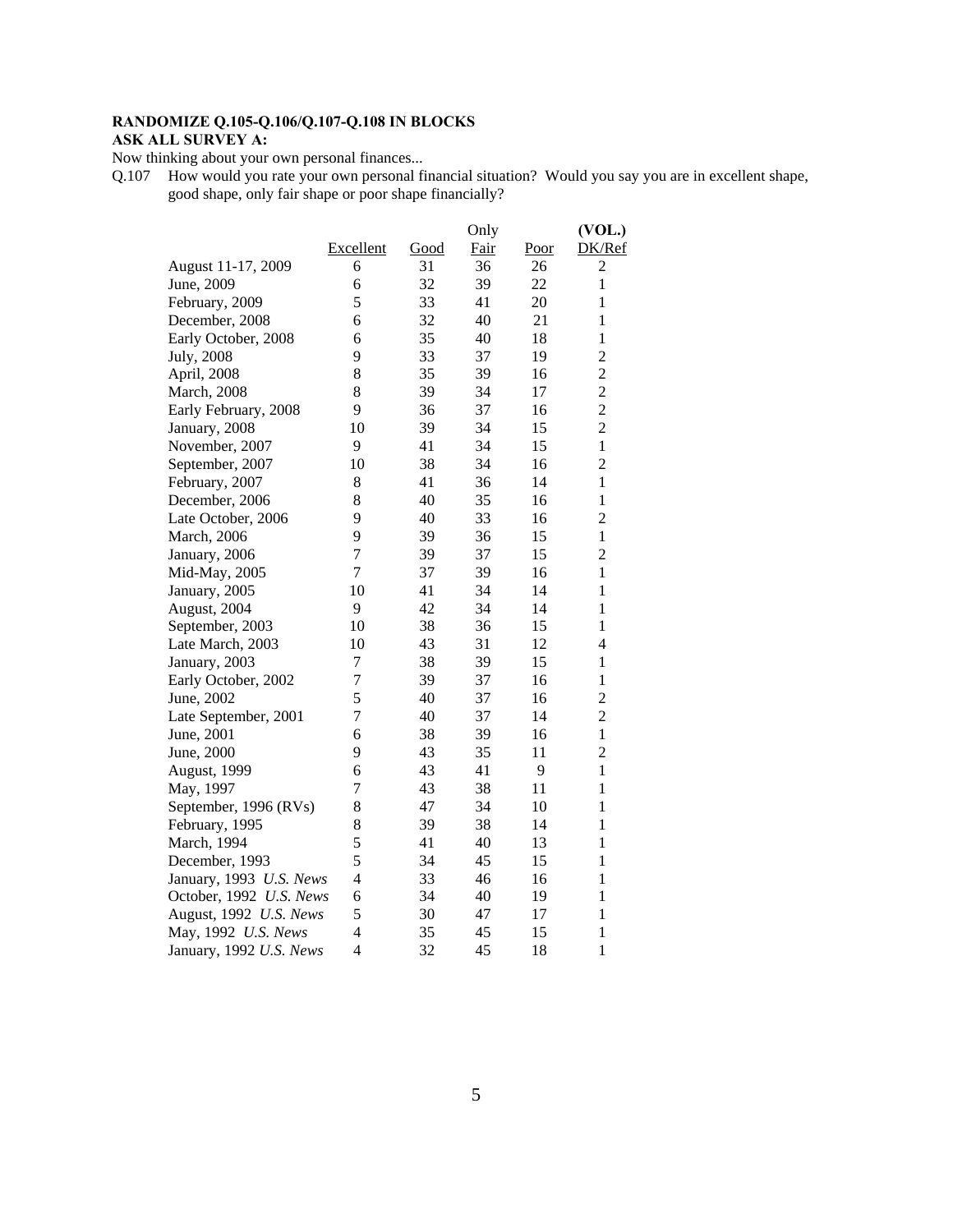**RANDOMIZE Q.105-Q.106/Q.107-Q.108 IN BLOCKS**
**ASK ALL SURVEY A:**

Now thinking about your own personal finances...

Q.107 How would you rate your own personal financial situation? Would you say you are in excellent shape, good shape, only fair shape or poor shape financially?

| | Excellent | Good | Only Fair | Poor | (VOL.) DK/Ref |
|---|---|---|---|---|---|
| August 11-17, 2009 | 6 | 31 | 36 | 26 | 2 |
| June, 2009 | 6 | 32 | 39 | 22 | 1 |
| February, 2009 | 5 | 33 | 41 | 20 | 1 |
| December, 2008 | 6 | 32 | 40 | 21 | 1 |
| Early October, 2008 | 6 | 35 | 40 | 18 | 1 |
| July, 2008 | 9 | 33 | 37 | 19 | 2 |
| April, 2008 | 8 | 35 | 39 | 16 | 2 |
| March, 2008 | 8 | 39 | 34 | 17 | 2 |
| Early February, 2008 | 9 | 36 | 37 | 16 | 2 |
| January, 2008 | 10 | 39 | 34 | 15 | 2 |
| November, 2007 | 9 | 41 | 34 | 15 | 1 |
| September, 2007 | 10 | 38 | 34 | 16 | 2 |
| February, 2007 | 8 | 41 | 36 | 14 | 1 |
| December, 2006 | 8 | 40 | 35 | 16 | 1 |
| Late October, 2006 | 9 | 40 | 33 | 16 | 2 |
| March, 2006 | 9 | 39 | 36 | 15 | 1 |
| January, 2006 | 7 | 39 | 37 | 15 | 2 |
| Mid-May, 2005 | 7 | 37 | 39 | 16 | 1 |
| January, 2005 | 10 | 41 | 34 | 14 | 1 |
| August, 2004 | 9 | 42 | 34 | 14 | 1 |
| September, 2003 | 10 | 38 | 36 | 15 | 1 |
| Late March, 2003 | 10 | 43 | 31 | 12 | 4 |
| January, 2003 | 7 | 38 | 39 | 15 | 1 |
| Early October, 2002 | 7 | 39 | 37 | 16 | 1 |
| June, 2002 | 5 | 40 | 37 | 16 | 2 |
| Late September, 2001 | 7 | 40 | 37 | 14 | 2 |
| June, 2001 | 6 | 38 | 39 | 16 | 1 |
| June, 2000 | 9 | 43 | 35 | 11 | 2 |
| August, 1999 | 6 | 43 | 41 | 9 | 1 |
| May, 1997 | 7 | 43 | 38 | 11 | 1 |
| September, 1996 (RVs) | 8 | 47 | 34 | 10 | 1 |
| February, 1995 | 8 | 39 | 38 | 14 | 1 |
| March, 1994 | 5 | 41 | 40 | 13 | 1 |
| December, 1993 | 5 | 34 | 45 | 15 | 1 |
| January, 1993 *U.S. News* | 4 | 33 | 46 | 16 | 1 |
| October, 1992 *U.S. News* | 6 | 34 | 40 | 19 | 1 |
| August, 1992 *U.S. News* | 5 | 30 | 47 | 17 | 1 |
| May, 1992 *U.S. News* | 4 | 35 | 45 | 15 | 1 |
| January, 1992 *U.S. News* | 4 | 32 | 45 | 18 | 1 |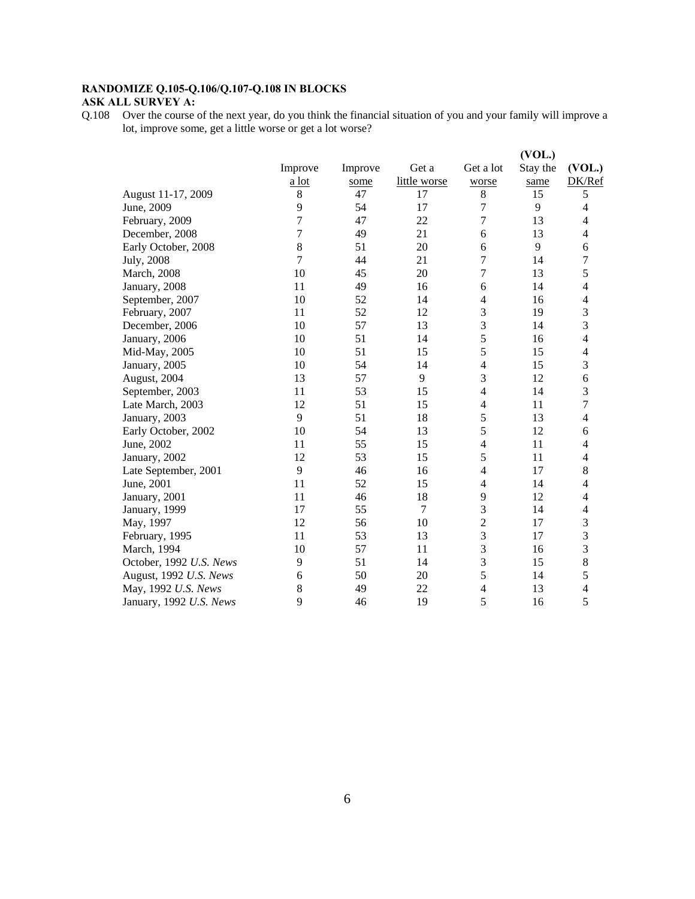**RANDOMIZE Q.105-Q.106/Q.107-Q.108 IN BLOCKS**
**ASK ALL SURVEY A:**

Q.108 Over the course of the next year, do you think the financial situation of you and your family will improve a lot, improve some, get a little worse or get a lot worse?

| | Improve a lot | Improve some | Get a little worse | Get a lot worse | (VOL.) Stay the same | (VOL.) DK/Ref |
|---|---|---|---|---|---|---|
| August 11-17, 2009 | 8 | 47 | 17 | 8 | 15 | 5 |
| June, 2009 | 9 | 54 | 17 | 7 | 9 | 4 |
| February, 2009 | 7 | 47 | 22 | 7 | 13 | 4 |
| December, 2008 | 7 | 49 | 21 | 6 | 13 | 4 |
| Early October, 2008 | 8 | 51 | 20 | 6 | 9 | 6 |
| July, 2008 | 7 | 44 | 21 | 7 | 14 | 7 |
| March, 2008 | 10 | 45 | 20 | 7 | 13 | 5 |
| January, 2008 | 11 | 49 | 16 | 6 | 14 | 4 |
| September, 2007 | 10 | 52 | 14 | 4 | 16 | 4 |
| February, 2007 | 11 | 52 | 12 | 3 | 19 | 3 |
| December, 2006 | 10 | 57 | 13 | 3 | 14 | 3 |
| January, 2006 | 10 | 51 | 14 | 5 | 16 | 4 |
| Mid-May, 2005 | 10 | 51 | 15 | 5 | 15 | 4 |
| January, 2005 | 10 | 54 | 14 | 4 | 15 | 3 |
| August, 2004 | 13 | 57 | 9 | 3 | 12 | 6 |
| September, 2003 | 11 | 53 | 15 | 4 | 14 | 3 |
| Late March, 2003 | 12 | 51 | 15 | 4 | 11 | 7 |
| January, 2003 | 9 | 51 | 18 | 5 | 13 | 4 |
| Early October, 2002 | 10 | 54 | 13 | 5 | 12 | 6 |
| June, 2002 | 11 | 55 | 15 | 4 | 11 | 4 |
| January, 2002 | 12 | 53 | 15 | 5 | 11 | 4 |
| Late September, 2001 | 9 | 46 | 16 | 4 | 17 | 8 |
| June, 2001 | 11 | 52 | 15 | 4 | 14 | 4 |
| January, 2001 | 11 | 46 | 18 | 9 | 12 | 4 |
| January, 1999 | 17 | 55 | 7 | 3 | 14 | 4 |
| May, 1997 | 12 | 56 | 10 | 2 | 17 | 3 |
| February, 1995 | 11 | 53 | 13 | 3 | 17 | 3 |
| March, 1994 | 10 | 57 | 11 | 3 | 16 | 3 |
| October, 1992 *U.S. News* | 9 | 51 | 14 | 3 | 15 | 8 |
| August, 1992 *U.S. News* | 6 | 50 | 20 | 5 | 14 | 5 |
| May, 1992 *U.S. News* | 8 | 49 | 22 | 4 | 13 | 4 |
| January, 1992 *U.S. News* | 9 | 46 | 19 | 5 | 16 | 5 |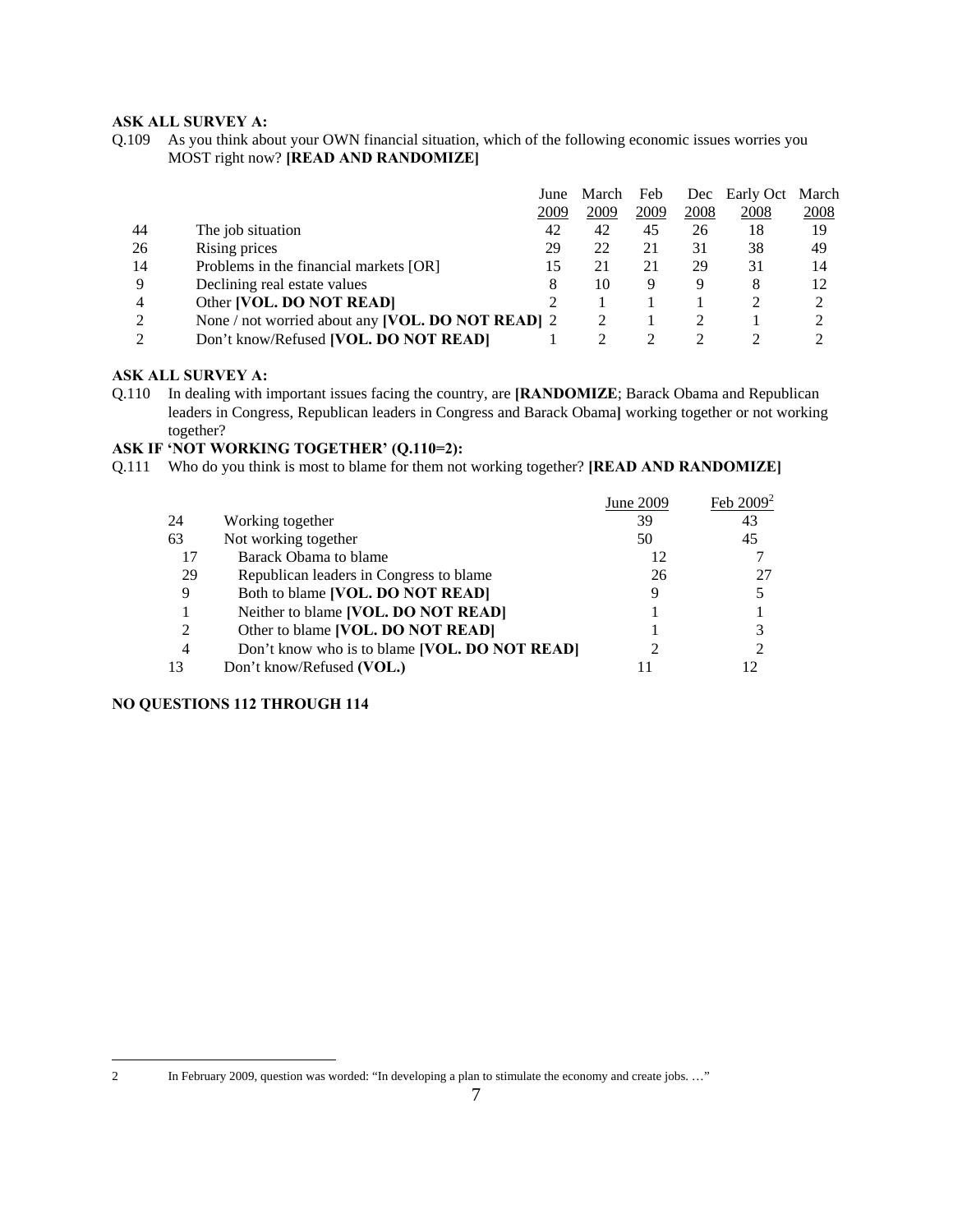**ASK ALL SURVEY A:**

Q.109 As you think about your OWN financial situation, which of the following economic issues worries you MOST right now? **[READ AND RANDOMIZE]**

| | | June 2009 | March 2009 | Feb 2009 | Dec 2008 | Early Oct 2008 | March 2008 |
|---|---|---|---|---|---|---|---|
| 44 | The job situation | 42 | 42 | 45 | 26 | 18 | 19 |
| 26 | Rising prices | 29 | 22 | 21 | 31 | 38 | 49 |
| 14 | Problems in the financial markets [OR] | 15 | 21 | 21 | 29 | 31 | 14 |
| 9 | Declining real estate values | 8 | 10 | 9 | 9 | 8 | 12 |
| 4 | Other **[VOL. DO NOT READ]** | 2 | 1 | 1 | 1 | 2 | 2 |
| 2 | None / not worried about any **[VOL. DO NOT READ]** | 2 | 2 | 1 | 2 | 1 | 2 |
| 2 | Don't know/Refused **[VOL. DO NOT READ]** | 1 | 2 | 2 | 2 | 2 | 2 |

**ASK ALL SURVEY A:**

Q.110 In dealing with important issues facing the country, are **[RANDOMIZE**; Barack Obama and Republican leaders in Congress, Republican leaders in Congress and Barack Obama**]** working together or not working together?

**ASK IF 'NOT WORKING TOGETHER' (Q.110=2):**

Q.111 Who do you think is most to blame for them not working together? **[READ AND RANDOMIZE]**

| | | June 2009 | Feb 2009[2] |
|---|---|---|---|
| 24 | Working together | 39 | 43 |
| 63 | Not working together | 50 | 45 |
| 17 | Barack Obama to blame | 12 | 7 |
| 29 | Republican leaders in Congress to blame | 26 | 27 |
| 9 | Both to blame **[VOL. DO NOT READ]** | 9 | 5 |
| 1 | Neither to blame **[VOL. DO NOT READ]** | 1 | 1 |
| 2 | Other to blame **[VOL. DO NOT READ]** | 1 | 3 |
| 4 | Don't know who is to blame **[VOL. DO NOT READ]** | 2 | 2 |
| 13 | Don't know/Refused **(VOL.)** | 11 | 12 |

**NO QUESTIONS 112 THROUGH 114**

---

2 In February 2009, question was worded: "In developing a plan to stimulate the economy and create jobs. …"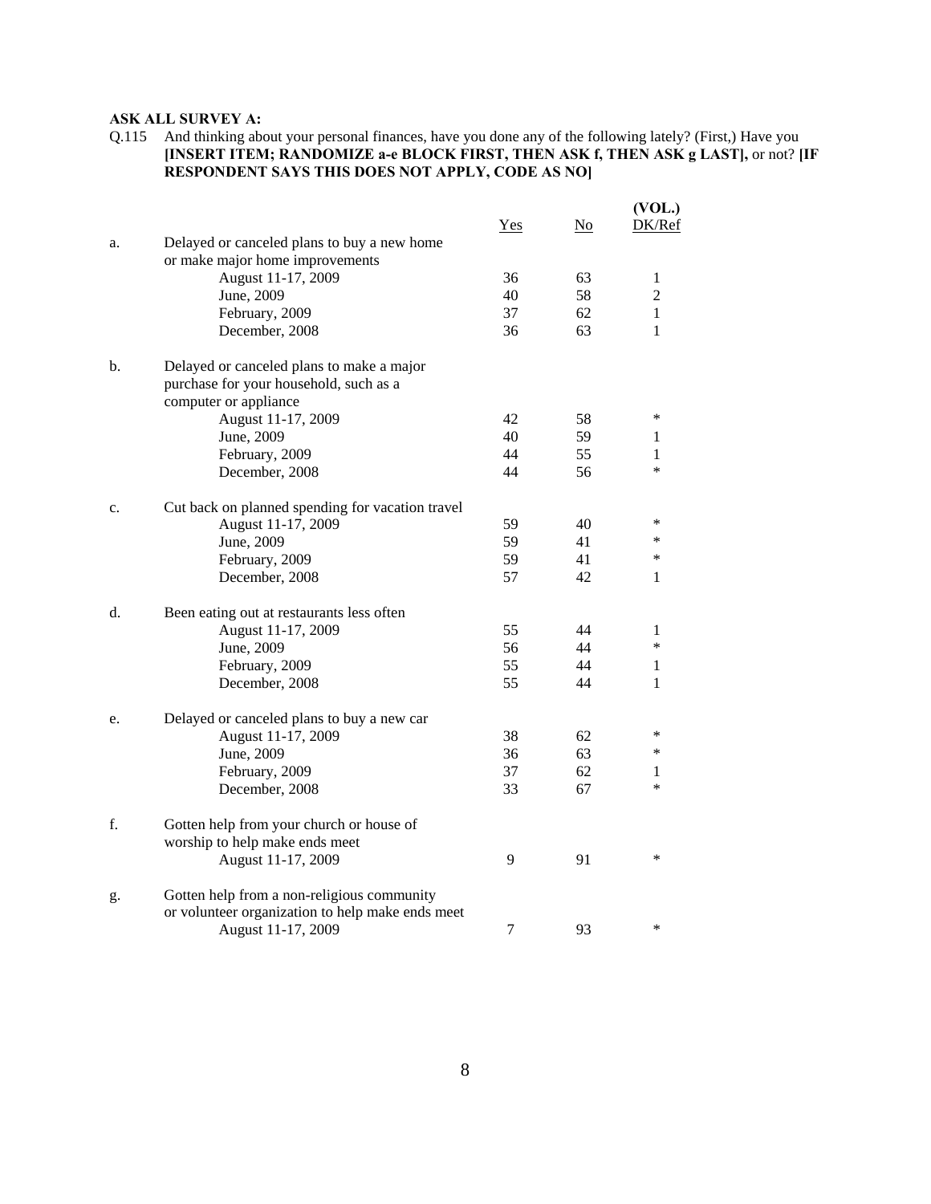**ASK ALL SURVEY A:**

Q.115 And thinking about your personal finances, have you done any of the following lately? (First,) Have you **[INSERT ITEM; RANDOMIZE a-e BLOCK FIRST, THEN ASK f, THEN ASK g LAST],** or not? **[IF RESPONDENT SAYS THIS DOES NOT APPLY, CODE AS NO]**

| | | Yes | No | (VOL.) DK/Ref |
|---|---|---|---|---|
| a. | Delayed or canceled plans to buy a new home or make major home improvements | | | |
| | August 11-17, 2009 | 36 | 63 | 1 |
| | June, 2009 | 40 | 58 | 2 |
| | February, 2009 | 37 | 62 | 1 |
| | December, 2008 | 36 | 63 | 1 |
| b. | Delayed or canceled plans to make a major purchase for your household, such as a computer or appliance | | | |
| | August 11-17, 2009 | 42 | 58 | * |
| | June, 2009 | 40 | 59 | 1 |
| | February, 2009 | 44 | 55 | 1 |
| | December, 2008 | 44 | 56 | * |
| c. | Cut back on planned spending for vacation travel | | | |
| | August 11-17, 2009 | 59 | 40 | * |
| | June, 2009 | 59 | 41 | * |
| | February, 2009 | 59 | 41 | * |
| | December, 2008 | 57 | 42 | 1 |
| d. | Been eating out at restaurants less often | | | |
| | August 11-17, 2009 | 55 | 44 | 1 |
| | June, 2009 | 56 | 44 | * |
| | February, 2009 | 55 | 44 | 1 |
| | December, 2008 | 55 | 44 | 1 |
| e. | Delayed or canceled plans to buy a new car | | | |
| | August 11-17, 2009 | 38 | 62 | * |
| | June, 2009 | 36 | 63 | * |
| | February, 2009 | 37 | 62 | 1 |
| | December, 2008 | 33 | 67 | * |
| f. | Gotten help from your church or house of worship to help make ends meet | | | |
| | August 11-17, 2009 | 9 | 91 | * |
| g. | Gotten help from a non-religious community or volunteer organization to help make ends meet | | | |
| | August 11-17, 2009 | 7 | 93 | * |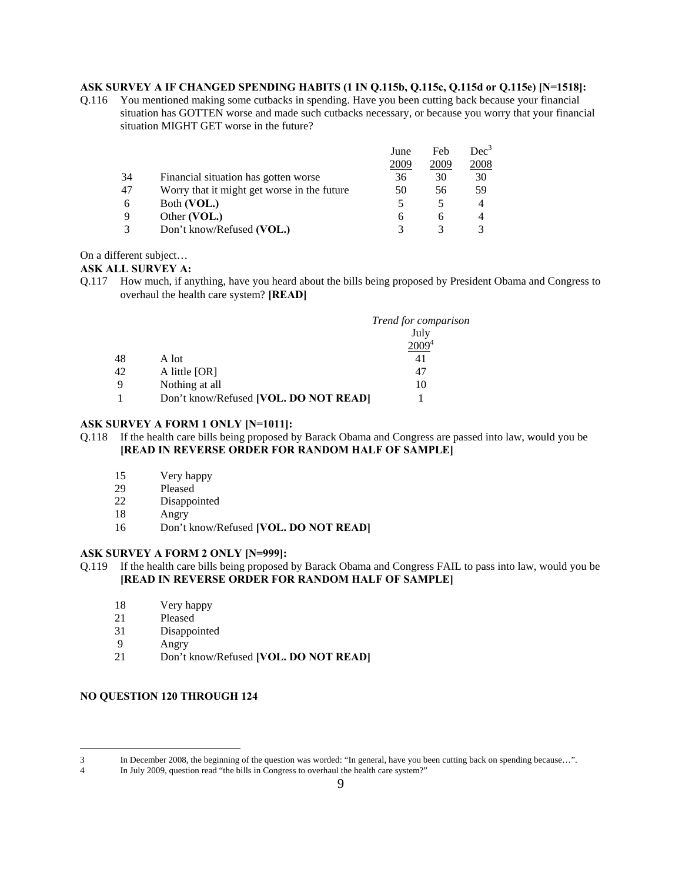**ASK SURVEY A IF CHANGED SPENDING HABITS (1 IN Q.115b, Q.115c, Q.115d or Q.115e) [N=1518]:**

Q.116 You mentioned making some cutbacks in spending. Have you been cutting back because your financial situation has GOTTEN worse and made such cutbacks necessary, or because you worry that your financial situation MIGHT GET worse in the future?

| | | June 2009 | Feb 2009 | Dec[3] 2008 |
|---|---|---|---|---|
| 34 | Financial situation has gotten worse | 36 | 30 | 30 |
| 47 | Worry that it might get worse in the future | 50 | 56 | 59 |
| 6 | Both **(VOL.)** | 5 | 5 | 4 |
| 9 | Other **(VOL.)** | 6 | 6 | 4 |
| 3 | Don't know/Refused **(VOL.)** | 3 | 3 | 3 |

On a different subject…

**ASK ALL SURVEY A:**

Q.117 How much, if anything, have you heard about the bills being proposed by President Obama and Congress to overhaul the health care system? **[READ]**

| | | *Trend for comparison* July 2009[4] |
|---|---|---|
| 48 | A lot | 41 |
| 42 | A little [OR] | 47 |
| 9 | Nothing at all | 10 |
| 1 | Don't know/Refused **[VOL. DO NOT READ]** | 1 |

**ASK SURVEY A FORM 1 ONLY [N=1011]:**

Q.118 If the health care bills being proposed by Barack Obama and Congress are passed into law, would you be **[READ IN REVERSE ORDER FOR RANDOM HALF OF SAMPLE]**

| | |
|---|---|
| 15 | Very happy |
| 29 | Pleased |
| 22 | Disappointed |
| 18 | Angry |
| 16 | Don't know/Refused **[VOL. DO NOT READ]** |

**ASK SURVEY A FORM 2 ONLY [N=999]:**

Q.119 If the health care bills being proposed by Barack Obama and Congress FAIL to pass into law, would you be **[READ IN REVERSE ORDER FOR RANDOM HALF OF SAMPLE]**

| | |
|---|---|
| 18 | Very happy |
| 21 | Pleased |
| 31 | Disappointed |
| 9 | Angry |
| 21 | Don't know/Refused **[VOL. DO NOT READ]** |

**NO QUESTION 120 THROUGH 124**

---

3 In December 2008, the beginning of the question was worded: "In general, have you been cutting back on spending because…".

4 In July 2009, question read "the bills in Congress to overhaul the health care system?"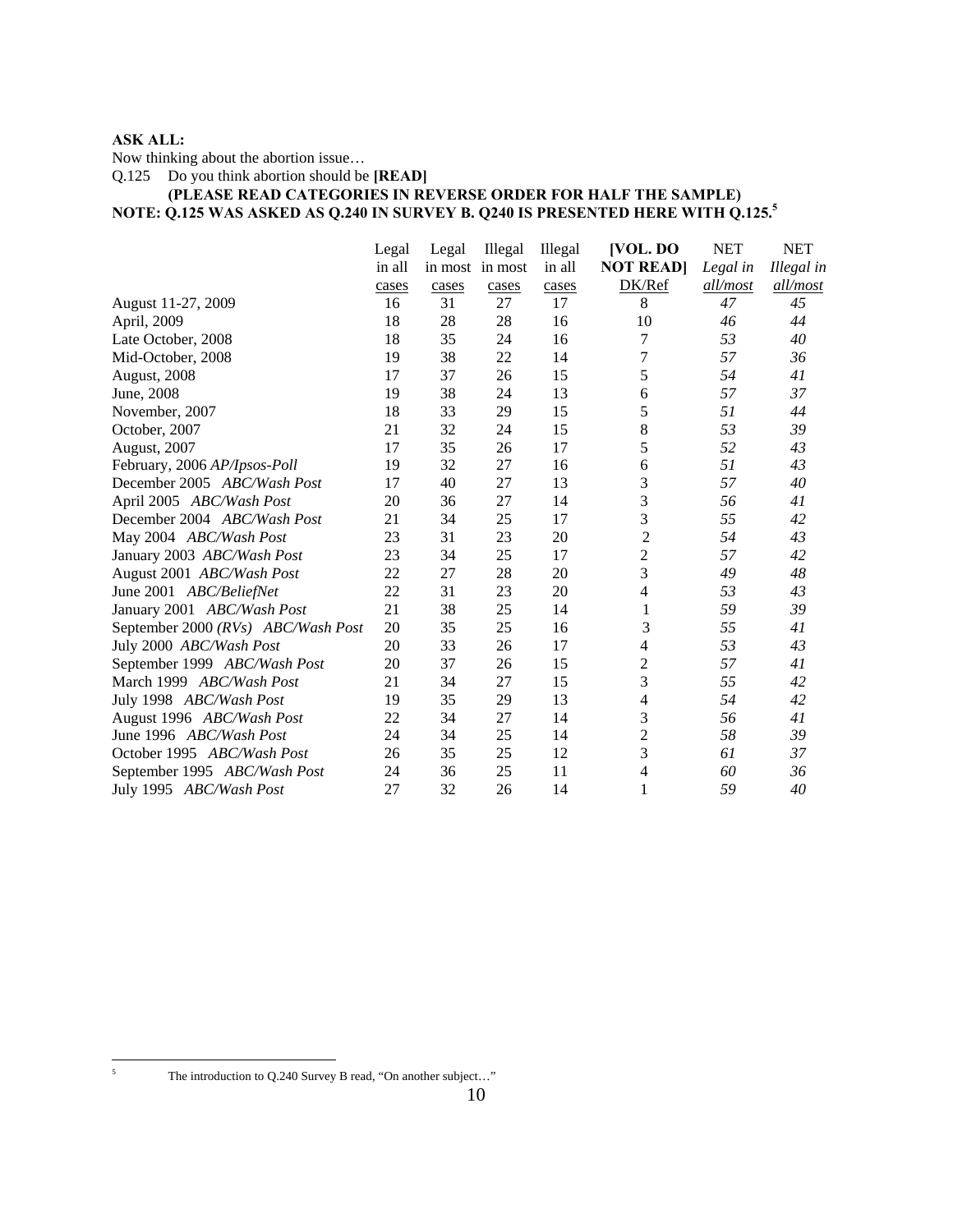**ASK ALL:**

Now thinking about the abortion issue…

Q.125 Do you think abortion should be **[READ]**

**(PLEASE READ CATEGORIES IN REVERSE ORDER FOR HALF THE SAMPLE)**

**NOTE: Q.125 WAS ASKED AS Q.240 IN SURVEY B. Q240 IS PRESENTED HERE WITH Q.125.**[5]

| | Legal in all cases | Legal in most cases | Illegal in most cases | Illegal in all cases | **[VOL. DO NOT READ]** DK/Ref | NET *Legal in all/most* | NET *Illegal in all/most* |
|---|---|---|---|---|---|---|---|
| August 11-27, 2009 | 16 | 31 | 27 | 17 | 8 | *47* | *45* |
| April, 2009 | 18 | 28 | 28 | 16 | 10 | *46* | *44* |
| Late October, 2008 | 18 | 35 | 24 | 16 | 7 | *53* | *40* |
| Mid-October, 2008 | 19 | 38 | 22 | 14 | 7 | *57* | *36* |
| August, 2008 | 17 | 37 | 26 | 15 | 5 | *54* | *41* |
| June, 2008 | 19 | 38 | 24 | 13 | 6 | *57* | *37* |
| November, 2007 | 18 | 33 | 29 | 15 | 5 | *51* | *44* |
| October, 2007 | 21 | 32 | 24 | 15 | 8 | *53* | *39* |
| August, 2007 | 17 | 35 | 26 | 17 | 5 | *52* | *43* |
| February, 2006 *AP/Ipsos-Poll* | 19 | 32 | 27 | 16 | 6 | *51* | *43* |
| December 2005 *ABC/Wash Post* | 17 | 40 | 27 | 13 | 3 | *57* | *40* |
| April 2005 *ABC/Wash Post* | 20 | 36 | 27 | 14 | 3 | *56* | *41* |
| December 2004 *ABC/Wash Post* | 21 | 34 | 25 | 17 | 3 | *55* | *42* |
| May 2004 *ABC/Wash Post* | 23 | 31 | 23 | 20 | 2 | *54* | *43* |
| January 2003 *ABC/Wash Post* | 23 | 34 | 25 | 17 | 2 | *57* | *42* |
| August 2001 *ABC/Wash Post* | 22 | 27 | 28 | 20 | 3 | *49* | *48* |
| June 2001 *ABC/BeliefNet* | 22 | 31 | 23 | 20 | 4 | *53* | *43* |
| January 2001 *ABC/Wash Post* | 21 | 38 | 25 | 14 | 1 | *59* | *39* |
| September 2000 *(RVs) ABC/Wash Post* | 20 | 35 | 25 | 16 | 3 | *55* | *41* |
| July 2000 *ABC/Wash Post* | 20 | 33 | 26 | 17 | 4 | *53* | *43* |
| September 1999 *ABC/Wash Post* | 20 | 37 | 26 | 15 | 2 | *57* | *41* |
| March 1999 *ABC/Wash Post* | 21 | 34 | 27 | 15 | 3 | *55* | *42* |
| July 1998 *ABC/Wash Post* | 19 | 35 | 29 | 13 | 4 | *54* | *42* |
| August 1996 *ABC/Wash Post* | 22 | 34 | 27 | 14 | 3 | *56* | *41* |
| June 1996 *ABC/Wash Post* | 24 | 34 | 25 | 14 | 2 | *58* | *39* |
| October 1995 *ABC/Wash Post* | 26 | 35 | 25 | 12 | 3 | *61* | *37* |
| September 1995 *ABC/Wash Post* | 24 | 36 | 25 | 11 | 4 | *60* | *36* |
| July 1995 *ABC/Wash Post* | 27 | 32 | 26 | 14 | 1 | *59* | *40* |

[5] The introduction to Q.240 Survey B read, "On another subject…"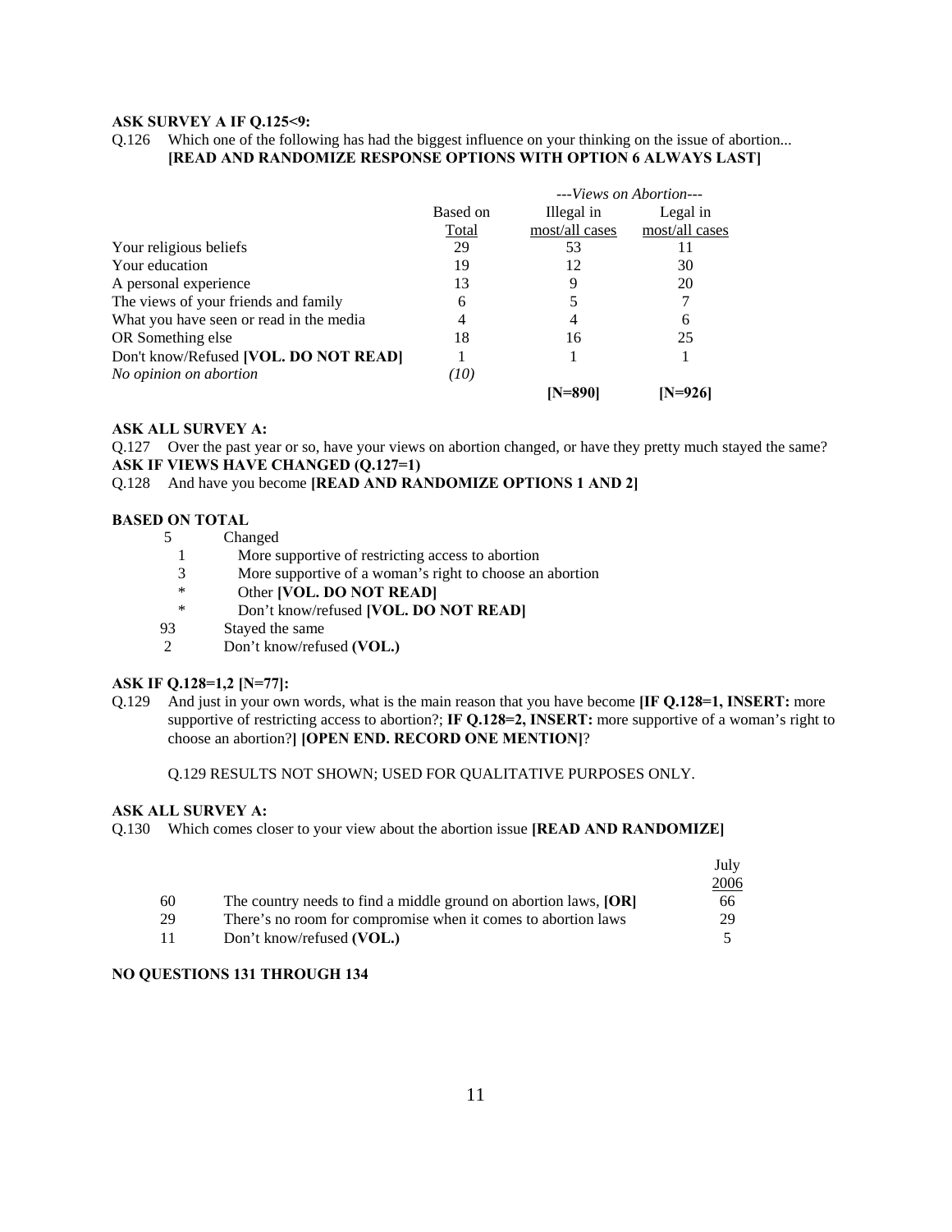**ASK SURVEY A IF Q.125<9:**

Q.126 Which one of the following has had the biggest influence on your thinking on the issue of abortion... **[READ AND RANDOMIZE RESPONSE OPTIONS WITH OPTION 6 ALWAYS LAST]**

| | | *---Views on Abortion---* | |
|---|---|---|---|
| | Based on Total | Illegal in most/all cases | Legal in most/all cases |
| Your religious beliefs | 29 | 53 | 11 |
| Your education | 19 | 12 | 30 |
| A personal experience | 13 | 9 | 20 |
| The views of your friends and family | 6 | 5 | 7 |
| What you have seen or read in the media | 4 | 4 | 6 |
| OR Something else | 18 | 16 | 25 |
| Don't know/Refused **[VOL. DO NOT READ]** | 1 | 1 | 1 |
| *No opinion on abortion* | *(10)* | | |
| | | **[N=890]** | **[N=926]** |

**ASK ALL SURVEY A:**

Q.127 Over the past year or so, have your views on abortion changed, or have they pretty much stayed the same?

**ASK IF VIEWS HAVE CHANGED (Q.127=1)**

Q.128 And have you become **[READ AND RANDOMIZE OPTIONS 1 AND 2]**

**BASED ON TOTAL**

| | |
|---|---|
| 5 | Changed |
| 1 | More supportive of restricting access to abortion |
| 3 | More supportive of a woman's right to choose an abortion |
| * | Other **[VOL. DO NOT READ]** |
| * | Don't know/refused **[VOL. DO NOT READ]** |
| 93 | Stayed the same |
| 2 | Don't know/refused **(VOL.)** |

**ASK IF Q.128=1,2 [N=77]:**

Q.129 And just in your own words, what is the main reason that you have become **[IF Q.128=1, INSERT:** more supportive of restricting access to abortion?; **IF Q.128=2, INSERT:** more supportive of a woman's right to choose an abortion?**] [OPEN END. RECORD ONE MENTION]**?

Q.129 RESULTS NOT SHOWN; USED FOR QUALITATIVE PURPOSES ONLY.

**ASK ALL SURVEY A:**

Q.130 Which comes closer to your view about the abortion issue **[READ AND RANDOMIZE]**

| | | July 2006 |
|---|---|---|
| 60 | The country needs to find a middle ground on abortion laws, **[OR]** | 66 |
| 29 | There's no room for compromise when it comes to abortion laws | 29 |
| 11 | Don't know/refused **(VOL.)** | 5 |

**NO QUESTIONS 131 THROUGH 134**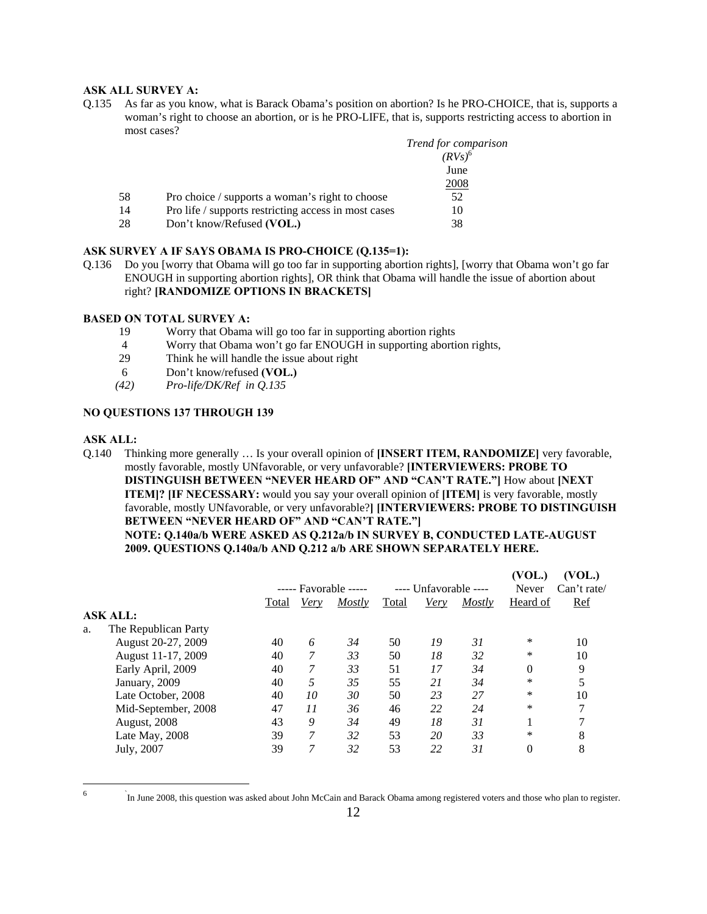**ASK ALL SURVEY A:**

Q.135 As far as you know, what is Barack Obama's position on abortion? Is he PRO-CHOICE, that is, supports a woman's right to choose an abortion, or is he PRO-LIFE, that is, supports restricting access to abortion in most cases?

| | | *Trend for comparison (RVs)*[6] June 2008 |
|---|---|---|
| 58 | Pro choice / supports a woman's right to choose | 52 |
| 14 | Pro life / supports restricting access in most cases | 10 |
| 28 | Don't know/Refused **(VOL.)** | 38 |

**ASK SURVEY A IF SAYS OBAMA IS PRO-CHOICE (Q.135=1):**

Q.136 Do you [worry that Obama will go too far in supporting abortion rights], [worry that Obama won't go far ENOUGH in supporting abortion rights], OR think that Obama will handle the issue of abortion about right? **[RANDOMIZE OPTIONS IN BRACKETS]**

**BASED ON TOTAL SURVEY A:**

| | |
|---|---|
| 19 | Worry that Obama will go too far in supporting abortion rights |
| 4 | Worry that Obama won't go far ENOUGH in supporting abortion rights, |
| 29 | Think he will handle the issue about right |
| 6 | Don't know/refused **(VOL.)** |
| *(42)* | *Pro-life/DK/Ref in Q.135* |

**NO QUESTIONS 137 THROUGH 139**

**ASK ALL:**

Q.140 Thinking more generally … Is your overall opinion of **[INSERT ITEM, RANDOMIZE]** very favorable, mostly favorable, mostly UNfavorable, or very unfavorable? **[INTERVIEWERS: PROBE TO DISTINGUISH BETWEEN "NEVER HEARD OF" AND "CAN'T RATE."]** How about **[NEXT ITEM]? [IF NECESSARY:** would you say your overall opinion of **[ITEM]** is very favorable, mostly favorable, mostly UNfavorable, or very unfavorable?**] [INTERVIEWERS: PROBE TO DISTINGUISH BETWEEN "NEVER HEARD OF" AND "CAN'T RATE."]**
**NOTE: Q.140a/b WERE ASKED AS Q.212a/b IN SURVEY B, CONDUCTED LATE-AUGUST 2009. QUESTIONS Q.140a/b AND Q.212 a/b ARE SHOWN SEPARATELY HERE.**

| | ----- Favorable ----- | | | ---- Unfavorable ---- | | | **(VOL.)** Never | **(VOL.)** Can't rate/ |
|---|---|---|---|---|---|---|---|---|
| | Total | *Very* | *Mostly* | Total | *Very* | *Mostly* | Heard of | Ref |
| **ASK ALL:** | | | | | | | | |
| a. The Republican Party | | | | | | | | |
| August 20-27, 2009 | 40 | *6* | *34* | 50 | *19* | *31* | * | 10 |
| August 11-17, 2009 | 40 | *7* | *33* | 50 | *18* | *32* | * | 10 |
| Early April, 2009 | 40 | *7* | *33* | 51 | *17* | *34* | 0 | 9 |
| January, 2009 | 40 | *5* | *35* | 55 | *21* | *34* | * | 5 |
| Late October, 2008 | 40 | *10* | *30* | 50 | *23* | *27* | * | 10 |
| Mid-September, 2008 | 47 | *11* | *36* | 46 | *22* | *24* | * | 7 |
| August, 2008 | 43 | *9* | *34* | 49 | *18* | *31* | 1 | 7 |
| Late May, 2008 | 39 | *7* | *32* | 53 | *20* | *33* | * | 8 |
| July, 2007 | 39 | *7* | *32* | 53 | *22* | *31* | 0 | 8 |

[6] In June 2008, this question was asked about John McCain and Barack Obama among registered voters and those who plan to register.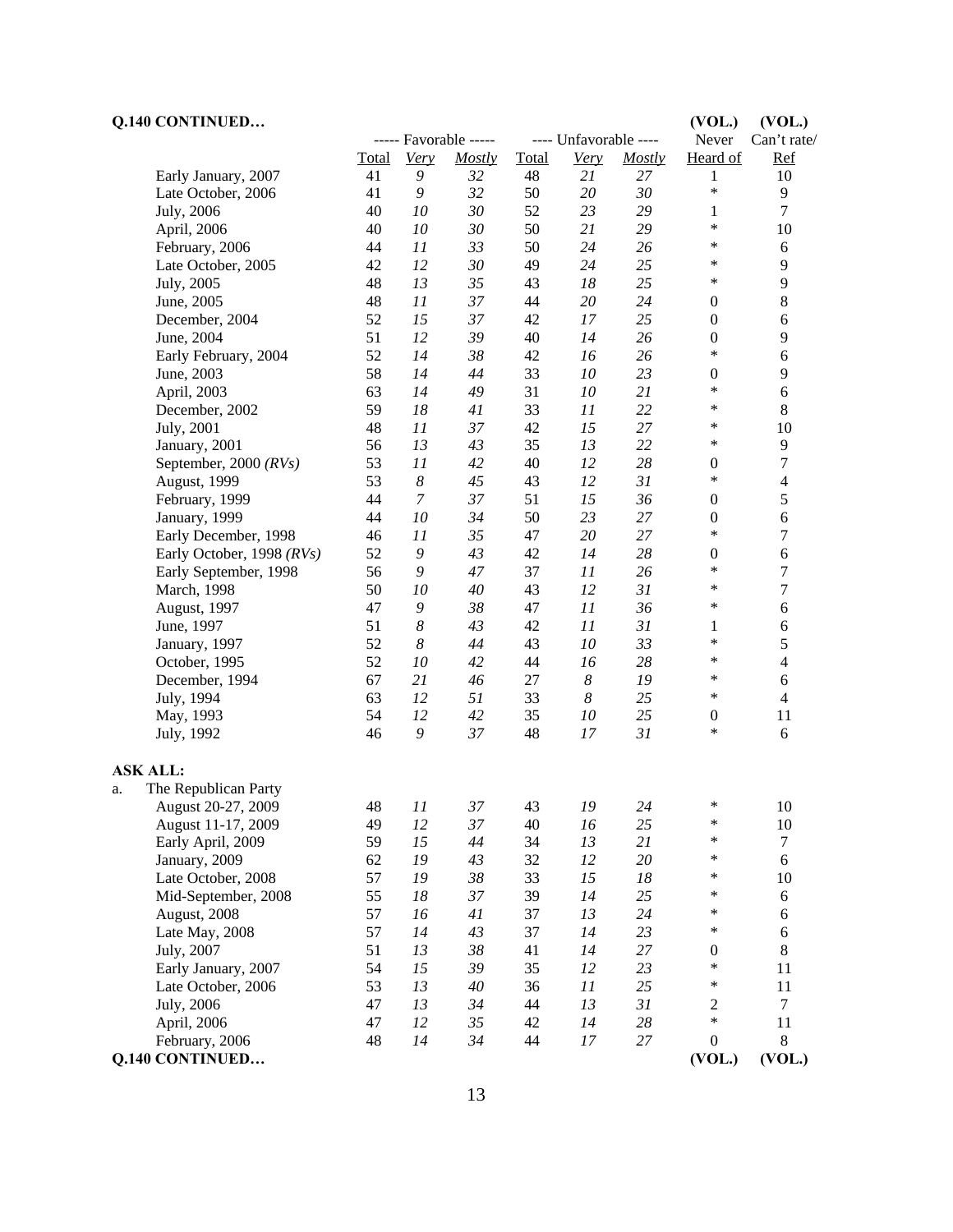**Q.140 CONTINUED…**

| | ----- Favorable ----- | | | ---- Unfavorable ---- | | | (VOL.) | (VOL.) |
|---|---|---|---|---|---|---|---|---|
| | Total | *Very* | *Mostly* | Total | *Very* | *Mostly* | Never Heard of | Can't rate/ Ref |
| Early January, 2007 | 41 | *9* | *32* | 48 | *21* | *27* | 1 | 10 |
| Late October, 2006 | 41 | *9* | *32* | 50 | *20* | *30* | * | 9 |
| July, 2006 | 40 | *10* | *30* | 52 | *23* | *29* | 1 | 7 |
| April, 2006 | 40 | *10* | *30* | 50 | *21* | *29* | * | 10 |
| February, 2006 | 44 | *11* | *33* | 50 | *24* | *26* | * | 6 |
| Late October, 2005 | 42 | *12* | *30* | 49 | *24* | *25* | * | 9 |
| July, 2005 | 48 | *13* | *35* | 43 | *18* | *25* | * | 9 |
| June, 2005 | 48 | *11* | *37* | 44 | *20* | *24* | 0 | 8 |
| December, 2004 | 52 | *15* | *37* | 42 | *17* | *25* | 0 | 6 |
| June, 2004 | 51 | *12* | *39* | 40 | *14* | *26* | 0 | 9 |
| Early February, 2004 | 52 | *14* | *38* | 42 | *16* | *26* | * | 6 |
| June, 2003 | 58 | *14* | *44* | 33 | *10* | *23* | 0 | 9 |
| April, 2003 | 63 | *14* | *49* | 31 | *10* | *21* | * | 6 |
| December, 2002 | 59 | *18* | *41* | 33 | *11* | *22* | * | 8 |
| July, 2001 | 48 | *11* | *37* | 42 | *15* | *27* | * | 10 |
| January, 2001 | 56 | *13* | *43* | 35 | *13* | *22* | * | 9 |
| September, 2000 *(RVs)* | 53 | *11* | *42* | 40 | *12* | *28* | 0 | 7 |
| August, 1999 | 53 | *8* | *45* | 43 | *12* | *31* | * | 4 |
| February, 1999 | 44 | *7* | *37* | 51 | *15* | *36* | 0 | 5 |
| January, 1999 | 44 | *10* | *34* | 50 | *23* | *27* | 0 | 6 |
| Early December, 1998 | 46 | *11* | *35* | 47 | *20* | *27* | * | 7 |
| Early October, 1998 *(RVs)* | 52 | *9* | *43* | 42 | *14* | *28* | 0 | 6 |
| Early September, 1998 | 56 | *9* | *47* | 37 | *11* | *26* | * | 7 |
| March, 1998 | 50 | *10* | *40* | 43 | *12* | *31* | * | 7 |
| August, 1997 | 47 | *9* | *38* | 47 | *11* | *36* | * | 6 |
| June, 1997 | 51 | *8* | *43* | 42 | *11* | *31* | 1 | 6 |
| January, 1997 | 52 | *8* | *44* | 43 | *10* | *33* | * | 5 |
| October, 1995 | 52 | *10* | *42* | 44 | *16* | *28* | * | 4 |
| December, 1994 | 67 | *21* | *46* | 27 | *8* | *19* | * | 6 |
| July, 1994 | 63 | *12* | *51* | 33 | *8* | *25* | * | 4 |
| May, 1993 | 54 | *12* | *42* | 35 | *10* | *25* | 0 | 11 |
| July, 1992 | 46 | *9* | *37* | 48 | *17* | *31* | * | 6 |

**ASK ALL:**

a. The Republican Party

| | Total | *Very* | *Mostly* | Total | *Very* | *Mostly* | Never Heard of | Can't rate/ Ref |
|---|---|---|---|---|---|---|---|---|
| August 20-27, 2009 | 48 | *11* | *37* | 43 | *19* | *24* | * | 10 |
| August 11-17, 2009 | 49 | *12* | *37* | 40 | *16* | *25* | * | 10 |
| Early April, 2009 | 59 | *15* | *44* | 34 | *13* | *21* | * | 7 |
| January, 2009 | 62 | *19* | *43* | 32 | *12* | *20* | * | 6 |
| Late October, 2008 | 57 | *19* | *38* | 33 | *15* | *18* | * | 10 |
| Mid-September, 2008 | 55 | *18* | *37* | 39 | *14* | *25* | * | 6 |
| August, 2008 | 57 | *16* | *41* | 37 | *13* | *24* | * | 6 |
| Late May, 2008 | 57 | *14* | *43* | 37 | *14* | *23* | * | 6 |
| July, 2007 | 51 | *13* | *38* | 41 | *14* | *27* | 0 | 8 |
| Early January, 2007 | 54 | *15* | *39* | 35 | *12* | *23* | * | 11 |
| Late October, 2006 | 53 | *13* | *40* | 36 | *11* | *25* | * | 11 |
| July, 2006 | 47 | *13* | *34* | 44 | *13* | *31* | 2 | 7 |
| April, 2006 | 47 | *12* | *35* | 42 | *14* | *28* | * | 11 |
| February, 2006 | 48 | *14* | *34* | 44 | *17* | *27* | 0 | 8 |

**Q.140 CONTINUED…**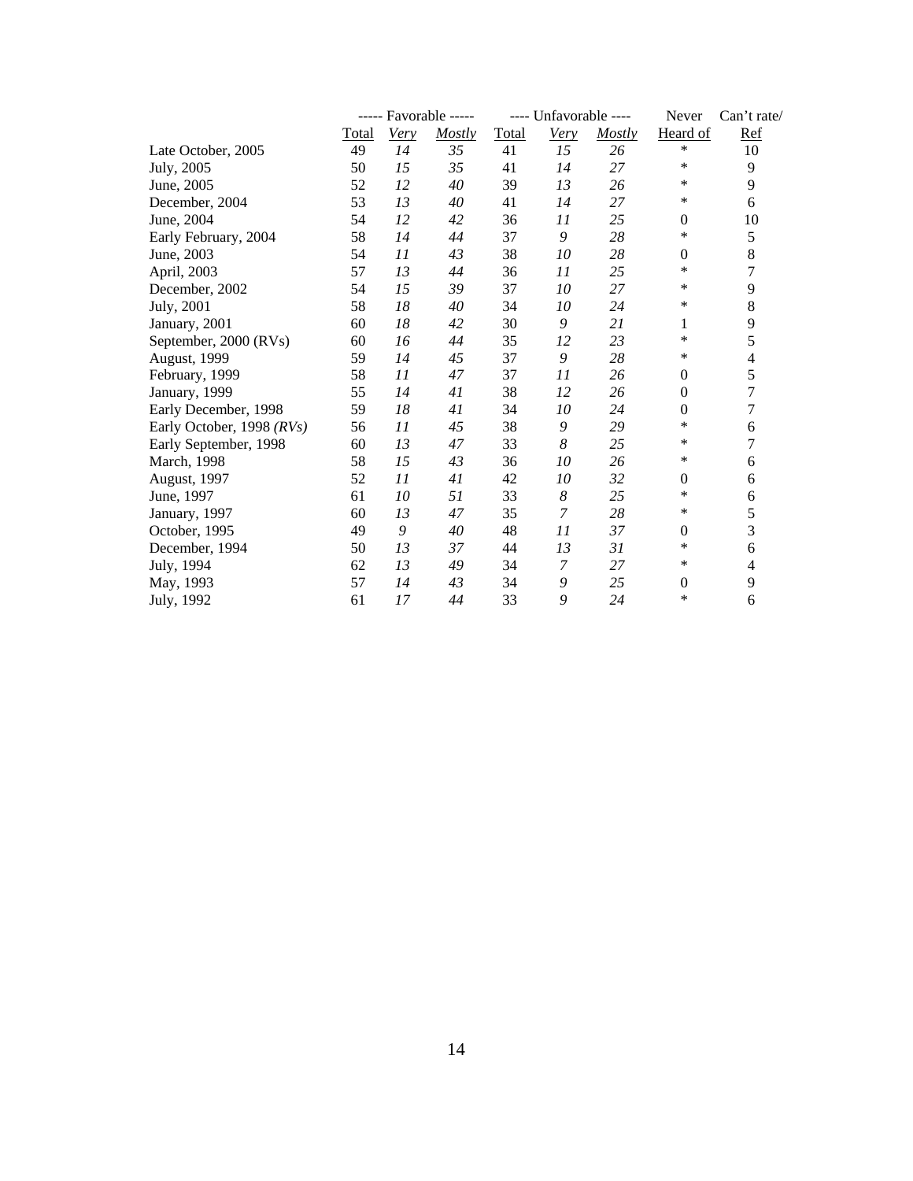| | ----- Favorable ----- | | | ---- Unfavorable ---- | | | Never | Can't rate/ |
|---|---|---|---|---|---|---|---|---|
| | Total | *Very* | *Mostly* | Total | *Very* | *Mostly* | Heard of | Ref |
| Late October, 2005 | 49 | *14* | *35* | 41 | *15* | *26* | * | 10 |
| July, 2005 | 50 | *15* | *35* | 41 | *14* | *27* | * | 9 |
| June, 2005 | 52 | *12* | *40* | 39 | *13* | *26* | * | 9 |
| December, 2004 | 53 | *13* | *40* | 41 | *14* | *27* | * | 6 |
| June, 2004 | 54 | *12* | *42* | 36 | *11* | *25* | 0 | 10 |
| Early February, 2004 | 58 | *14* | *44* | 37 | *9* | *28* | * | 5 |
| June, 2003 | 54 | *11* | *43* | 38 | *10* | *28* | 0 | 8 |
| April, 2003 | 57 | *13* | *44* | 36 | *11* | *25* | * | 7 |
| December, 2002 | 54 | *15* | *39* | 37 | *10* | *27* | * | 9 |
| July, 2001 | 58 | *18* | *40* | 34 | *10* | *24* | * | 8 |
| January, 2001 | 60 | *18* | *42* | 30 | *9* | *21* | 1 | 9 |
| September, 2000 (RVs) | 60 | *16* | *44* | 35 | *12* | *23* | * | 5 |
| August, 1999 | 59 | *14* | *45* | 37 | *9* | *28* | * | 4 |
| February, 1999 | 58 | *11* | *47* | 37 | *11* | *26* | 0 | 5 |
| January, 1999 | 55 | *14* | *41* | 38 | *12* | *26* | 0 | 7 |
| Early December, 1998 | 59 | *18* | *41* | 34 | *10* | *24* | 0 | 7 |
| Early October, 1998 *(RVs)* | 56 | *11* | *45* | 38 | *9* | *29* | * | 6 |
| Early September, 1998 | 60 | *13* | *47* | 33 | *8* | *25* | * | 7 |
| March, 1998 | 58 | *15* | *43* | 36 | *10* | *26* | * | 6 |
| August, 1997 | 52 | *11* | *41* | 42 | *10* | *32* | 0 | 6 |
| June, 1997 | 61 | *10* | *51* | 33 | *8* | *25* | * | 6 |
| January, 1997 | 60 | *13* | *47* | 35 | *7* | *28* | * | 5 |
| October, 1995 | 49 | *9* | *40* | 48 | *11* | *37* | 0 | 3 |
| December, 1994 | 50 | *13* | *37* | 44 | *13* | *31* | * | 6 |
| July, 1994 | 62 | *13* | *49* | 34 | *7* | *27* | * | 4 |
| May, 1993 | 57 | *14* | *43* | 34 | *9* | *25* | 0 | 9 |
| July, 1992 | 61 | *17* | *44* | 33 | *9* | *24* | * | 6 |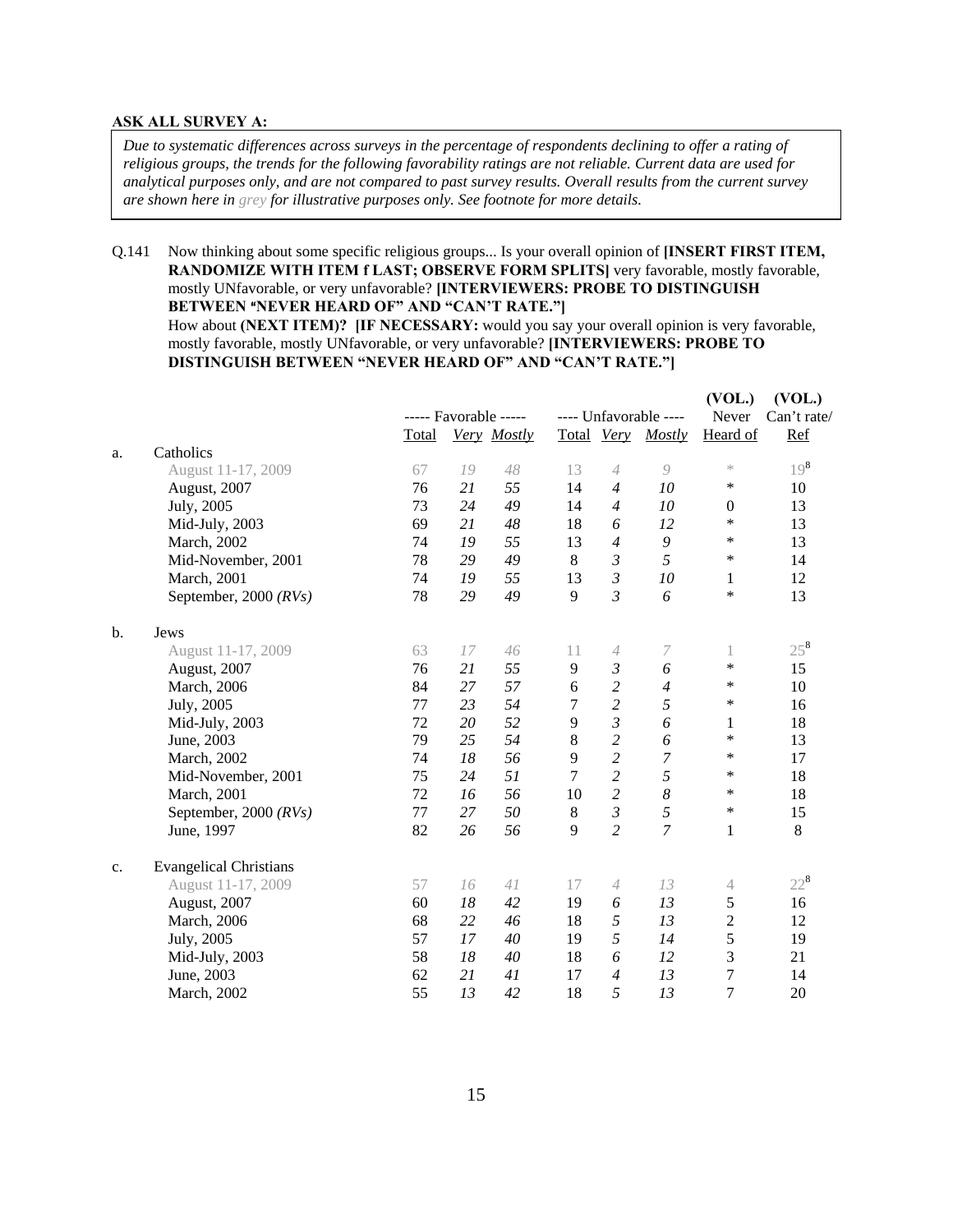**ASK ALL SURVEY A:**

*Due to systematic differences across surveys in the percentage of respondents declining to offer a rating of religious groups, the trends for the following favorability ratings are not reliable. Current data are used for analytical purposes only, and are not compared to past survey results. Overall results from the current survey are shown here in grey for illustrative purposes only. See footnote for more details.*

Q.141 Now thinking about some specific religious groups... Is your overall opinion of **[INSERT FIRST ITEM, RANDOMIZE WITH ITEM f LAST; OBSERVE FORM SPLITS]** very favorable, mostly favorable, mostly UNfavorable, or very unfavorable? **[INTERVIEWERS: PROBE TO DISTINGUISH BETWEEN "NEVER HEARD OF" AND "CAN'T RATE."]**
How about **(NEXT ITEM)? [IF NECESSARY:** would you say your overall opinion is very favorable, mostly favorable, mostly UNfavorable, or very unfavorable? **[INTERVIEWERS: PROBE TO DISTINGUISH BETWEEN "NEVER HEARD OF" AND "CAN'T RATE."]**

| | | ----- Favorable ----- | | | ---- Unfavorable ---- | | | (VOL.) Never | (VOL.) Can't rate/ |
|---|---|---|---|---|---|---|---|---|---|
| | | Total | *Very* | *Mostly* | Total | *Very* | *Mostly* | Heard of | Ref |
| a. | Catholics | | | | | | | | |
| | August 11-17, 2009 | 67 | *19* | *48* | 13 | *4* | *9* | * | 19[8] |
| | August, 2007 | 76 | *21* | *55* | 14 | *4* | *10* | * | 10 |
| | July, 2005 | 73 | *24* | *49* | 14 | *4* | *10* | 0 | 13 |
| | Mid-July, 2003 | 69 | *21* | *48* | 18 | *6* | *12* | * | 13 |
| | March, 2002 | 74 | *19* | *55* | 13 | *4* | *9* | * | 13 |
| | Mid-November, 2001 | 78 | *29* | *49* | 8 | *3* | *5* | * | 14 |
| | March, 2001 | 74 | *19* | *55* | 13 | *3* | *10* | 1 | 12 |
| | September, 2000 *(RVs)* | 78 | *29* | *49* | 9 | *3* | *6* | * | 13 |
| b. | Jews | | | | | | | | |
| | August 11-17, 2009 | 63 | *17* | *46* | 11 | *4* | *7* | 1 | 25[8] |
| | August, 2007 | 76 | *21* | *55* | 9 | *3* | *6* | * | 15 |
| | March, 2006 | 84 | *27* | *57* | 6 | *2* | *4* | * | 10 |
| | July, 2005 | 77 | *23* | *54* | 7 | *2* | *5* | * | 16 |
| | Mid-July, 2003 | 72 | *20* | *52* | 9 | *3* | *6* | 1 | 18 |
| | June, 2003 | 79 | *25* | *54* | 8 | *2* | *6* | * | 13 |
| | March, 2002 | 74 | *18* | *56* | 9 | *2* | *7* | * | 17 |
| | Mid-November, 2001 | 75 | *24* | *51* | 7 | *2* | *5* | * | 18 |
| | March, 2001 | 72 | *16* | *56* | 10 | *2* | *8* | * | 18 |
| | September, 2000 *(RVs)* | 77 | *27* | *50* | 8 | *3* | *5* | * | 15 |
| | June, 1997 | 82 | *26* | *56* | 9 | *2* | *7* | 1 | 8 |
| c. | Evangelical Christians | | | | | | | | |
| | August 11-17, 2009 | 57 | *16* | *41* | 17 | *4* | *13* | 4 | 22[8] |
| | August, 2007 | 60 | *18* | *42* | 19 | *6* | *13* | 5 | 16 |
| | March, 2006 | 68 | *22* | *46* | 18 | *5* | *13* | 2 | 12 |
| | July, 2005 | 57 | *17* | *40* | 19 | *5* | *14* | 5 | 19 |
| | Mid-July, 2003 | 58 | *18* | *40* | 18 | *6* | *12* | 3 | 21 |
| | June, 2003 | 62 | *21* | *41* | 17 | *4* | *13* | 7 | 14 |
| | March, 2002 | 55 | *13* | *42* | 18 | *5* | *13* | 7 | 20 |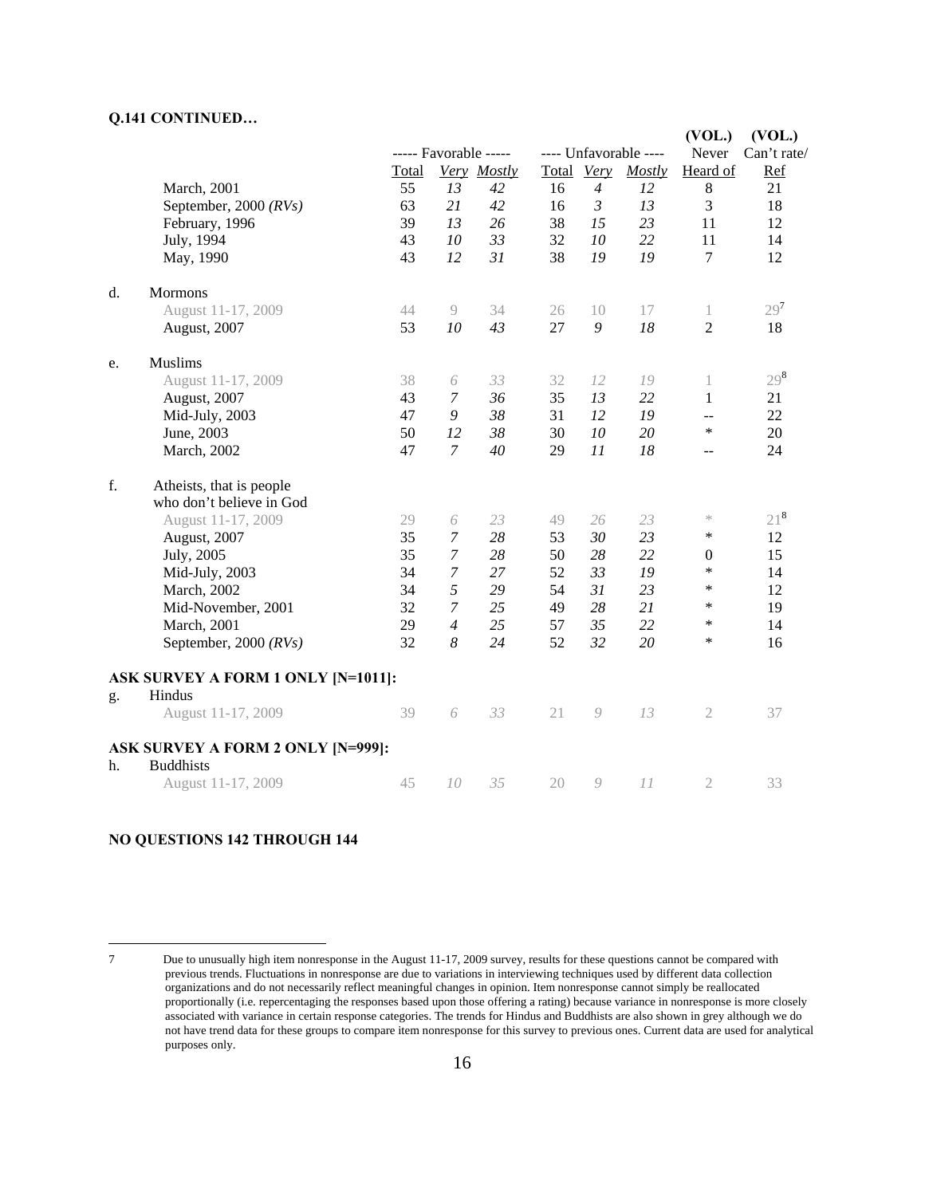**Q.141 CONTINUED…**

| | | ----- Favorable ----- | | | ---- Unfavorable ---- | | | (VOL.) Never | (VOL.) Can't rate/ |
|---|---|---|---|---|---|---|---|---|---|
| | | Total | *Very* | *Mostly* | Total | *Very* | *Mostly* | Heard of | Ref |
| | March, 2001 | 55 | *13* | *42* | 16 | *4* | *12* | 8 | 21 |
| | September, 2000 *(RVs)* | 63 | *21* | *42* | 16 | *3* | *13* | 3 | 18 |
| | February, 1996 | 39 | *13* | *26* | 38 | *15* | *23* | 11 | 12 |
| | July, 1994 | 43 | *10* | *33* | 32 | *10* | *22* | 11 | 14 |
| | May, 1990 | 43 | *12* | *31* | 38 | *19* | *19* | 7 | 12 |
| d. | Mormons | | | | | | | | |
| | August 11-17, 2009 | 44 | 9 | 34 | 26 | 10 | 17 | 1 | 29[7] |
| | August, 2007 | 53 | *10* | *43* | 27 | *9* | *18* | 2 | 18 |
| e. | Muslims | | | | | | | | |
| | August 11-17, 2009 | 38 | *6* | *33* | 32 | *12* | *19* | 1 | 29[8] |
| | August, 2007 | 43 | *7* | *36* | 35 | *13* | *22* | 1 | 21 |
| | Mid-July, 2003 | 47 | *9* | *38* | 31 | *12* | *19* | -- | 22 |
| | June, 2003 | 50 | *12* | *38* | 30 | *10* | *20* | * | 20 |
| | March, 2002 | 47 | *7* | *40* | 29 | *11* | *18* | -- | 24 |
| f. | Atheists, that is people who don't believe in God | | | | | | | | |
| | August 11-17, 2009 | 29 | *6* | *23* | 49 | *26* | *23* | * | 21[8] |
| | August, 2007 | 35 | *7* | *28* | 53 | *30* | *23* | * | 12 |
| | July, 2005 | 35 | *7* | *28* | 50 | *28* | *22* | 0 | 15 |
| | Mid-July, 2003 | 34 | *7* | *27* | 52 | *33* | *19* | * | 14 |
| | March, 2002 | 34 | *5* | *29* | 54 | *31* | *23* | * | 12 |
| | Mid-November, 2001 | 32 | *7* | *25* | 49 | *28* | *21* | * | 19 |
| | March, 2001 | 29 | *4* | *25* | 57 | *35* | *22* | * | 14 |
| | September, 2000 *(RVs)* | 32 | *8* | *24* | 52 | *32* | *20* | * | 16 |

**ASK SURVEY A FORM 1 ONLY [N=1011]:**

| | | Total | *Very* | *Mostly* | Total | *Very* | *Mostly* | Never Heard of | Can't rate/ Ref |
|---|---|---|---|---|---|---|---|---|---|
| g. | Hindus | | | | | | | | |
| | August 11-17, 2009 | 39 | *6* | *33* | 21 | *9* | *13* | 2 | 37 |

**ASK SURVEY A FORM 2 ONLY [N=999]:**

| | | Total | *Very* | *Mostly* | Total | *Very* | *Mostly* | Never Heard of | Can't rate/ Ref |
|---|---|---|---|---|---|---|---|---|---|
| h. | Buddhists | | | | | | | | |
| | August 11-17, 2009 | 45 | *10* | *35* | 20 | *9* | *11* | 2 | 33 |

**NO QUESTIONS 142 THROUGH 144**

---

7 Due to unusually high item nonresponse in the August 11-17, 2009 survey, results for these questions cannot be compared with previous trends. Fluctuations in nonresponse are due to variations in interviewing techniques used by different data collection organizations and do not necessarily reflect meaningful changes in opinion. Item nonresponse cannot simply be reallocated proportionally (i.e. repercentaging the responses based upon those offering a rating) because variance in nonresponse is more closely associated with variance in certain response categories. The trends for Hindus and Buddhists are also shown in grey although we do not have trend data for these groups to compare item nonresponse for this survey to previous ones. Current data are used for analytical purposes only.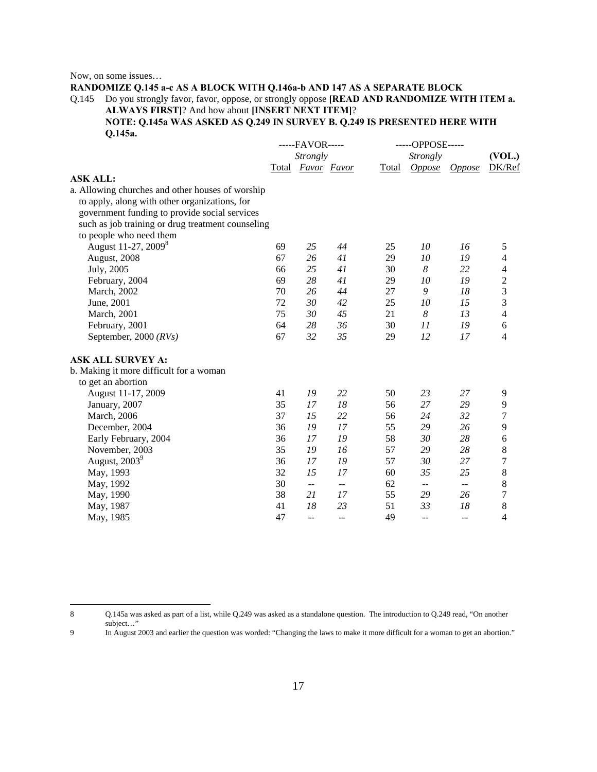Now, on some issues…

**RANDOMIZE Q.145 a-c AS A BLOCK WITH Q.146a-b AND 147 AS A SEPARATE BLOCK**

Q.145 Do you strongly favor, favor, oppose, or strongly oppose **[READ AND RANDOMIZE WITH ITEM a. ALWAYS FIRST]**? And how about **[INSERT NEXT ITEM]**?
**NOTE: Q.145a WAS ASKED AS Q.249 IN SURVEY B. Q.249 IS PRESENTED HERE WITH Q.145a.**

| | -----FAVOR----- | | | -----OPPOSE----- | | | |
|---|---|---|---|---|---|---|---|
| | Total | *Strongly Favor* | *Favor* | Total | *Strongly Oppose* | *Oppose* | (VOL.) DK/Ref |
| **ASK ALL:** | | | | | | | |
| a. Allowing churches and other houses of worship to apply, along with other organizations, for government funding to provide social services such as job training or drug treatment counseling to people who need them | | | | | | | |
| August 11-27, 2009[8] | 69 | *25* | *44* | 25 | *10* | *16* | 5 |
| August, 2008 | 67 | *26* | *41* | 29 | *10* | *19* | 4 |
| July, 2005 | 66 | *25* | *41* | 30 | *8* | *22* | 4 |
| February, 2004 | 69 | *28* | *41* | 29 | *10* | *19* | 2 |
| March, 2002 | 70 | *26* | *44* | 27 | *9* | *18* | 3 |
| June, 2001 | 72 | *30* | *42* | 25 | *10* | *15* | 3 |
| March, 2001 | 75 | *30* | *45* | 21 | *8* | *13* | 4 |
| February, 2001 | 64 | *28* | *36* | 30 | *11* | *19* | 6 |
| September, 2000 *(RVs)* | 67 | *32* | *35* | 29 | *12* | *17* | 4 |
| **ASK ALL SURVEY A:** | | | | | | | |
| b. Making it more difficult for a woman to get an abortion | | | | | | | |
| August 11-17, 2009 | 41 | *19* | *22* | 50 | *23* | *27* | 9 |
| January, 2007 | 35 | *17* | *18* | 56 | *27* | *29* | 9 |
| March, 2006 | 37 | *15* | *22* | 56 | *24* | *32* | 7 |
| December, 2004 | 36 | *19* | *17* | 55 | *29* | *26* | 9 |
| Early February, 2004 | 36 | *17* | *19* | 58 | *30* | *28* | 6 |
| November, 2003 | 35 | *19* | *16* | 57 | *29* | *28* | 8 |
| August, 2003[9] | 36 | *17* | *19* | 57 | *30* | *27* | 7 |
| May, 1993 | 32 | *15* | *17* | 60 | *35* | *25* | 8 |
| May, 1992 | 30 | -- | -- | 62 | -- | -- | 8 |
| May, 1990 | 38 | *21* | *17* | 55 | *29* | *26* | 7 |
| May, 1987 | 41 | *18* | *23* | 51 | *33* | *18* | 8 |
| May, 1985 | 47 | -- | -- | 49 | -- | -- | 4 |

8 Q.145a was asked as part of a list, while Q.249 was asked as a standalone question. The introduction to Q.249 read, "On another subject…"

9 In August 2003 and earlier the question was worded: "Changing the laws to make it more difficult for a woman to get an abortion."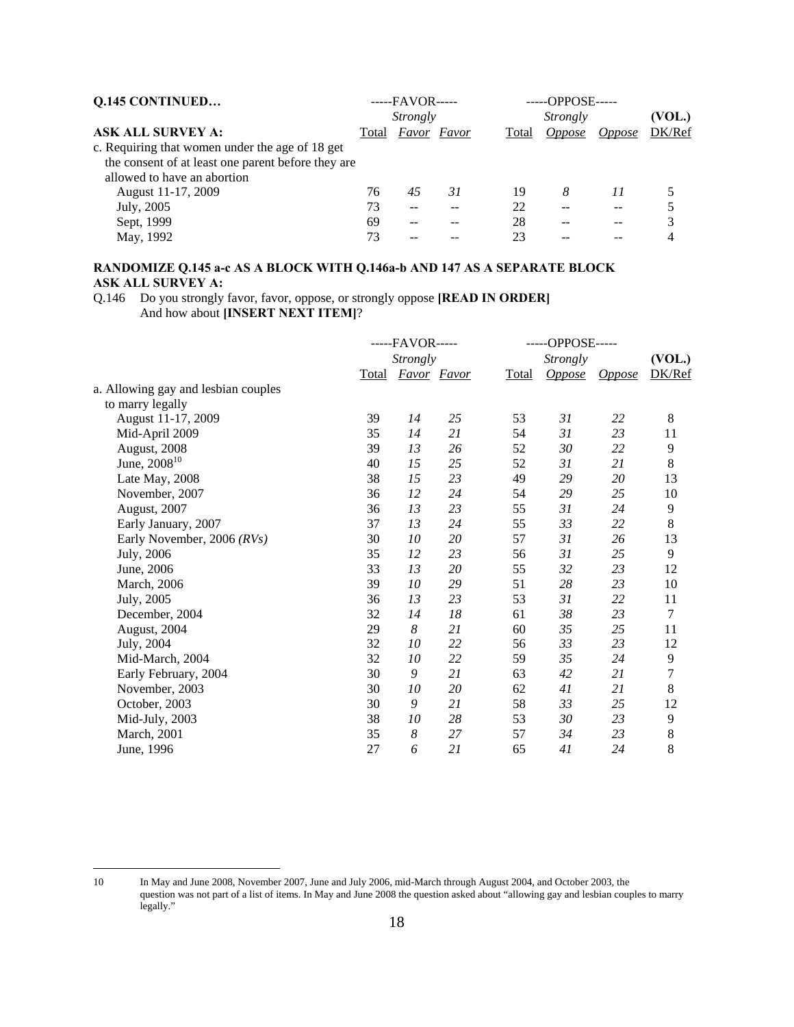| **Q.145 CONTINUED…** | -----FAVOR----- | | | -----OPPOSE----- | | | |
|---|---|---|---|---|---|---|---|
| | | *Strongly* | | | *Strongly* | | **(VOL.)** |
| **ASK ALL SURVEY A:** | Total | *Favor* | *Favor* | Total | *Oppose* | *Oppose* | DK/Ref |
| c. Requiring that women under the age of 18 get the consent of at least one parent before they are allowed to have an abortion | | | | | | | |
| August 11-17, 2009 | 76 | *45* | *31* | 19 | *8* | *11* | 5 |
| July, 2005 | 73 | -- | -- | 22 | -- | -- | 5 |
| Sept, 1999 | 69 | -- | -- | 28 | -- | -- | 3 |
| May, 1992 | 73 | -- | -- | 23 | -- | -- | 4 |

**RANDOMIZE Q.145 a-c AS A BLOCK WITH Q.146a-b AND 147 AS A SEPARATE BLOCK**
**ASK ALL SURVEY A:**

Q.146 Do you strongly favor, favor, oppose, or strongly oppose **[READ IN ORDER]**
And how about **[INSERT NEXT ITEM]**?

| | -----FAVOR----- | | | -----OPPOSE----- | | | |
|---|---|---|---|---|---|---|---|
| | | *Strongly* | | | *Strongly* | | **(VOL.)** |
| | Total | *Favor* | *Favor* | Total | *Oppose* | *Oppose* | DK/Ref |
| a. Allowing gay and lesbian couples to marry legally | | | | | | | |
| August 11-17, 2009 | 39 | *14* | *25* | 53 | *31* | *22* | 8 |
| Mid-April 2009 | 35 | *14* | *21* | 54 | *31* | *23* | 11 |
| August, 2008 | 39 | *13* | *26* | 52 | *30* | *22* | 9 |
| June, 2008[10] | 40 | *15* | *25* | 52 | *31* | *21* | 8 |
| Late May, 2008 | 38 | *15* | *23* | 49 | *29* | *20* | 13 |
| November, 2007 | 36 | *12* | *24* | 54 | *29* | *25* | 10 |
| August, 2007 | 36 | *13* | *23* | 55 | *31* | *24* | 9 |
| Early January, 2007 | 37 | *13* | *24* | 55 | *33* | *22* | 8 |
| Early November, 2006 *(RVs)* | 30 | *10* | *20* | 57 | *31* | *26* | 13 |
| July, 2006 | 35 | *12* | *23* | 56 | *31* | *25* | 9 |
| June, 2006 | 33 | *13* | *20* | 55 | *32* | *23* | 12 |
| March, 2006 | 39 | *10* | *29* | 51 | *28* | *23* | 10 |
| July, 2005 | 36 | *13* | *23* | 53 | *31* | *22* | 11 |
| December, 2004 | 32 | *14* | *18* | 61 | *38* | *23* | 7 |
| August, 2004 | 29 | *8* | *21* | 60 | *35* | *25* | 11 |
| July, 2004 | 32 | *10* | *22* | 56 | *33* | *23* | 12 |
| Mid-March, 2004 | 32 | *10* | *22* | 59 | *35* | *24* | 9 |
| Early February, 2004 | 30 | *9* | *21* | 63 | *42* | *21* | 7 |
| November, 2003 | 30 | *10* | *20* | 62 | *41* | *21* | 8 |
| October, 2003 | 30 | *9* | *21* | 58 | *33* | *25* | 12 |
| Mid-July, 2003 | 38 | *10* | *28* | 53 | *30* | *23* | 9 |
| March, 2001 | 35 | *8* | *27* | 57 | *34* | *23* | 8 |
| June, 1996 | 27 | *6* | *21* | 65 | *41* | *24* | 8 |

10 In May and June 2008, November 2007, June and July 2006, mid-March through August 2004, and October 2003, the question was not part of a list of items. In May and June 2008 the question asked about "allowing gay and lesbian couples to marry legally."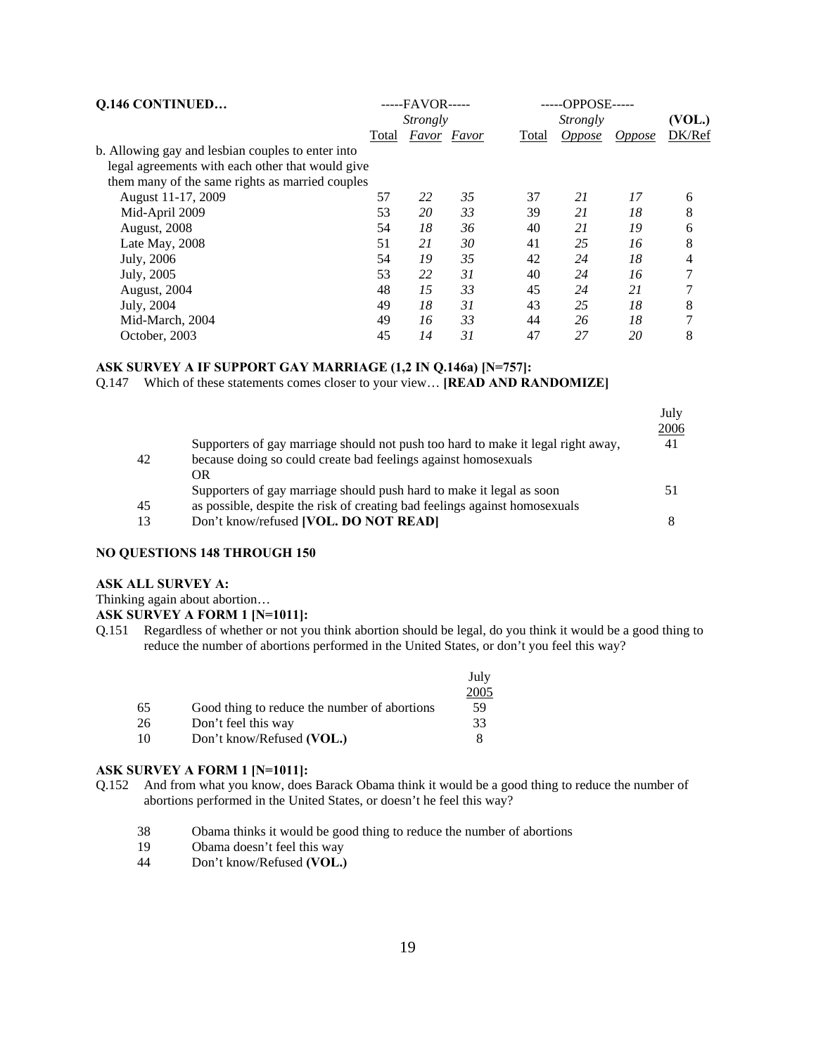**Q.146 CONTINUED…**

| | -----FAVOR----- | | | -----OPPOSE----- | | | (VOL.) |
|---|---|---|---|---|---|---|---|
| | Total | *Strongly Favor* | *Favor* | Total | *Strongly Oppose* | *Oppose* | DK/Ref |
| b. Allowing gay and lesbian couples to enter into legal agreements with each other that would give them many of the same rights as married couples | | | | | | | |
| August 11-17, 2009 | 57 | *22* | *35* | 37 | *21* | *17* | 6 |
| Mid-April 2009 | 53 | *20* | *33* | 39 | *21* | *18* | 8 |
| August, 2008 | 54 | *18* | *36* | 40 | *21* | *19* | 6 |
| Late May, 2008 | 51 | *21* | *30* | 41 | *25* | *16* | 8 |
| July, 2006 | 54 | *19* | *35* | 42 | *24* | *18* | 4 |
| July, 2005 | 53 | *22* | *31* | 40 | *24* | *16* | 7 |
| August, 2004 | 48 | *15* | *33* | 45 | *24* | *21* | 7 |
| July, 2004 | 49 | *18* | *31* | 43 | *25* | *18* | 8 |
| Mid-March, 2004 | 49 | *16* | *33* | 44 | *26* | *18* | 7 |
| October, 2003 | 45 | *14* | *31* | 47 | *27* | *20* | 8 |

**ASK SURVEY A IF SUPPORT GAY MARRIAGE (1,2 IN Q.146a) [N=757]:**

Q.147 Which of these statements comes closer to your view… **[READ AND RANDOMIZE]**

| | | July 2006 |
|---|---|---|
| 42 | Supporters of gay marriage should not push too hard to make it legal right away, because doing so could create bad feelings against homosexuals | 41 |
| | OR | |
| 45 | Supporters of gay marriage should push hard to make it legal as soon as possible, despite the risk of creating bad feelings against homosexuals | 51 |
| 13 | Don't know/refused **[VOL. DO NOT READ]** | 8 |

**NO QUESTIONS 148 THROUGH 150**

**ASK ALL SURVEY A:**

Thinking again about abortion…

**ASK SURVEY A FORM 1 [N=1011]:**

Q.151 Regardless of whether or not you think abortion should be legal, do you think it would be a good thing to reduce the number of abortions performed in the United States, or don't you feel this way?

| | | July 2005 |
|---|---|---|
| 65 | Good thing to reduce the number of abortions | 59 |
| 26 | Don't feel this way | 33 |
| 10 | Don't know/Refused **(VOL.)** | 8 |

**ASK SURVEY A FORM 1 [N=1011]:**

Q.152 And from what you know, does Barack Obama think it would be a good thing to reduce the number of abortions performed in the United States, or doesn't he feel this way?

| | |
|---|---|
| 38 | Obama thinks it would be good thing to reduce the number of abortions |
| 19 | Obama doesn't feel this way |
| 44 | Don't know/Refused **(VOL.)** |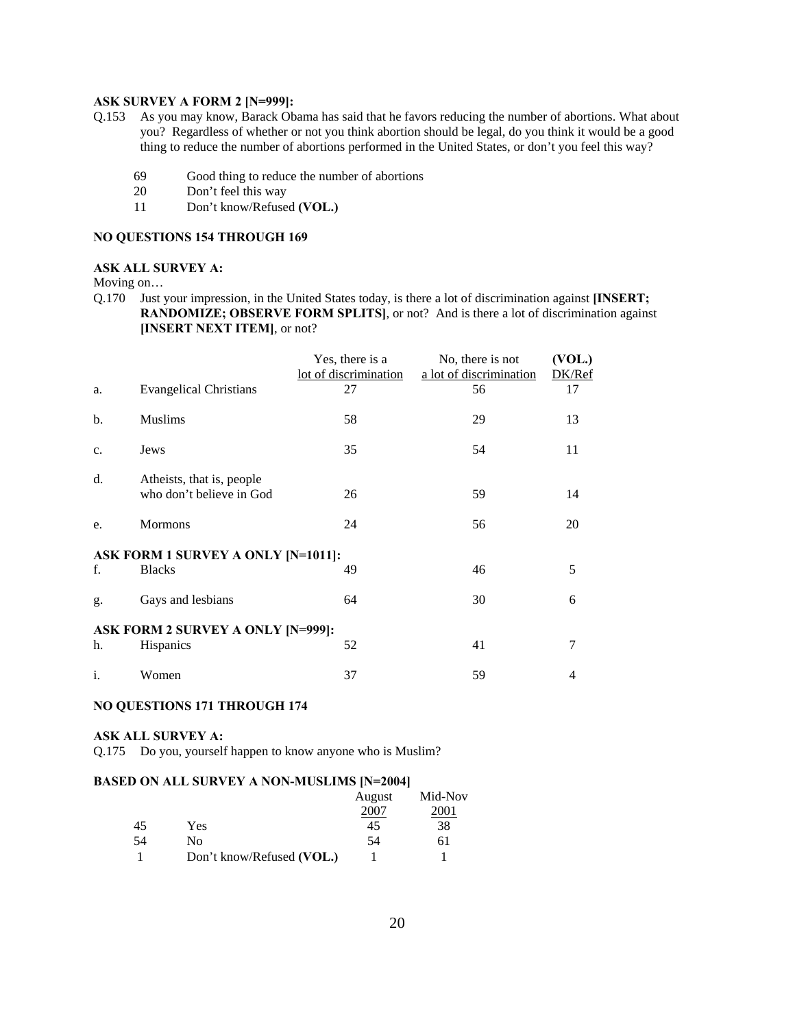**ASK SURVEY A FORM 2 [N=999]:**

Q.153 As you may know, Barack Obama has said that he favors reducing the number of abortions. What about you? Regardless of whether or not you think abortion should be legal, do you think it would be a good thing to reduce the number of abortions performed in the United States, or don't you feel this way?

| | |
|---|---|
| 69 | Good thing to reduce the number of abortions |
| 20 | Don't feel this way |
| 11 | Don't know/Refused **(VOL.)** |

**NO QUESTIONS 154 THROUGH 169**

**ASK ALL SURVEY A:**

Moving on…

Q.170 Just your impression, in the United States today, is there a lot of discrimination against **[INSERT; RANDOMIZE; OBSERVE FORM SPLITS]**, or not? And is there a lot of discrimination against **[INSERT NEXT ITEM]**, or not?

| | | Yes, there is a lot of discrimination | No, there is not a lot of discrimination | (VOL.) DK/Ref |
|---|---|---|---|---|
| a. | Evangelical Christians | 27 | 56 | 17 |
| b. | Muslims | 58 | 29 | 13 |
| c. | Jews | 35 | 54 | 11 |
| d. | Atheists, that is, people who don't believe in God | 26 | 59 | 14 |
| e. | Mormons | 24 | 56 | 20 |
| **ASK FORM 1 SURVEY A ONLY [N=1011]:** | | | | |
| f. | Blacks | 49 | 46 | 5 |
| g. | Gays and lesbians | 64 | 30 | 6 |
| **ASK FORM 2 SURVEY A ONLY [N=999]:** | | | | |
| h. | Hispanics | 52 | 41 | 7 |
| i. | Women | 37 | 59 | 4 |

**NO QUESTIONS 171 THROUGH 174**

**ASK ALL SURVEY A:**

Q.175 Do you, yourself happen to know anyone who is Muslim?

**BASED ON ALL SURVEY A NON-MUSLIMS [N=2004]**

| | | August 2007 | Mid-Nov 2001 |
|---|---|---|---|
| 45 | Yes | 45 | 38 |
| 54 | No | 54 | 61 |
| 1 | Don't know/Refused **(VOL.)** | 1 | 1 |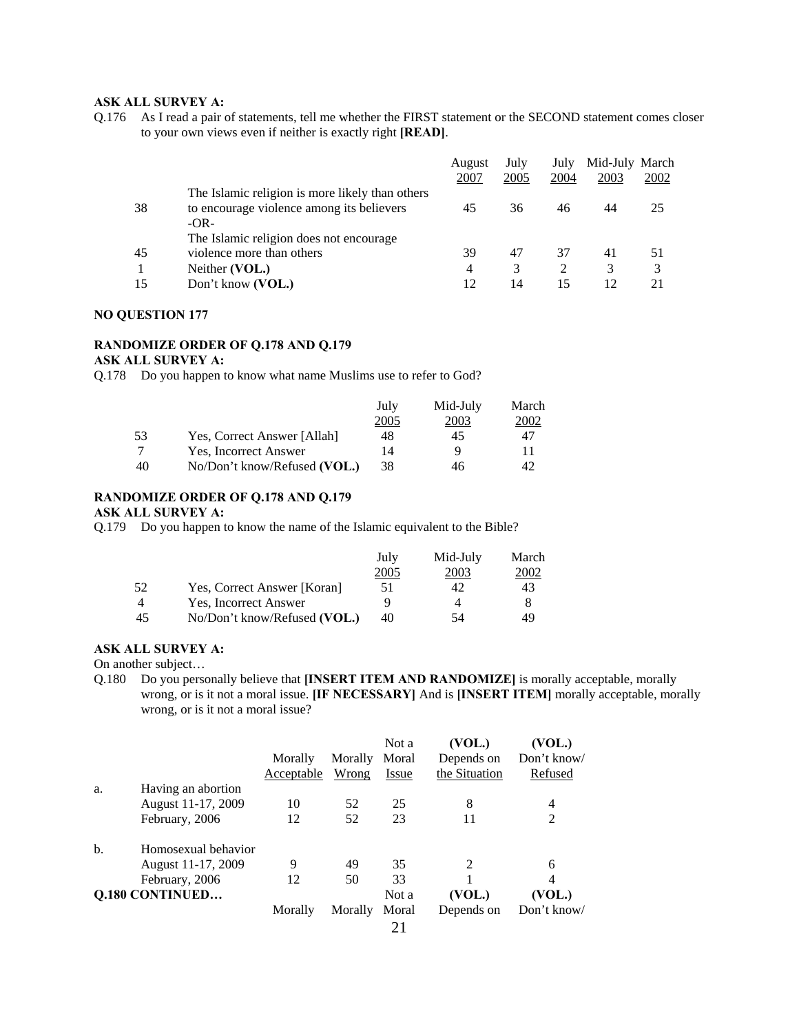**ASK ALL SURVEY A:**

Q.176 As I read a pair of statements, tell me whether the FIRST statement or the SECOND statement comes closer to your own views even if neither is exactly right **[READ]**.

| | | August 2007 | July 2005 | July 2004 | Mid-July 2003 | March 2002 |
|---|---|---|---|---|---|---|
| 38 | The Islamic religion is more likely than others to encourage violence among its believers | 45 | 36 | 46 | 44 | 25 |
| | -OR- | | | | | |
| 45 | The Islamic religion does not encourage violence more than others | 39 | 47 | 37 | 41 | 51 |
| 1 | Neither **(VOL.)** | 4 | 3 | 2 | 3 | 3 |
| 15 | Don't know **(VOL.)** | 12 | 14 | 15 | 12 | 21 |

**NO QUESTION 177**

**RANDOMIZE ORDER OF Q.178 AND Q.179**

**ASK ALL SURVEY A:**

Q.178 Do you happen to know what name Muslims use to refer to God?

| | | July 2005 | Mid-July 2003 | March 2002 |
|---|---|---|---|---|
| 53 | Yes, Correct Answer [Allah] | 48 | 45 | 47 |
| 7 | Yes, Incorrect Answer | 14 | 9 | 11 |
| 40 | No/Don't know/Refused **(VOL.)** | 38 | 46 | 42 |

**RANDOMIZE ORDER OF Q.178 AND Q.179**

**ASK ALL SURVEY A:**

Q.179 Do you happen to know the name of the Islamic equivalent to the Bible?

| | | July 2005 | Mid-July 2003 | March 2002 |
|---|---|---|---|---|
| 52 | Yes, Correct Answer [Koran] | 51 | 42 | 43 |
| 4 | Yes, Incorrect Answer | 9 | 4 | 8 |
| 45 | No/Don't know/Refused **(VOL.)** | 40 | 54 | 49 |

**ASK ALL SURVEY A:**

On another subject…

Q.180 Do you personally believe that **[INSERT ITEM AND RANDOMIZE]** is morally acceptable, morally wrong, or is it not a moral issue. **[IF NECESSARY]** And is **[INSERT ITEM]** morally acceptable, morally wrong, or is it not a moral issue?

| | | Morally Acceptable | Morally Wrong | Not a Moral Issue | (VOL.) Depends on the Situation | (VOL.) Don't know/ Refused |
|---|---|---|---|---|---|---|
| a. | Having an abortion | | | | | |
| | August 11-17, 2009 | 10 | 52 | 25 | 8 | 4 |
| | February, 2006 | 12 | 52 | 23 | 11 | 2 |
| b. | Homosexual behavior | | | | | |
| | August 11-17, 2009 | 9 | 49 | 35 | 2 | 6 |
| | February, 2006 | 12 | 50 | 33 | 1 | 4 |

**Q.180 CONTINUED…**

| | Morally | Morally | Not a Moral | (VOL.) Depends on | (VOL.) Don't know/ |
|---|---|---|---|---|---|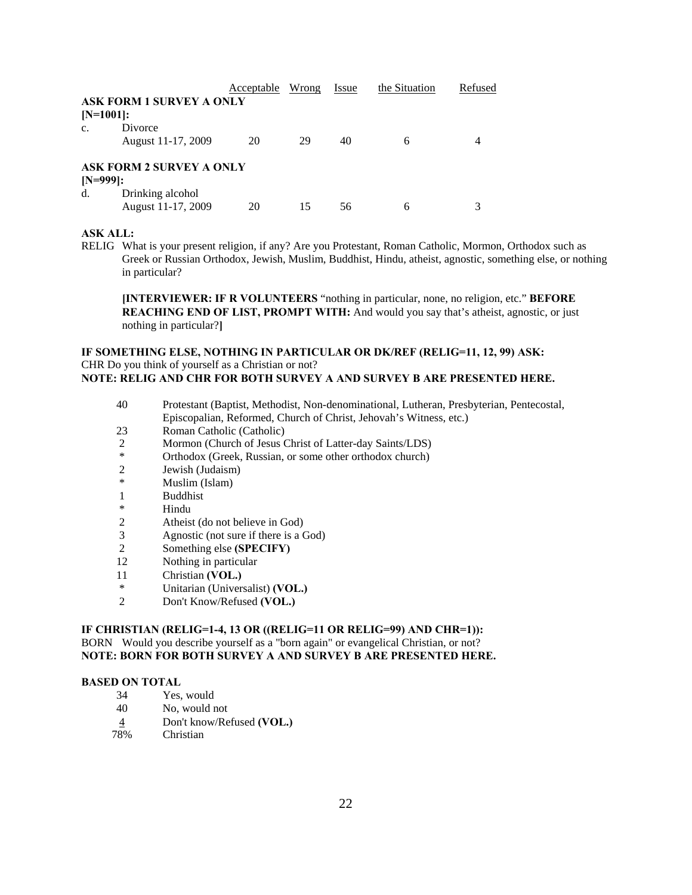| | Acceptable | Wrong | Issue | the Situation | Refused |
|---|---|---|---|---|---|
| **ASK FORM 1 SURVEY A ONLY [N=1001]:** | | | | | |
| c. Divorce | | | | | |
| August 11-17, 2009 | 20 | 29 | 40 | 6 | 4 |
| **ASK FORM 2 SURVEY A ONLY [N=999]:** | | | | | |
| d. Drinking alcohol | | | | | |
| August 11-17, 2009 | 20 | 15 | 56 | 6 | 3 |

**ASK ALL:**

RELIG What is your present religion, if any? Are you Protestant, Roman Catholic, Mormon, Orthodox such as Greek or Russian Orthodox, Jewish, Muslim, Buddhist, Hindu, atheist, agnostic, something else, or nothing in particular?

**[INTERVIEWER: IF R VOLUNTEERS** "nothing in particular, none, no religion, etc." **BEFORE REACHING END OF LIST, PROMPT WITH:** And would you say that's atheist, agnostic, or just nothing in particular?**]**

**IF SOMETHING ELSE, NOTHING IN PARTICULAR OR DK/REF (RELIG=11, 12, 99) ASK:**

CHR Do you think of yourself as a Christian or not?

**NOTE: RELIG AND CHR FOR BOTH SURVEY A AND SURVEY B ARE PRESENTED HERE.**

| | |
|---|---|
| 40 | Protestant (Baptist, Methodist, Non-denominational, Lutheran, Presbyterian, Pentecostal, Episcopalian, Reformed, Church of Christ, Jehovah's Witness, etc.) |
| 23 | Roman Catholic (Catholic) |
| 2 | Mormon (Church of Jesus Christ of Latter-day Saints/LDS) |
| * | Orthodox (Greek, Russian, or some other orthodox church) |
| 2 | Jewish (Judaism) |
| * | Muslim (Islam) |
| 1 | Buddhist |
| * | Hindu |
| 2 | Atheist (do not believe in God) |
| 3 | Agnostic (not sure if there is a God) |
| 2 | Something else **(SPECIFY)** |
| 12 | Nothing in particular |
| 11 | Christian **(VOL.)** |
| * | Unitarian (Universalist) **(VOL.)** |
| 2 | Don't Know/Refused **(VOL.)** |

**IF CHRISTIAN (RELIG=1-4, 13 OR ((RELIG=11 OR RELIG=99) AND CHR=1)):**

BORN Would you describe yourself as a "born again" or evangelical Christian, or not?

**NOTE: BORN FOR BOTH SURVEY A AND SURVEY B ARE PRESENTED HERE.**

**BASED ON TOTAL**

| | |
|---|---|
| 34 | Yes, would |
| 40 | No, would not |
| 4 | Don't know/Refused **(VOL.)** |
| 78% | Christian |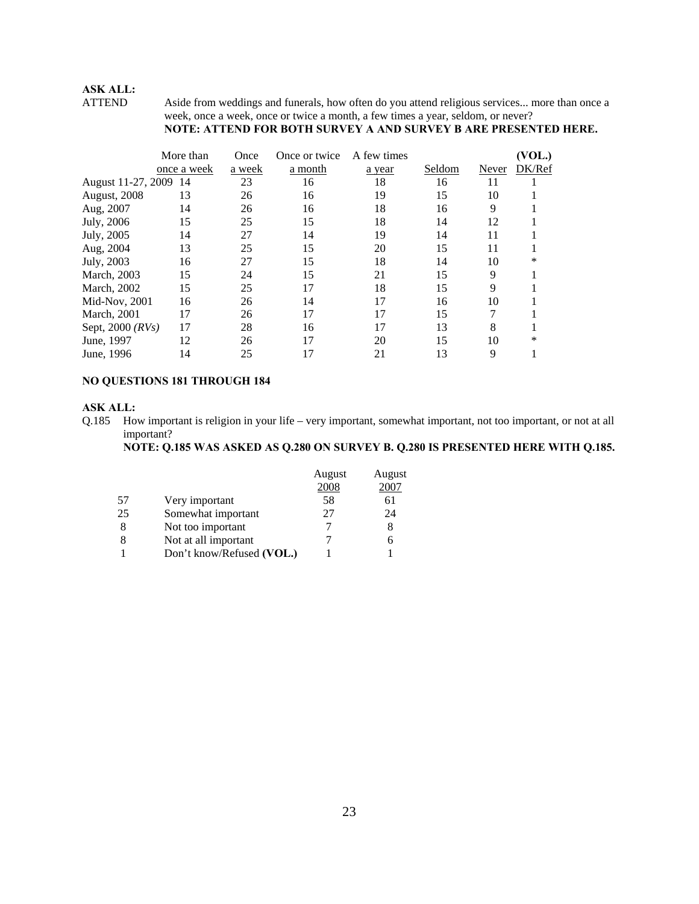**ASK ALL:**

ATTEND Aside from weddings and funerals, how often do you attend religious services... more than once a week, once a week, once or twice a month, a few times a year, seldom, or never?
**NOTE: ATTEND FOR BOTH SURVEY A AND SURVEY B ARE PRESENTED HERE.**

| | More than once a week | Once a week | Once or twice a month | A few times a year | Seldom | Never | (VOL.) DK/Ref |
|---|---|---|---|---|---|---|---|
| August 11-27, 2009 | 14 | 23 | 16 | 18 | 16 | 11 | 1 |
| August, 2008 | 13 | 26 | 16 | 19 | 15 | 10 | 1 |
| Aug, 2007 | 14 | 26 | 16 | 18 | 16 | 9 | 1 |
| July, 2006 | 15 | 25 | 15 | 18 | 14 | 12 | 1 |
| July, 2005 | 14 | 27 | 14 | 19 | 14 | 11 | 1 |
| Aug, 2004 | 13 | 25 | 15 | 20 | 15 | 11 | 1 |
| July, 2003 | 16 | 27 | 15 | 18 | 14 | 10 | * |
| March, 2003 | 15 | 24 | 15 | 21 | 15 | 9 | 1 |
| March, 2002 | 15 | 25 | 17 | 18 | 15 | 9 | 1 |
| Mid-Nov, 2001 | 16 | 26 | 14 | 17 | 16 | 10 | 1 |
| March, 2001 | 17 | 26 | 17 | 17 | 15 | 7 | 1 |
| Sept, 2000 *(RVs)* | 17 | 28 | 16 | 17 | 13 | 8 | 1 |
| June, 1997 | 12 | 26 | 17 | 20 | 15 | 10 | * |
| June, 1996 | 14 | 25 | 17 | 21 | 13 | 9 | 1 |

**NO QUESTIONS 181 THROUGH 184**

**ASK ALL:**

Q.185 How important is religion in your life – very important, somewhat important, not too important, or not at all important?
**NOTE: Q.185 WAS ASKED AS Q.280 ON SURVEY B. Q.280 IS PRESENTED HERE WITH Q.185.**

| | | August 2008 | August 2007 |
|---|---|---|---|
| 57 | Very important | 58 | 61 |
| 25 | Somewhat important | 27 | 24 |
| 8 | Not too important | 7 | 8 |
| 8 | Not at all important | 7 | 6 |
| 1 | Don't know/Refused **(VOL.)** | 1 | 1 |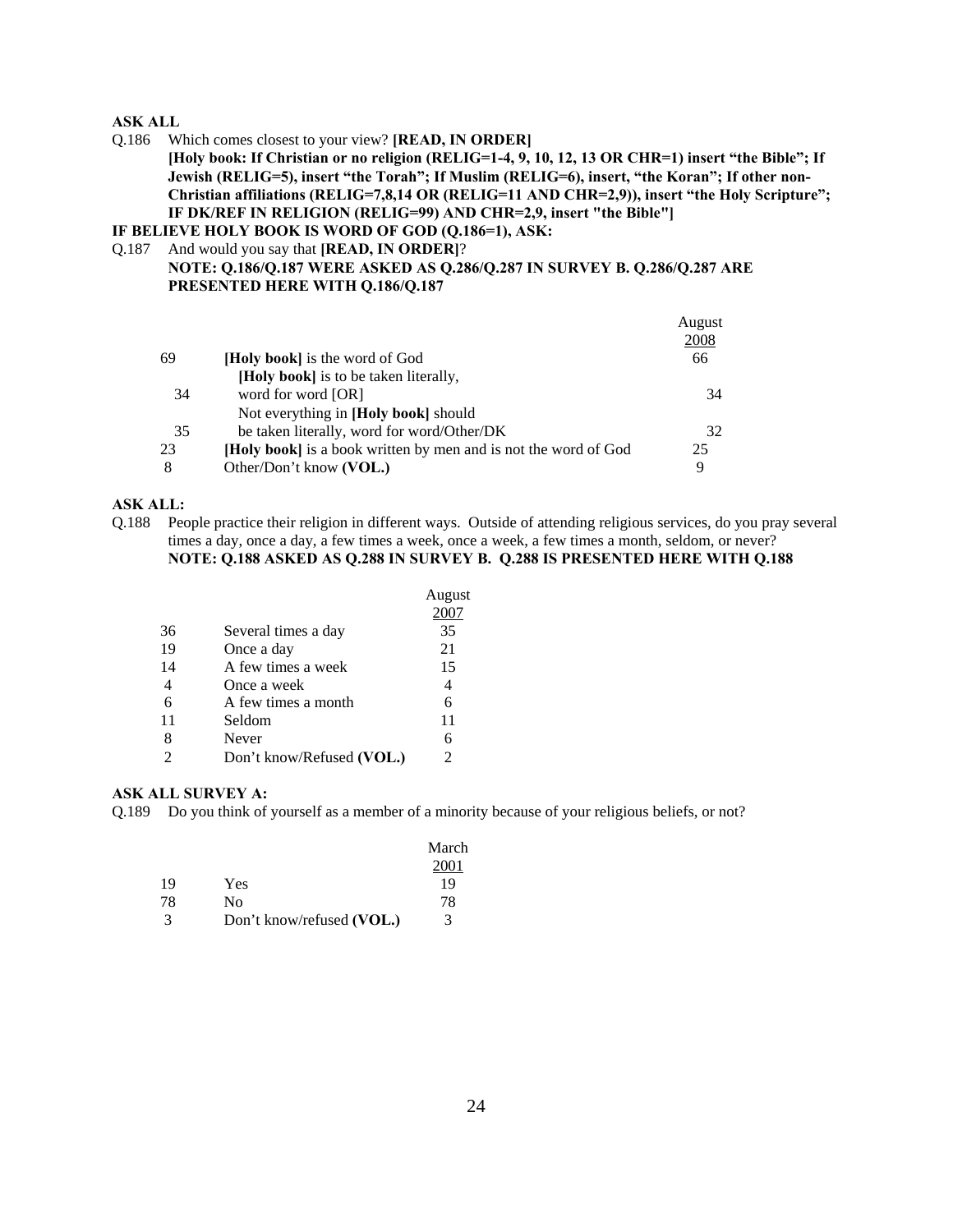**ASK ALL**

Q.186 Which comes closest to your view? **[READ, IN ORDER]**
**[Holy book: If Christian or no religion (RELIG=1-4, 9, 10, 12, 13 OR CHR=1) insert "the Bible"; If Jewish (RELIG=5), insert "the Torah"; If Muslim (RELIG=6), insert, "the Koran"; If other non-Christian affiliations (RELIG=7,8,14 OR (RELIG=11 AND CHR=2,9)), insert "the Holy Scripture"; IF DK/REF IN RELIGION (RELIG=99) AND CHR=2,9, insert "the Bible"]**

**IF BELIEVE HOLY BOOK IS WORD OF GOD (Q.186=1), ASK:**

Q.187 And would you say that **[READ, IN ORDER]**?
**NOTE: Q.186/Q.187 WERE ASKED AS Q.286/Q.287 IN SURVEY B. Q.286/Q.287 ARE PRESENTED HERE WITH Q.186/Q.187**

| | | August 2008 |
|---|---|---|
| 69 | **[Holy book]** is the word of God | 66 |
| 34 | **[Holy book]** is to be taken literally, word for word [OR] | 34 |
| 35 | Not everything in **[Holy book]** should be taken literally, word for word/Other/DK | 32 |
| 23 | **[Holy book]** is a book written by men and is not the word of God | 25 |
| 8 | Other/Don't know **(VOL.)** | 9 |

**ASK ALL:**

Q.188 People practice their religion in different ways. Outside of attending religious services, do you pray several times a day, once a day, a few times a week, once a week, a few times a month, seldom, or never?
**NOTE: Q.188 ASKED AS Q.288 IN SURVEY B. Q.288 IS PRESENTED HERE WITH Q.188**

| | | August 2007 |
|---|---|---|
| 36 | Several times a day | 35 |
| 19 | Once a day | 21 |
| 14 | A few times a week | 15 |
| 4 | Once a week | 4 |
| 6 | A few times a month | 6 |
| 11 | Seldom | 11 |
| 8 | Never | 6 |
| 2 | Don't know/Refused **(VOL.)** | 2 |

**ASK ALL SURVEY A:**

Q.189 Do you think of yourself as a member of a minority because of your religious beliefs, or not?

| | | March 2001 |
|---|---|---|
| 19 | Yes | 19 |
| 78 | No | 78 |
| 3 | Don't know/refused **(VOL.)** | 3 |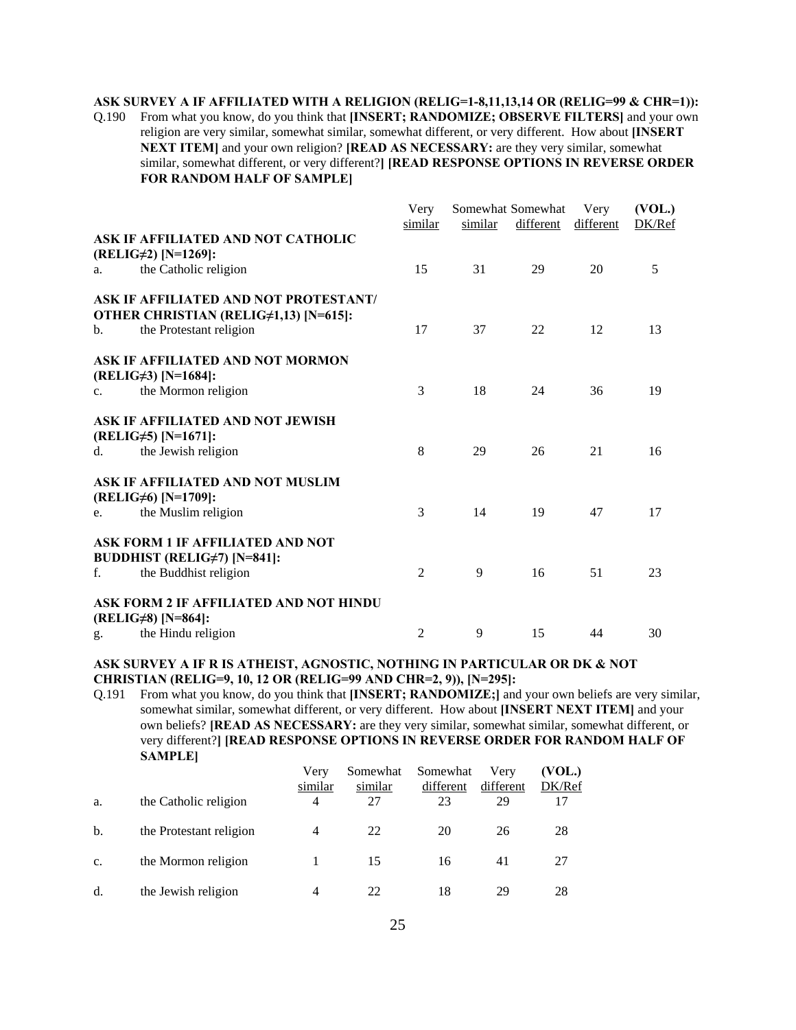**ASK SURVEY A IF AFFILIATED WITH A RELIGION (RELIG=1-8,11,13,14 OR (RELIG=99 & CHR=1)):**

Q.190 From what you know, do you think that **[INSERT; RANDOMIZE; OBSERVE FILTERS]** and your own religion are very similar, somewhat similar, somewhat different, or very different. How about **[INSERT NEXT ITEM]** and your own religion? **[READ AS NECESSARY:** are they very similar, somewhat similar, somewhat different, or very different?**] [READ RESPONSE OPTIONS IN REVERSE ORDER FOR RANDOM HALF OF SAMPLE]**

| | | Very similar | Somewhat similar | Somewhat different | Very different | (VOL.) DK/Ref |
|---|---|---|---|---|---|---|
| | **ASK IF AFFILIATED AND NOT CATHOLIC (RELIG≠2) [N=1269]:** | | | | | |
| a. | the Catholic religion | 15 | 31 | 29 | 20 | 5 |
| | **ASK IF AFFILIATED AND NOT PROTESTANT/ OTHER CHRISTIAN (RELIG≠1,13) [N=615]:** | | | | | |
| b. | the Protestant religion | 17 | 37 | 22 | 12 | 13 |
| | **ASK IF AFFILIATED AND NOT MORMON (RELIG≠3) [N=1684]:** | | | | | |
| c. | the Mormon religion | 3 | 18 | 24 | 36 | 19 |
| | **ASK IF AFFILIATED AND NOT JEWISH (RELIG≠5) [N=1671]:** | | | | | |
| d. | the Jewish religion | 8 | 29 | 26 | 21 | 16 |
| | **ASK IF AFFILIATED AND NOT MUSLIM (RELIG≠6) [N=1709]:** | | | | | |
| e. | the Muslim religion | 3 | 14 | 19 | 47 | 17 |
| | **ASK FORM 1 IF AFFILIATED AND NOT BUDDHIST (RELIG≠7) [N=841]:** | | | | | |
| f. | the Buddhist religion | 2 | 9 | 16 | 51 | 23 |
| | **ASK FORM 2 IF AFFILIATED AND NOT HINDU (RELIG≠8) [N=864]:** | | | | | |
| g. | the Hindu religion | 2 | 9 | 15 | 44 | 30 |

**ASK SURVEY A IF R IS ATHEIST, AGNOSTIC, NOTHING IN PARTICULAR OR DK & NOT CHRISTIAN (RELIG=9, 10, 12 OR (RELIG=99 AND CHR=2, 9)), [N=295]:**

Q.191 From what you know, do you think that **[INSERT; RANDOMIZE;]** and your own beliefs are very similar, somewhat similar, somewhat different, or very different. How about **[INSERT NEXT ITEM]** and your own beliefs? **[READ AS NECESSARY:** are they very similar, somewhat similar, somewhat different, or very different?**] [READ RESPONSE OPTIONS IN REVERSE ORDER FOR RANDOM HALF OF SAMPLE]**

| | | Very similar | Somewhat similar | Somewhat different | Very different | (VOL.) DK/Ref |
|---|---|---|---|---|---|---|
| a. | the Catholic religion | 4 | 27 | 23 | 29 | 17 |
| b. | the Protestant religion | 4 | 22 | 20 | 26 | 28 |
| c. | the Mormon religion | 1 | 15 | 16 | 41 | 27 |
| d. | the Jewish religion | 4 | 22 | 18 | 29 | 28 |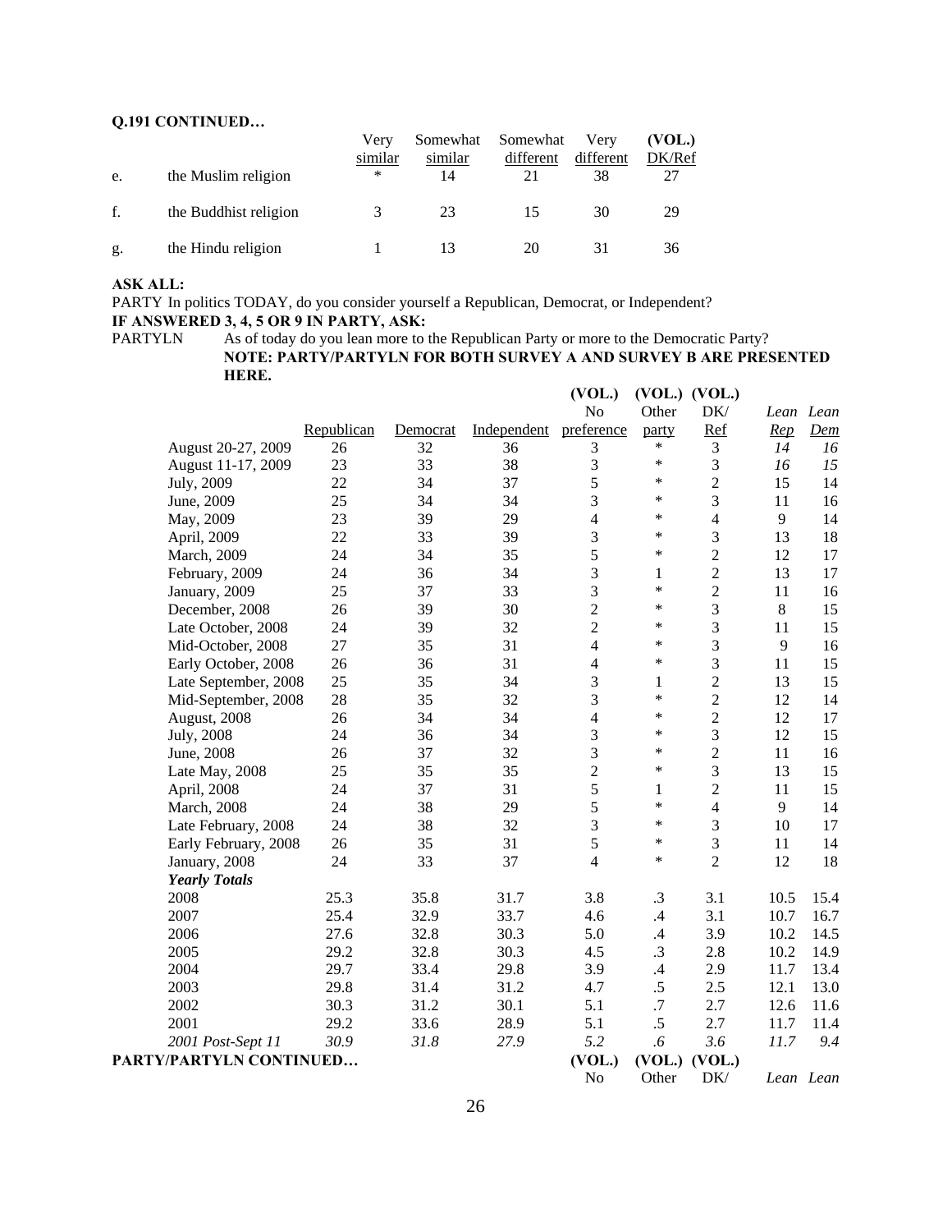**Q.191 CONTINUED…**

| | | Very similar | Somewhat similar | Somewhat different | Very different | (VOL.) DK/Ref |
|---|---|---|---|---|---|---|
| e. | the Muslim religion | * | 14 | 21 | 38 | 27 |
| f. | the Buddhist religion | 3 | 23 | 15 | 30 | 29 |
| g. | the Hindu religion | 1 | 13 | 20 | 31 | 36 |

**ASK ALL:**

PARTY In politics TODAY, do you consider yourself a Republican, Democrat, or Independent?

**IF ANSWERED 3, 4, 5 OR 9 IN PARTY, ASK:**

PARTYLN As of today do you lean more to the Republican Party or more to the Democratic Party?

**NOTE: PARTY/PARTYLN FOR BOTH SURVEY A AND SURVEY B ARE PRESENTED HERE.**

| | Republican | Democrat | Independent | (VOL.) No preference | (VOL.) Other party | (VOL.) DK/ Ref | *Lean Rep* | *Lean Dem* |
|---|---|---|---|---|---|---|---|---|
| August 20-27, 2009 | 26 | 32 | 36 | 3 | * | 3 | *14* | *16* |
| August 11-17, 2009 | 23 | 33 | 38 | 3 | * | 3 | *16* | *15* |
| July, 2009 | 22 | 34 | 37 | 5 | * | 2 | 15 | 14 |
| June, 2009 | 25 | 34 | 34 | 3 | * | 3 | 11 | 16 |
| May, 2009 | 23 | 39 | 29 | 4 | * | 4 | 9 | 14 |
| April, 2009 | 22 | 33 | 39 | 3 | * | 3 | 13 | 18 |
| March, 2009 | 24 | 34 | 35 | 5 | * | 2 | 12 | 17 |
| February, 2009 | 24 | 36 | 34 | 3 | 1 | 2 | 13 | 17 |
| January, 2009 | 25 | 37 | 33 | 3 | * | 2 | 11 | 16 |
| December, 2008 | 26 | 39 | 30 | 2 | * | 3 | 8 | 15 |
| Late October, 2008 | 24 | 39 | 32 | 2 | * | 3 | 11 | 15 |
| Mid-October, 2008 | 27 | 35 | 31 | 4 | * | 3 | 9 | 16 |
| Early October, 2008 | 26 | 36 | 31 | 4 | * | 3 | 11 | 15 |
| Late September, 2008 | 25 | 35 | 34 | 3 | 1 | 2 | 13 | 15 |
| Mid-September, 2008 | 28 | 35 | 32 | 3 | * | 2 | 12 | 14 |
| August, 2008 | 26 | 34 | 34 | 4 | * | 2 | 12 | 17 |
| July, 2008 | 24 | 36 | 34 | 3 | * | 3 | 12 | 15 |
| June, 2008 | 26 | 37 | 32 | 3 | * | 2 | 11 | 16 |
| Late May, 2008 | 25 | 35 | 35 | 2 | * | 3 | 13 | 15 |
| April, 2008 | 24 | 37 | 31 | 5 | 1 | 2 | 11 | 15 |
| March, 2008 | 24 | 38 | 29 | 5 | * | 4 | 9 | 14 |
| Late February, 2008 | 24 | 38 | 32 | 3 | * | 3 | 10 | 17 |
| Early February, 2008 | 26 | 35 | 31 | 5 | * | 3 | 11 | 14 |
| January, 2008 | 24 | 33 | 37 | 4 | * | 2 | 12 | 18 |
| ***Yearly Totals*** | | | | | | | | |
| 2008 | 25.3 | 35.8 | 31.7 | 3.8 | .3 | 3.1 | 10.5 | 15.4 |
| 2007 | 25.4 | 32.9 | 33.7 | 4.6 | .4 | 3.1 | 10.7 | 16.7 |
| 2006 | 27.6 | 32.8 | 30.3 | 5.0 | .4 | 3.9 | 10.2 | 14.5 |
| 2005 | 29.2 | 32.8 | 30.3 | 4.5 | .3 | 2.8 | 10.2 | 14.9 |
| 2004 | 29.7 | 33.4 | 29.8 | 3.9 | .4 | 2.9 | 11.7 | 13.4 |
| 2003 | 29.8 | 31.4 | 31.2 | 4.7 | .5 | 2.5 | 12.1 | 13.0 |
| 2002 | 30.3 | 31.2 | 30.1 | 5.1 | .7 | 2.7 | 12.6 | 11.6 |
| 2001 | 29.2 | 33.6 | 28.9 | 5.1 | .5 | 2.7 | 11.7 | 11.4 |
| *2001 Post-Sept 11* | *30.9* | *31.8* | *27.9* | *5.2* | *.6* | *3.6* | *11.7* | *9.4* |

**PARTY/PARTYLN CONTINUED…**

| | | | | (VOL.) No | (VOL.) Other | (VOL.) DK/ | *Lean* | *Lean* |
|---|---|---|---|---|---|---|---|---|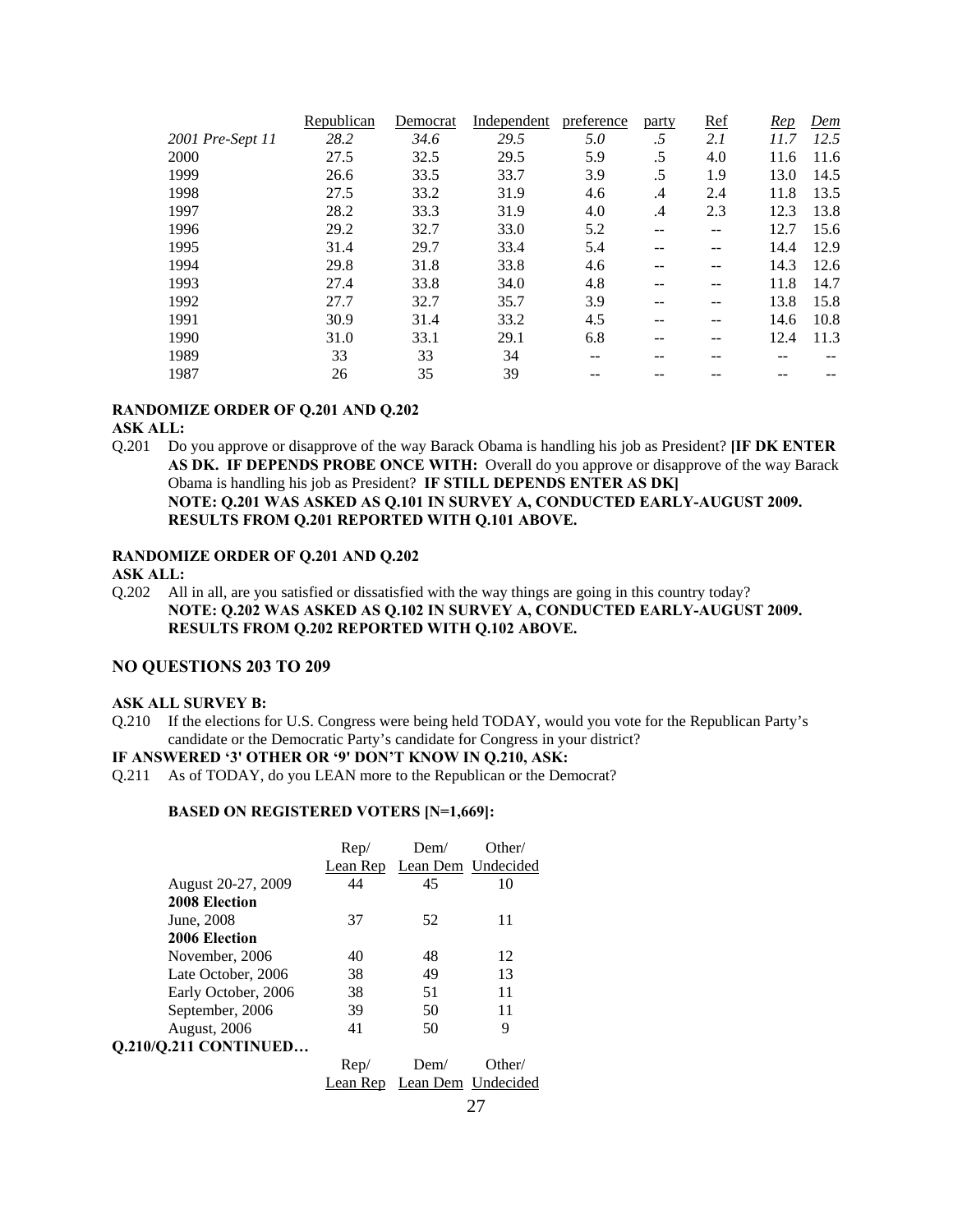| | Republican | Democrat | Independent | preference | party | Ref | *Rep* | *Dem* |
|---|---|---|---|---|---|---|---|---|
| *2001 Pre-Sept 11* | *28.2* | *34.6* | *29.5* | *5.0* | *.5* | *2.1* | *11.7* | *12.5* |
| 2000 | 27.5 | 32.5 | 29.5 | 5.9 | .5 | 4.0 | 11.6 | 11.6 |
| 1999 | 26.6 | 33.5 | 33.7 | 3.9 | .5 | 1.9 | 13.0 | 14.5 |
| 1998 | 27.5 | 33.2 | 31.9 | 4.6 | .4 | 2.4 | 11.8 | 13.5 |
| 1997 | 28.2 | 33.3 | 31.9 | 4.0 | .4 | 2.3 | 12.3 | 13.8 |
| 1996 | 29.2 | 32.7 | 33.0 | 5.2 | -- | -- | 12.7 | 15.6 |
| 1995 | 31.4 | 29.7 | 33.4 | 5.4 | -- | -- | 14.4 | 12.9 |
| 1994 | 29.8 | 31.8 | 33.8 | 4.6 | -- | -- | 14.3 | 12.6 |
| 1993 | 27.4 | 33.8 | 34.0 | 4.8 | -- | -- | 11.8 | 14.7 |
| 1992 | 27.7 | 32.7 | 35.7 | 3.9 | -- | -- | 13.8 | 15.8 |
| 1991 | 30.9 | 31.4 | 33.2 | 4.5 | -- | -- | 14.6 | 10.8 |
| 1990 | 31.0 | 33.1 | 29.1 | 6.8 | -- | -- | 12.4 | 11.3 |
| 1989 | 33 | 33 | 34 | -- | -- | -- | -- | -- |
| 1987 | 26 | 35 | 39 | -- | -- | -- | -- | -- |

**RANDOMIZE ORDER OF Q.201 AND Q.202**
**ASK ALL:**

Q.201 Do you approve or disapprove of the way Barack Obama is handling his job as President? **[IF DK ENTER AS DK. IF DEPENDS PROBE ONCE WITH:** Overall do you approve or disapprove of the way Barack Obama is handling his job as President? **IF STILL DEPENDS ENTER AS DK]**
**NOTE: Q.201 WAS ASKED AS Q.101 IN SURVEY A, CONDUCTED EARLY-AUGUST 2009. RESULTS FROM Q.201 REPORTED WITH Q.101 ABOVE.**

**RANDOMIZE ORDER OF Q.201 AND Q.202**
**ASK ALL:**

Q.202 All in all, are you satisfied or dissatisfied with the way things are going in this country today?
**NOTE: Q.202 WAS ASKED AS Q.102 IN SURVEY A, CONDUCTED EARLY-AUGUST 2009. RESULTS FROM Q.202 REPORTED WITH Q.102 ABOVE.**

## NO QUESTIONS 203 TO 209

**ASK ALL SURVEY B:**

Q.210 If the elections for U.S. Congress were being held TODAY, would you vote for the Republican Party's candidate or the Democratic Party's candidate for Congress in your district?

**IF ANSWERED '3' OTHER OR '9' DON'T KNOW IN Q.210, ASK:**

Q.211 As of TODAY, do you LEAN more to the Republican or the Democrat?

**BASED ON REGISTERED VOTERS [N=1,669]:**

| | Rep/ Lean Rep | Dem/ Lean Dem | Other/ Undecided |
|---|---|---|---|
| August 20-27, 2009 | 44 | 45 | 10 |
| **2008 Election** | | | |
| June, 2008 | 37 | 52 | 11 |
| **2006 Election** | | | |
| November, 2006 | 40 | 48 | 12 |
| Late October, 2006 | 38 | 49 | 13 |
| Early October, 2006 | 38 | 51 | 11 |
| September, 2006 | 39 | 50 | 11 |
| August, 2006 | 41 | 50 | 9 |

**Q.210/Q.211 CONTINUED…**

| | Rep/ Lean Rep | Dem/ Lean Dem | Other/ Undecided |
|---|---|---|---|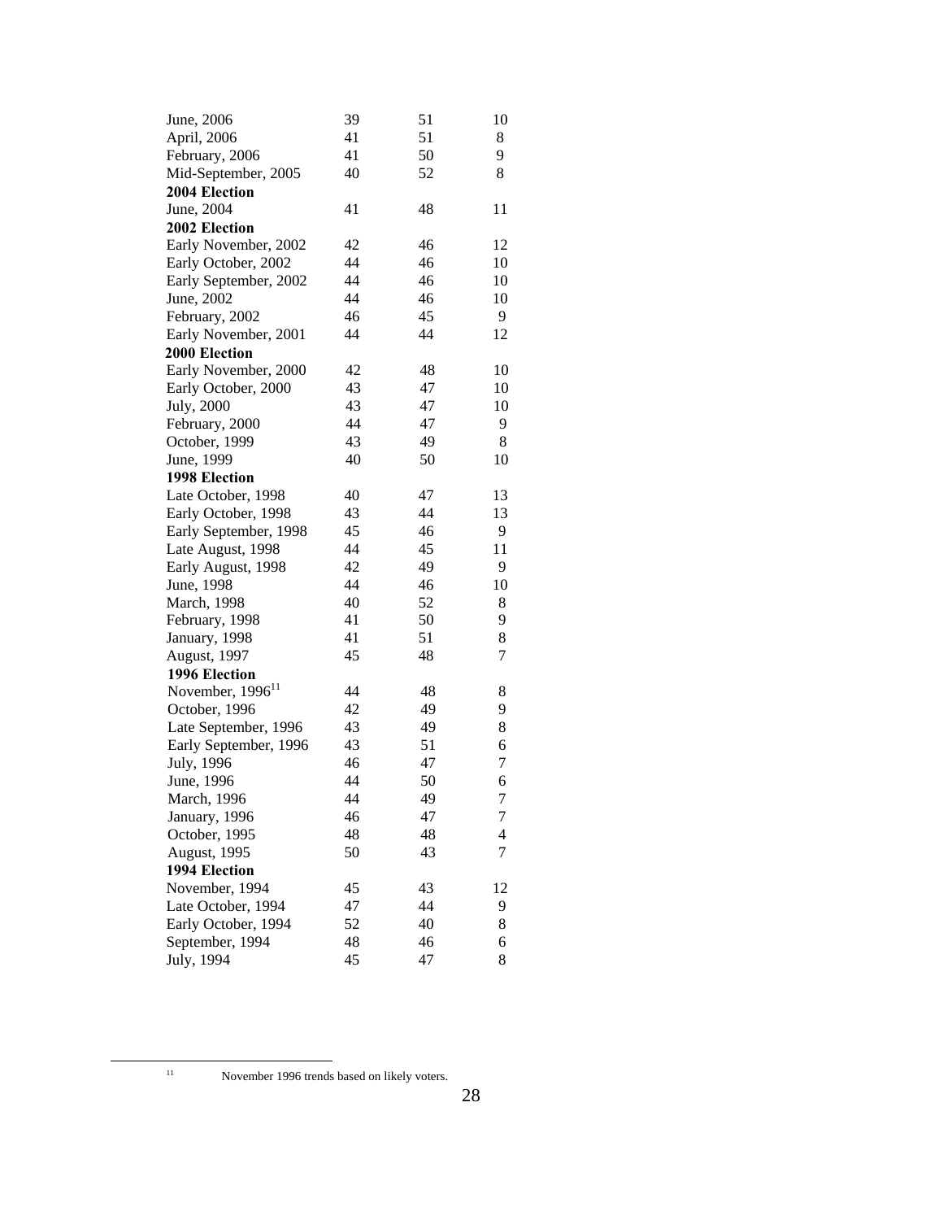| | | | |
|---|---|---|---|
| June, 2006 | 39 | 51 | 10 |
| April, 2006 | 41 | 51 | 8 |
| February, 2006 | 41 | 50 | 9 |
| Mid-September, 2005 | 40 | 52 | 8 |
| **2004 Election** | | | |
| June, 2004 | 41 | 48 | 11 |
| **2002 Election** | | | |
| Early November, 2002 | 42 | 46 | 12 |
| Early October, 2002 | 44 | 46 | 10 |
| Early September, 2002 | 44 | 46 | 10 |
| June, 2002 | 44 | 46 | 10 |
| February, 2002 | 46 | 45 | 9 |
| Early November, 2001 | 44 | 44 | 12 |
| **2000 Election** | | | |
| Early November, 2000 | 42 | 48 | 10 |
| Early October, 2000 | 43 | 47 | 10 |
| July, 2000 | 43 | 47 | 10 |
| February, 2000 | 44 | 47 | 9 |
| October, 1999 | 43 | 49 | 8 |
| June, 1999 | 40 | 50 | 10 |
| **1998 Election** | | | |
| Late October, 1998 | 40 | 47 | 13 |
| Early October, 1998 | 43 | 44 | 13 |
| Early September, 1998 | 45 | 46 | 9 |
| Late August, 1998 | 44 | 45 | 11 |
| Early August, 1998 | 42 | 49 | 9 |
| June, 1998 | 44 | 46 | 10 |
| March, 1998 | 40 | 52 | 8 |
| February, 1998 | 41 | 50 | 9 |
| January, 1998 | 41 | 51 | 8 |
| August, 1997 | 45 | 48 | 7 |
| **1996 Election** | | | |
| November, 1996[11] | 44 | 48 | 8 |
| October, 1996 | 42 | 49 | 9 |
| Late September, 1996 | 43 | 49 | 8 |
| Early September, 1996 | 43 | 51 | 6 |
| July, 1996 | 46 | 47 | 7 |
| June, 1996 | 44 | 50 | 6 |
| March, 1996 | 44 | 49 | 7 |
| January, 1996 | 46 | 47 | 7 |
| October, 1995 | 48 | 48 | 4 |
| August, 1995 | 50 | 43 | 7 |
| **1994 Election** | | | |
| November, 1994 | 45 | 43 | 12 |
| Late October, 1994 | 47 | 44 | 9 |
| Early October, 1994 | 52 | 40 | 8 |
| September, 1994 | 48 | 46 | 6 |
| July, 1994 | 45 | 47 | 8 |

[11] November 1996 trends based on likely voters.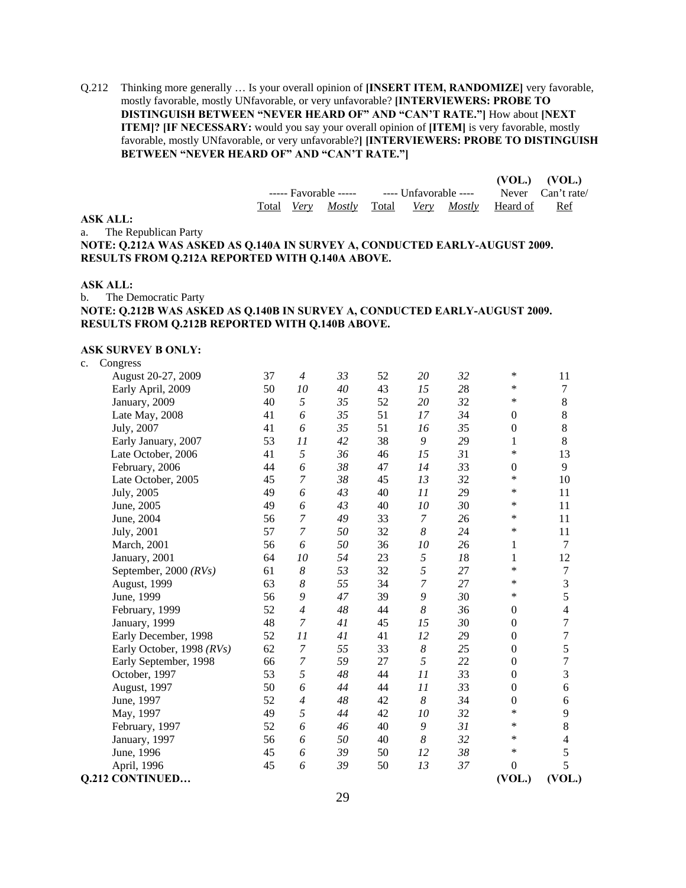Q.212 Thinking more generally … Is your overall opinion of **[INSERT ITEM, RANDOMIZE]** very favorable, mostly favorable, mostly UNfavorable, or very unfavorable? **[INTERVIEWERS: PROBE TO DISTINGUISH BETWEEN "NEVER HEARD OF" AND "CAN'T RATE."]** How about **[NEXT ITEM]? [IF NECESSARY:** would you say your overall opinion of **[ITEM]** is very favorable, mostly favorable, mostly UNfavorable, or very unfavorable?**] [INTERVIEWERS: PROBE TO DISTINGUISH BETWEEN "NEVER HEARD OF" AND "CAN'T RATE."]**

**ASK ALL:**

a. The Republican Party

**NOTE: Q.212A WAS ASKED AS Q.140A IN SURVEY A, CONDUCTED EARLY-AUGUST 2009. RESULTS FROM Q.212A REPORTED WITH Q.140A ABOVE.**

**ASK ALL:**

b. The Democratic Party

**NOTE: Q.212B WAS ASKED AS Q.140B IN SURVEY A, CONDUCTED EARLY-AUGUST 2009. RESULTS FROM Q.212B REPORTED WITH Q.140B ABOVE.**

**ASK SURVEY B ONLY:**

c. Congress

| | ----- Favorable ----- | | | ---- Unfavorable ---- | | | (VOL.) Never | (VOL.) Can't rate/ |
|---|---|---|---|---|---|---|---|---|
| | Total | *Very* | *Mostly* | Total | *Very* | *Mostly* | Heard of | Ref |
| August 20-27, 2009 | 37 | *4* | *33* | 52 | *20* | *32* | * | 11 |
| Early April, 2009 | 50 | *10* | *40* | 43 | *15* | *28* | * | 7 |
| January, 2009 | 40 | *5* | *35* | 52 | *20* | *32* | * | 8 |
| Late May, 2008 | 41 | *6* | *35* | 51 | *17* | *34* | 0 | 8 |
| July, 2007 | 41 | *6* | *35* | 51 | *16* | *35* | 0 | 8 |
| Early January, 2007 | 53 | *11* | *42* | 38 | *9* | *29* | 1 | 8 |
| Late October, 2006 | 41 | *5* | *36* | 46 | *15* | *31* | * | 13 |
| February, 2006 | 44 | *6* | *38* | 47 | *14* | *33* | 0 | 9 |
| Late October, 2005 | 45 | *7* | *38* | 45 | *13* | *32* | * | 10 |
| July, 2005 | 49 | *6* | *43* | 40 | *11* | *29* | * | 11 |
| June, 2005 | 49 | *6* | *43* | 40 | *10* | *30* | * | 11 |
| June, 2004 | 56 | *7* | *49* | 33 | *7* | *26* | * | 11 |
| July, 2001 | 57 | *7* | *50* | 32 | *8* | *24* | * | 11 |
| March, 2001 | 56 | *6* | *50* | 36 | *10* | *26* | 1 | 7 |
| January, 2001 | 64 | *10* | *54* | 23 | *5* | *18* | 1 | 12 |
| September, 2000 *(RVs)* | 61 | *8* | *53* | 32 | *5* | *27* | * | 7 |
| August, 1999 | 63 | *8* | *55* | 34 | *7* | *27* | * | 3 |
| June, 1999 | 56 | *9* | *47* | 39 | *9* | *30* | * | 5 |
| February, 1999 | 52 | *4* | *48* | 44 | *8* | *36* | 0 | 4 |
| January, 1999 | 48 | *7* | *41* | 45 | *15* | *30* | 0 | 7 |
| Early December, 1998 | 52 | *11* | *41* | 41 | *12* | *29* | 0 | 7 |
| Early October, 1998 *(RVs)* | 62 | *7* | *55* | 33 | *8* | *25* | 0 | 5 |
| Early September, 1998 | 66 | *7* | *59* | 27 | *5* | *22* | 0 | 7 |
| October, 1997 | 53 | *5* | *48* | 44 | *11* | *33* | 0 | 3 |
| August, 1997 | 50 | *6* | *44* | 44 | *11* | *33* | 0 | 6 |
| June, 1997 | 52 | *4* | *48* | 42 | *8* | *34* | 0 | 6 |
| May, 1997 | 49 | *5* | *44* | 42 | *10* | *32* | * | 9 |
| February, 1997 | 52 | *6* | *46* | 40 | *9* | *31* | * | 8 |
| January, 1997 | 56 | *6* | *50* | 40 | *8* | *32* | * | 4 |
| June, 1996 | 45 | *6* | *39* | 50 | *12* | *38* | * | 5 |
| April, 1996 | 45 | *6* | *39* | 50 | *13* | *37* | 0 | 5 |

**Q.212 CONTINUED…** **(VOL.)** **(VOL.)**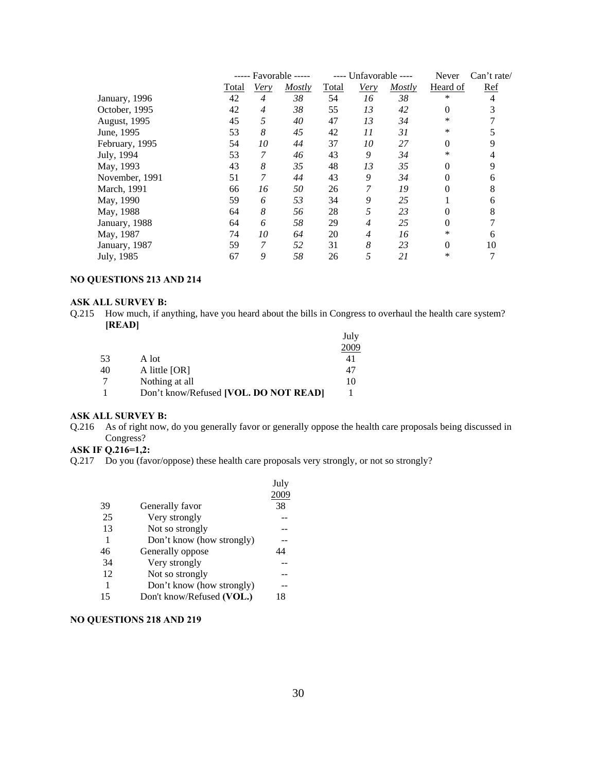| | ----- Favorable ----- | | | ---- Unfavorable ---- | | | Never | Can't rate/ |
|---|---|---|---|---|---|---|---|---|
| | Total | *Very* | *Mostly* | Total | *Very* | *Mostly* | Heard of | Ref |
| January, 1996 | 42 | *4* | *38* | 54 | *16* | *38* | * | 4 |
| October, 1995 | 42 | *4* | *38* | 55 | *13* | *42* | 0 | 3 |
| August, 1995 | 45 | *5* | *40* | 47 | *13* | *34* | * | 7 |
| June, 1995 | 53 | *8* | *45* | 42 | *11* | *31* | * | 5 |
| February, 1995 | 54 | *10* | *44* | 37 | *10* | *27* | 0 | 9 |
| July, 1994 | 53 | *7* | *46* | 43 | *9* | *34* | * | 4 |
| May, 1993 | 43 | *8* | *35* | 48 | *13* | *35* | 0 | 9 |
| November, 1991 | 51 | *7* | *44* | 43 | *9* | *34* | 0 | 6 |
| March, 1991 | 66 | *16* | *50* | 26 | *7* | *19* | 0 | 8 |
| May, 1990 | 59 | *6* | *53* | 34 | *9* | *25* | 1 | 6 |
| May, 1988 | 64 | *8* | *56* | 28 | *5* | *23* | 0 | 8 |
| January, 1988 | 64 | *6* | *58* | 29 | *4* | *25* | 0 | 7 |
| May, 1987 | 74 | *10* | *64* | 20 | *4* | *16* | * | 6 |
| January, 1987 | 59 | *7* | *52* | 31 | *8* | *23* | 0 | 10 |
| July, 1985 | 67 | *9* | *58* | 26 | *5* | *21* | * | 7 |

**NO QUESTIONS 213 AND 214**

**ASK ALL SURVEY B:**

Q.215 How much, if anything, have you heard about the bills in Congress to overhaul the health care system? **[READ]**

| | | July 2009 |
|---|---|---|
| 53 | A lot | 41 |
| 40 | A little [OR] | 47 |
| 7 | Nothing at all | 10 |
| 1 | Don't know/Refused **[VOL. DO NOT READ]** | 1 |

**ASK ALL SURVEY B:**

Q.216 As of right now, do you generally favor or generally oppose the health care proposals being discussed in Congress?

**ASK IF Q.216=1,2:**

Q.217 Do you (favor/oppose) these health care proposals very strongly, or not so strongly?

| | | July 2009 |
|---|---|---|
| 39 | Generally favor | 38 |
| 25 | Very strongly | -- |
| 13 | Not so strongly | -- |
| 1 | Don't know (how strongly) | -- |
| 46 | Generally oppose | 44 |
| 34 | Very strongly | -- |
| 12 | Not so strongly | -- |
| 1 | Don't know (how strongly) | -- |
| 15 | Don't know/Refused **(VOL.)** | 18 |

**NO QUESTIONS 218 AND 219**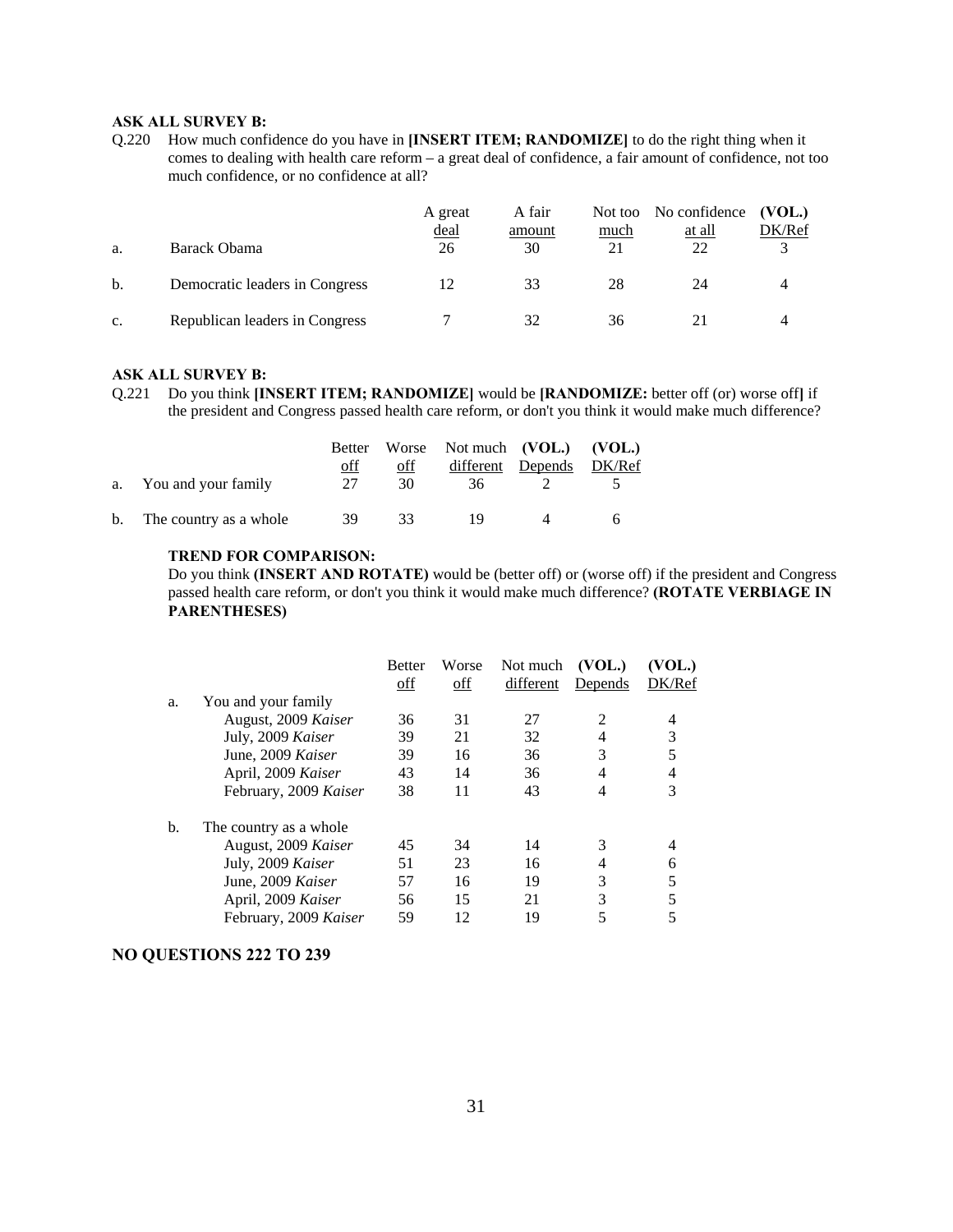**ASK ALL SURVEY B:**

Q.220 How much confidence do you have in **[INSERT ITEM; RANDOMIZE]** to do the right thing when it comes to dealing with health care reform – a great deal of confidence, a fair amount of confidence, not too much confidence, or no confidence at all?

| | | A great deal | A fair amount | Not too much | No confidence at all | (VOL.) DK/Ref |
|---|---|---|---|---|---|---|
| a. | Barack Obama | 26 | 30 | 21 | 22 | 3 |
| b. | Democratic leaders in Congress | 12 | 33 | 28 | 24 | 4 |
| c. | Republican leaders in Congress | 7 | 32 | 36 | 21 | 4 |

**ASK ALL SURVEY B:**

Q.221 Do you think **[INSERT ITEM; RANDOMIZE]** would be **[RANDOMIZE:** better off (or) worse off**]** if the president and Congress passed health care reform, or don't you think it would make much difference?

| | | Better off | Worse off | Not much different | (VOL.) Depends | (VOL.) DK/Ref |
|---|---|---|---|---|---|---|
| a. | You and your family | 27 | 30 | 36 | 2 | 5 |
| b. | The country as a whole | 39 | 33 | 19 | 4 | 6 |

**TREND FOR COMPARISON:**

Do you think **(INSERT AND ROTATE)** would be (better off) or (worse off) if the president and Congress passed health care reform, or don't you think it would make much difference? **(ROTATE VERBIAGE IN PARENTHESES)**

| | | Better off | Worse off | Not much different | (VOL.) Depends | (VOL.) DK/Ref |
|---|---|---|---|---|---|---|
| a. | You and your family | | | | | |
| | August, 2009 *Kaiser* | 36 | 31 | 27 | 2 | 4 |
| | July, 2009 *Kaiser* | 39 | 21 | 32 | 4 | 3 |
| | June, 2009 *Kaiser* | 39 | 16 | 36 | 3 | 5 |
| | April, 2009 *Kaiser* | 43 | 14 | 36 | 4 | 4 |
| | February, 2009 *Kaiser* | 38 | 11 | 43 | 4 | 3 |
| b. | The country as a whole | | | | | |
| | August, 2009 *Kaiser* | 45 | 34 | 14 | 3 | 4 |
| | July, 2009 *Kaiser* | 51 | 23 | 16 | 4 | 6 |
| | June, 2009 *Kaiser* | 57 | 16 | 19 | 3 | 5 |
| | April, 2009 *Kaiser* | 56 | 15 | 21 | 3 | 5 |
| | February, 2009 *Kaiser* | 59 | 12 | 19 | 5 | 5 |

**NO QUESTIONS 222 TO 239**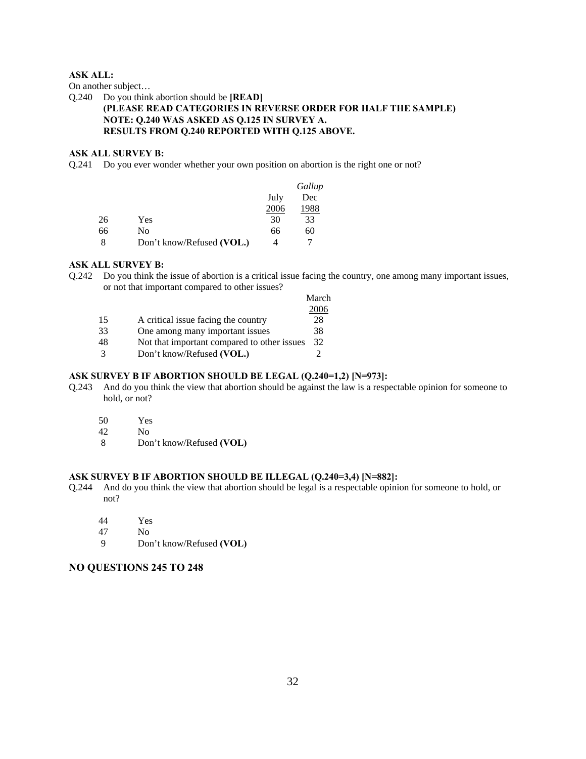**ASK ALL:**

On another subject…

Q.240 Do you think abortion should be **[READ]**
**(PLEASE READ CATEGORIES IN REVERSE ORDER FOR HALF THE SAMPLE)**
**NOTE: Q.240 WAS ASKED AS Q.125 IN SURVEY A.**
**RESULTS FROM Q.240 REPORTED WITH Q.125 ABOVE.**

**ASK ALL SURVEY B:**

Q.241 Do you ever wonder whether your own position on abortion is the right one or not?

| | | July 2006 | *Gallup* Dec 1988 |
|---|---|---|---|
| 26 | Yes | 30 | 33 |
| 66 | No | 66 | 60 |
| 8 | Don't know/Refused **(VOL.)** | 4 | 7 |

**ASK ALL SURVEY B:**

Q.242 Do you think the issue of abortion is a critical issue facing the country, one among many important issues, or not that important compared to other issues?

| | | March 2006 |
|---|---|---|
| 15 | A critical issue facing the country | 28 |
| 33 | One among many important issues | 38 |
| 48 | Not that important compared to other issues | 32 |
| 3 | Don't know/Refused **(VOL.)** | 2 |

**ASK SURVEY B IF ABORTION SHOULD BE LEGAL (Q.240=1,2) [N=973]:**

Q.243 And do you think the view that abortion should be against the law is a respectable opinion for someone to hold, or not?

| | |
|---|---|
| 50 | Yes |
| 42 | No |
| 8 | Don't know/Refused **(VOL)** |

**ASK SURVEY B IF ABORTION SHOULD BE ILLEGAL (Q.240=3,4) [N=882]:**

Q.244 And do you think the view that abortion should be legal is a respectable opinion for someone to hold, or not?

| | |
|---|---|
| 44 | Yes |
| 47 | No |
| 9 | Don't know/Refused **(VOL)** |

**NO QUESTIONS 245 TO 248**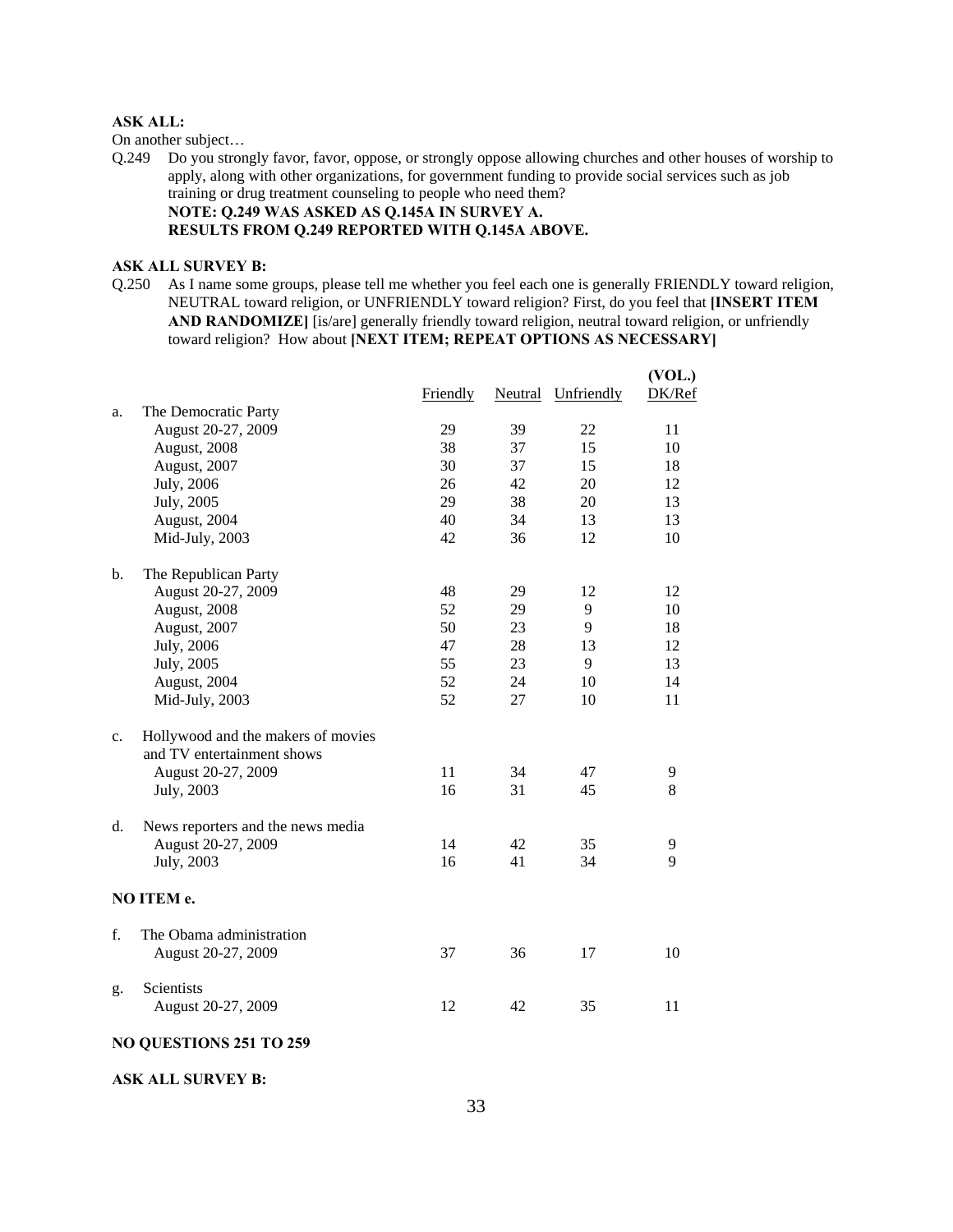**ASK ALL:**

On another subject…

Q.249 Do you strongly favor, favor, oppose, or strongly oppose allowing churches and other houses of worship to apply, along with other organizations, for government funding to provide social services such as job training or drug treatment counseling to people who need them?
**NOTE: Q.249 WAS ASKED AS Q.145A IN SURVEY A.**
**RESULTS FROM Q.249 REPORTED WITH Q.145A ABOVE.**

**ASK ALL SURVEY B:**

Q.250 As I name some groups, please tell me whether you feel each one is generally FRIENDLY toward religion, NEUTRAL toward religion, or UNFRIENDLY toward religion? First, do you feel that **[INSERT ITEM AND RANDOMIZE]** [is/are] generally friendly toward religion, neutral toward religion, or unfriendly toward religion? How about **[NEXT ITEM; REPEAT OPTIONS AS NECESSARY]**

| | | Friendly | Neutral | Unfriendly | (VOL.) DK/Ref |
|---|---|---|---|---|---|
| a. | The Democratic Party | | | | |
| | August 20-27, 2009 | 29 | 39 | 22 | 11 |
| | August, 2008 | 38 | 37 | 15 | 10 |
| | August, 2007 | 30 | 37 | 15 | 18 |
| | July, 2006 | 26 | 42 | 20 | 12 |
| | July, 2005 | 29 | 38 | 20 | 13 |
| | August, 2004 | 40 | 34 | 13 | 13 |
| | Mid-July, 2003 | 42 | 36 | 12 | 10 |
| b. | The Republican Party | | | | |
| | August 20-27, 2009 | 48 | 29 | 12 | 12 |
| | August, 2008 | 52 | 29 | 9 | 10 |
| | August, 2007 | 50 | 23 | 9 | 18 |
| | July, 2006 | 47 | 28 | 13 | 12 |
| | July, 2005 | 55 | 23 | 9 | 13 |
| | August, 2004 | 52 | 24 | 10 | 14 |
| | Mid-July, 2003 | 52 | 27 | 10 | 11 |
| c. | Hollywood and the makers of movies and TV entertainment shows | | | | |
| | August 20-27, 2009 | 11 | 34 | 47 | 9 |
| | July, 2003 | 16 | 31 | 45 | 8 |
| d. | News reporters and the news media | | | | |
| | August 20-27, 2009 | 14 | 42 | 35 | 9 |
| | July, 2003 | 16 | 41 | 34 | 9 |

**NO ITEM e.**

| | | Friendly | Neutral | Unfriendly | (VOL.) DK/Ref |
|---|---|---|---|---|---|
| f. | The Obama administration | | | | |
| | August 20-27, 2009 | 37 | 36 | 17 | 10 |
| g. | Scientists | | | | |
| | August 20-27, 2009 | 12 | 42 | 35 | 11 |

**NO QUESTIONS 251 TO 259**

**ASK ALL SURVEY B:**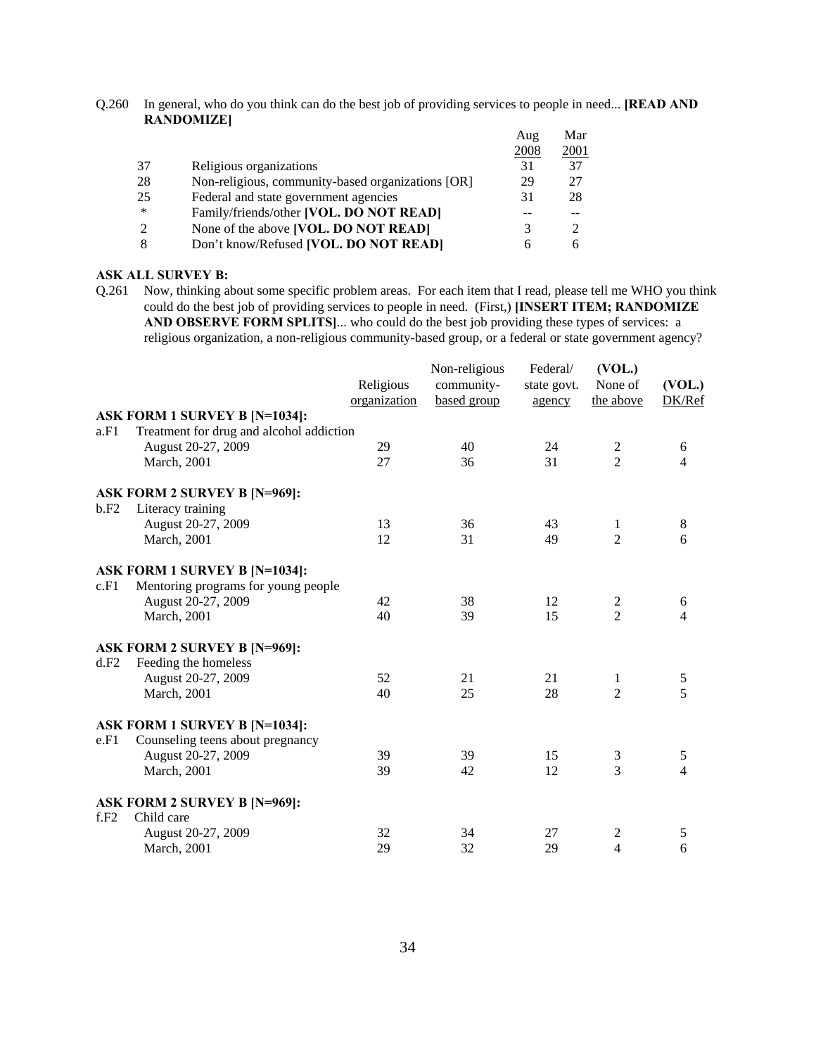Q.260 In general, who do you think can do the best job of providing services to people in need... **[READ AND RANDOMIZE]**

| | | Aug 2008 | Mar 2001 |
|---|---|---|---|
| 37 | Religious organizations | 31 | 37 |
| 28 | Non-religious, community-based organizations [OR] | 29 | 27 |
| 25 | Federal and state government agencies | 31 | 28 |
| * | Family/friends/other **[VOL. DO NOT READ]** | -- | -- |
| 2 | None of the above **[VOL. DO NOT READ]** | 3 | 2 |
| 8 | Don't know/Refused **[VOL. DO NOT READ]** | 6 | 6 |

**ASK ALL SURVEY B:**

Q.261 Now, thinking about some specific problem areas. For each item that I read, please tell me WHO you think could do the best job of providing services to people in need. (First,) **[INSERT ITEM; RANDOMIZE AND OBSERVE FORM SPLITS]**... who could do the best job providing these types of services: a religious organization, a non-religious community-based group, or a federal or state government agency?

| | Religious organization | Non-religious community-based group | Federal/ state govt. agency | (VOL.) None of the above | (VOL.) DK/Ref |
|---|---|---|---|---|---|
| **ASK FORM 1 SURVEY B [N=1034]:** | | | | | |
| a.F1 Treatment for drug and alcohol addiction | | | | | |
| August 20-27, 2009 | 29 | 40 | 24 | 2 | 6 |
| March, 2001 | 27 | 36 | 31 | 2 | 4 |
| **ASK FORM 2 SURVEY B [N=969]:** | | | | | |
| b.F2 Literacy training | | | | | |
| August 20-27, 2009 | 13 | 36 | 43 | 1 | 8 |
| March, 2001 | 12 | 31 | 49 | 2 | 6 |
| **ASK FORM 1 SURVEY B [N=1034]:** | | | | | |
| c.F1 Mentoring programs for young people | | | | | |
| August 20-27, 2009 | 42 | 38 | 12 | 2 | 6 |
| March, 2001 | 40 | 39 | 15 | 2 | 4 |
| **ASK FORM 2 SURVEY B [N=969]:** | | | | | |
| d.F2 Feeding the homeless | | | | | |
| August 20-27, 2009 | 52 | 21 | 21 | 1 | 5 |
| March, 2001 | 40 | 25 | 28 | 2 | 5 |
| **ASK FORM 1 SURVEY B [N=1034]:** | | | | | |
| e.F1 Counseling teens about pregnancy | | | | | |
| August 20-27, 2009 | 39 | 39 | 15 | 3 | 5 |
| March, 2001 | 39 | 42 | 12 | 3 | 4 |
| **ASK FORM 2 SURVEY B [N=969]:** | | | | | |
| f.F2 Child care | | | | | |
| August 20-27, 2009 | 32 | 34 | 27 | 2 | 5 |
| March, 2001 | 29 | 32 | 29 | 4 | 6 |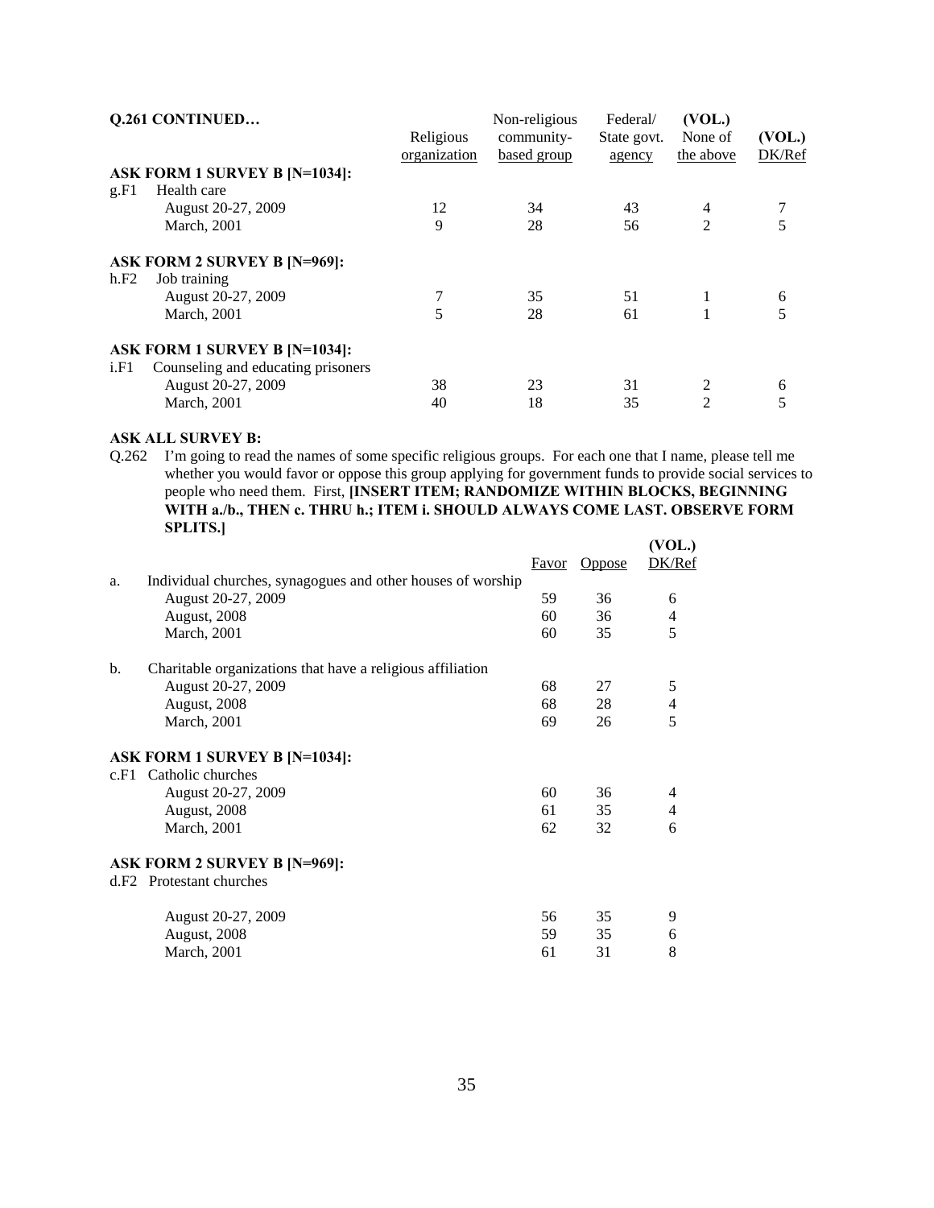**Q.261 CONTINUED…**

| | Religious organization | Non-religious community-based group | Federal/ State govt. agency | (VOL.) None of the above | (VOL.) DK/Ref |
|---|---|---|---|---|---|
| **ASK FORM 1 SURVEY B [N=1034]:** | | | | | |
| g.F1 Health care | | | | | |
| August 20-27, 2009 | 12 | 34 | 43 | 4 | 7 |
| March, 2001 | 9 | 28 | 56 | 2 | 5 |
| **ASK FORM 2 SURVEY B [N=969]:** | | | | | |
| h.F2 Job training | | | | | |
| August 20-27, 2009 | 7 | 35 | 51 | 1 | 6 |
| March, 2001 | 5 | 28 | 61 | 1 | 5 |
| **ASK FORM 1 SURVEY B [N=1034]:** | | | | | |
| i.F1 Counseling and educating prisoners | | | | | |
| August 20-27, 2009 | 38 | 23 | 31 | 2 | 6 |
| March, 2001 | 40 | 18 | 35 | 2 | 5 |

**ASK ALL SURVEY B:**

Q.262 I'm going to read the names of some specific religious groups. For each one that I name, please tell me whether you would favor or oppose this group applying for government funds to provide social services to people who need them. First, **[INSERT ITEM; RANDOMIZE WITHIN BLOCKS, BEGINNING WITH a./b., THEN c. THRU h.; ITEM i. SHOULD ALWAYS COME LAST. OBSERVE FORM SPLITS.]**

| | Favor | Oppose | (VOL.) DK/Ref |
|---|---|---|---|
| a. Individual churches, synagogues and other houses of worship | | | |
| August 20-27, 2009 | 59 | 36 | 6 |
| August, 2008 | 60 | 36 | 4 |
| March, 2001 | 60 | 35 | 5 |
| b. Charitable organizations that have a religious affiliation | | | |
| August 20-27, 2009 | 68 | 27 | 5 |
| August, 2008 | 68 | 28 | 4 |
| March, 2001 | 69 | 26 | 5 |
| **ASK FORM 1 SURVEY B [N=1034]:** | | | |
| c.F1 Catholic churches | | | |
| August 20-27, 2009 | 60 | 36 | 4 |
| August, 2008 | 61 | 35 | 4 |
| March, 2001 | 62 | 32 | 6 |
| **ASK FORM 2 SURVEY B [N=969]:** | | | |
| d.F2 Protestant churches | | | |
| August 20-27, 2009 | 56 | 35 | 9 |
| August, 2008 | 59 | 35 | 6 |
| March, 2001 | 61 | 31 | 8 |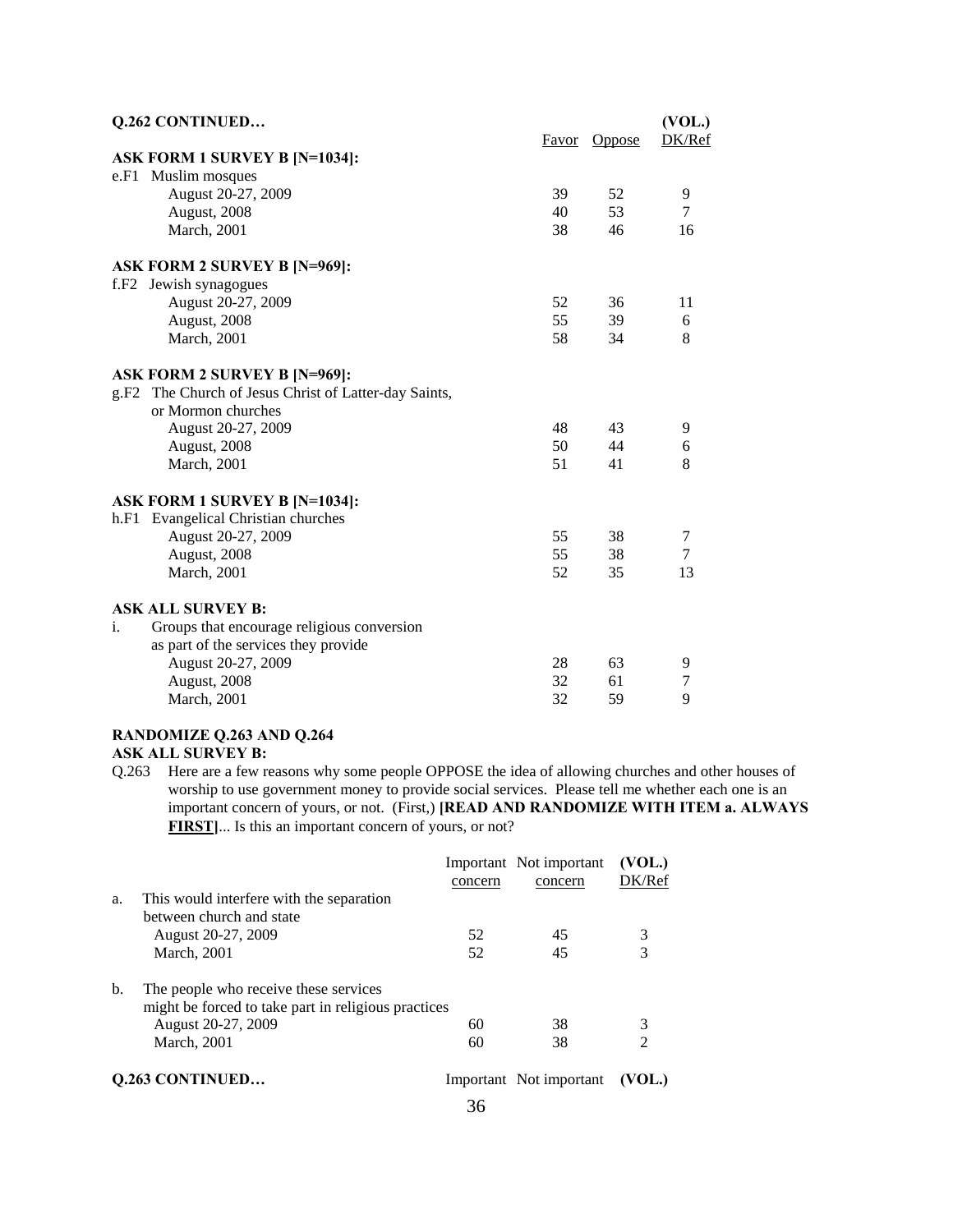**Q.262 CONTINUED…**

| | Favor | Oppose | (VOL.) DK/Ref |
|---|---|---|---|
| **ASK FORM 1 SURVEY B [N=1034]:** | | | |
| e.F1 Muslim mosques | | | |
| August 20-27, 2009 | 39 | 52 | 9 |
| August, 2008 | 40 | 53 | 7 |
| March, 2001 | 38 | 46 | 16 |
| **ASK FORM 2 SURVEY B [N=969]:** | | | |
| f.F2 Jewish synagogues | | | |
| August 20-27, 2009 | 52 | 36 | 11 |
| August, 2008 | 55 | 39 | 6 |
| March, 2001 | 58 | 34 | 8 |
| **ASK FORM 2 SURVEY B [N=969]:** | | | |
| g.F2 The Church of Jesus Christ of Latter-day Saints, or Mormon churches | | | |
| August 20-27, 2009 | 48 | 43 | 9 |
| August, 2008 | 50 | 44 | 6 |
| March, 2001 | 51 | 41 | 8 |
| **ASK FORM 1 SURVEY B [N=1034]:** | | | |
| h.F1 Evangelical Christian churches | | | |
| August 20-27, 2009 | 55 | 38 | 7 |
| August, 2008 | 55 | 38 | 7 |
| March, 2001 | 52 | 35 | 13 |
| **ASK ALL SURVEY B:** | | | |
| i. Groups that encourage religious conversion as part of the services they provide | | | |
| August 20-27, 2009 | 28 | 63 | 9 |
| August, 2008 | 32 | 61 | 7 |
| March, 2001 | 32 | 59 | 9 |

**RANDOMIZE Q.263 AND Q.264**

**ASK ALL SURVEY B:**

Q.263 Here are a few reasons why some people OPPOSE the idea of allowing churches and other houses of worship to use government money to provide social services. Please tell me whether each one is an important concern of yours, or not. (First,) **[READ AND RANDOMIZE WITH ITEM a. ALWAYS FIRST]**... Is this an important concern of yours, or not?

| | Important concern | Not important concern | (VOL.) DK/Ref |
|---|---|---|---|
| a. This would interfere with the separation between church and state | | | |
| August 20-27, 2009 | 52 | 45 | 3 |
| March, 2001 | 52 | 45 | 3 |
| b. The people who receive these services might be forced to take part in religious practices | | | |
| August 20-27, 2009 | 60 | 38 | 3 |
| March, 2001 | 60 | 38 | 2 |

**Q.263 CONTINUED…** Important Not important (VOL.)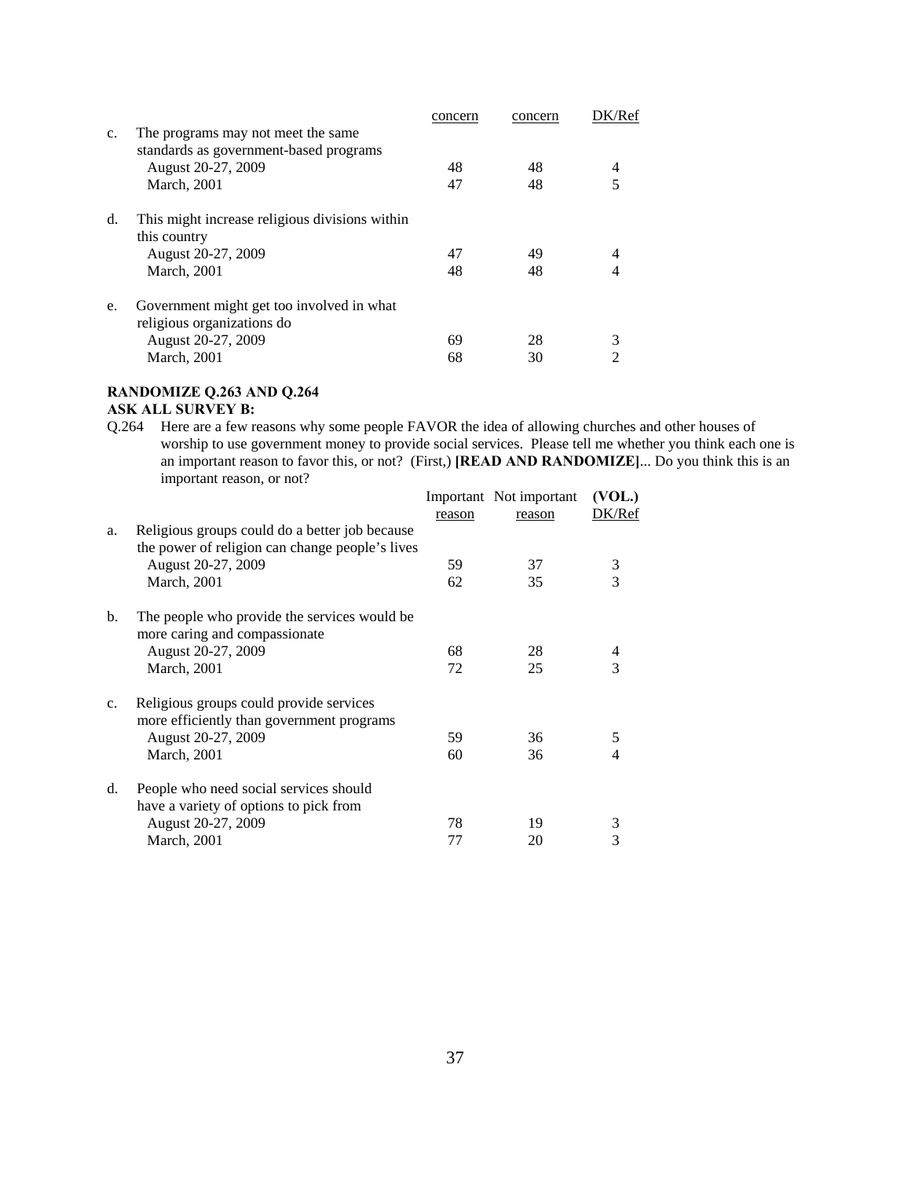| | concern | concern | DK/Ref |
|---|---|---|---|
| c. The programs may not meet the same standards as government-based programs | | | |
| August 20-27, 2009 | 48 | 48 | 4 |
| March, 2001 | 47 | 48 | 5 |
| d. This might increase religious divisions within this country | | | |
| August 20-27, 2009 | 47 | 49 | 4 |
| March, 2001 | 48 | 48 | 4 |
| e. Government might get too involved in what religious organizations do | | | |
| August 20-27, 2009 | 69 | 28 | 3 |
| March, 2001 | 68 | 30 | 2 |

**RANDOMIZE Q.263 AND Q.264**
**ASK ALL SURVEY B:**

Q.264 Here are a few reasons why some people FAVOR the idea of allowing churches and other houses of worship to use government money to provide social services. Please tell me whether you think each one is an important reason to favor this, or not? (First,) **[READ AND RANDOMIZE]**... Do you think this is an important reason, or not?

| | Important reason | Not important reason | (VOL.) DK/Ref |
|---|---|---|---|
| a. Religious groups could do a better job because the power of religion can change people's lives | | | |
| August 20-27, 2009 | 59 | 37 | 3 |
| March, 2001 | 62 | 35 | 3 |
| b. The people who provide the services would be more caring and compassionate | | | |
| August 20-27, 2009 | 68 | 28 | 4 |
| March, 2001 | 72 | 25 | 3 |
| c. Religious groups could provide services more efficiently than government programs | | | |
| August 20-27, 2009 | 59 | 36 | 5 |
| March, 2001 | 60 | 36 | 4 |
| d. People who need social services should have a variety of options to pick from | | | |
| August 20-27, 2009 | 78 | 19 | 3 |
| March, 2001 | 77 | 20 | 3 |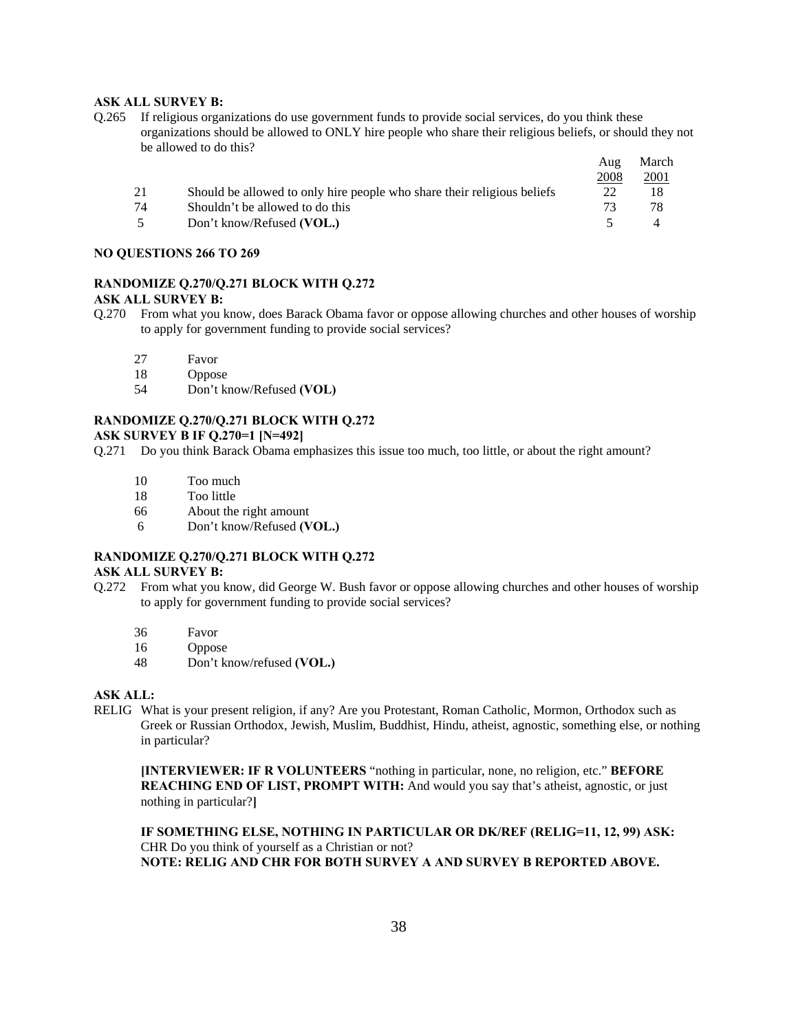**ASK ALL SURVEY B:**

Q.265 If religious organizations do use government funds to provide social services, do you think these organizations should be allowed to ONLY hire people who share their religious beliefs, or should they not be allowed to do this?

| | | Aug 2008 | March 2001 |
|---|---|---|---|
| 21 | Should be allowed to only hire people who share their religious beliefs | 22 | 18 |
| 74 | Shouldn't be allowed to do this | 73 | 78 |
| 5 | Don't know/Refused **(VOL.)** | 5 | 4 |

**NO QUESTIONS 266 TO 269**

**RANDOMIZE Q.270/Q.271 BLOCK WITH Q.272**
**ASK ALL SURVEY B:**

Q.270 From what you know, does Barack Obama favor or oppose allowing churches and other houses of worship to apply for government funding to provide social services?

| | |
|---|---|
| 27 | Favor |
| 18 | Oppose |
| 54 | Don't know/Refused **(VOL)** |

**RANDOMIZE Q.270/Q.271 BLOCK WITH Q.272**
**ASK SURVEY B IF Q.270=1 [N=492]**

Q.271 Do you think Barack Obama emphasizes this issue too much, too little, or about the right amount?

| | |
|---|---|
| 10 | Too much |
| 18 | Too little |
| 66 | About the right amount |
| 6 | Don't know/Refused **(VOL.)** |

**RANDOMIZE Q.270/Q.271 BLOCK WITH Q.272**
**ASK ALL SURVEY B:**

Q.272 From what you know, did George W. Bush favor or oppose allowing churches and other houses of worship to apply for government funding to provide social services?

| | |
|---|---|
| 36 | Favor |
| 16 | Oppose |
| 48 | Don't know/refused **(VOL.)** |

**ASK ALL:**

RELIG What is your present religion, if any? Are you Protestant, Roman Catholic, Mormon, Orthodox such as Greek or Russian Orthodox, Jewish, Muslim, Buddhist, Hindu, atheist, agnostic, something else, or nothing in particular?

**[INTERVIEWER: IF R VOLUNTEERS** "nothing in particular, none, no religion, etc." **BEFORE REACHING END OF LIST, PROMPT WITH:** And would you say that's atheist, agnostic, or just nothing in particular?**]**

**IF SOMETHING ELSE, NOTHING IN PARTICULAR OR DK/REF (RELIG=11, 12, 99) ASK:**
CHR Do you think of yourself as a Christian or not?
**NOTE: RELIG AND CHR FOR BOTH SURVEY A AND SURVEY B REPORTED ABOVE.**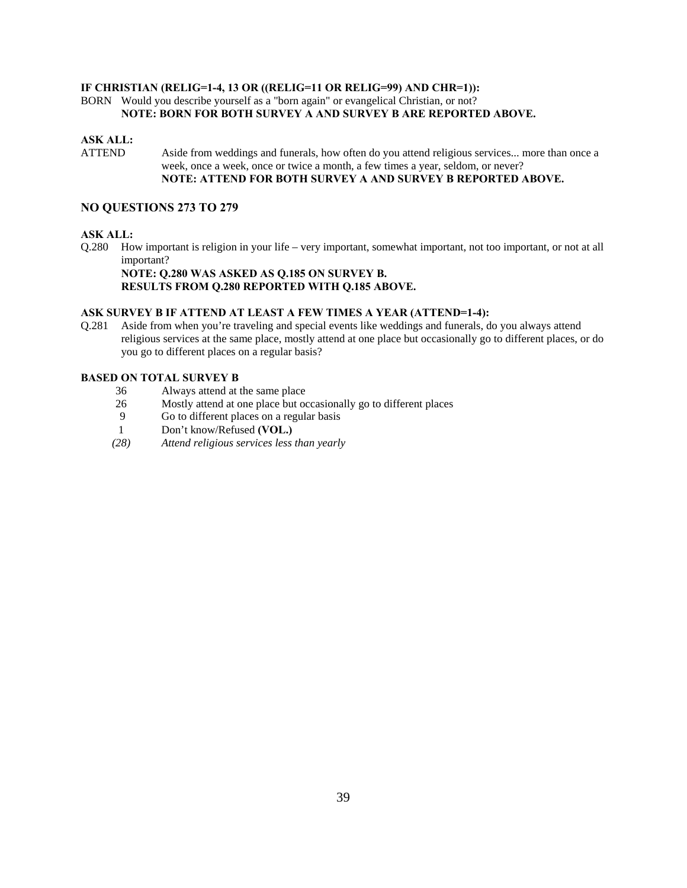**IF CHRISTIAN (RELIG=1-4, 13 OR ((RELIG=11 OR RELIG=99) AND CHR=1)):**

BORN Would you describe yourself as a "born again" or evangelical Christian, or not?
**NOTE: BORN FOR BOTH SURVEY A AND SURVEY B ARE REPORTED ABOVE.**

**ASK ALL:**

ATTEND Aside from weddings and funerals, how often do you attend religious services... more than once a week, once a week, once or twice a month, a few times a year, seldom, or never?
**NOTE: ATTEND FOR BOTH SURVEY A AND SURVEY B REPORTED ABOVE.**

## NO QUESTIONS 273 TO 279

**ASK ALL:**

Q.280 How important is religion in your life – very important, somewhat important, not too important, or not at all important?
**NOTE: Q.280 WAS ASKED AS Q.185 ON SURVEY B.**
**RESULTS FROM Q.280 REPORTED WITH Q.185 ABOVE.**

**ASK SURVEY B IF ATTEND AT LEAST A FEW TIMES A YEAR (ATTEND=1-4):**

Q.281 Aside from when you're traveling and special events like weddings and funerals, do you always attend religious services at the same place, mostly attend at one place but occasionally go to different places, or do you go to different places on a regular basis?

**BASED ON TOTAL SURVEY B**

| | |
|---|---|
| 36 | Always attend at the same place |
| 26 | Mostly attend at one place but occasionally go to different places |
| 9 | Go to different places on a regular basis |
| 1 | Don't know/Refused **(VOL.)** |
| *(28)* | *Attend religious services less than yearly* |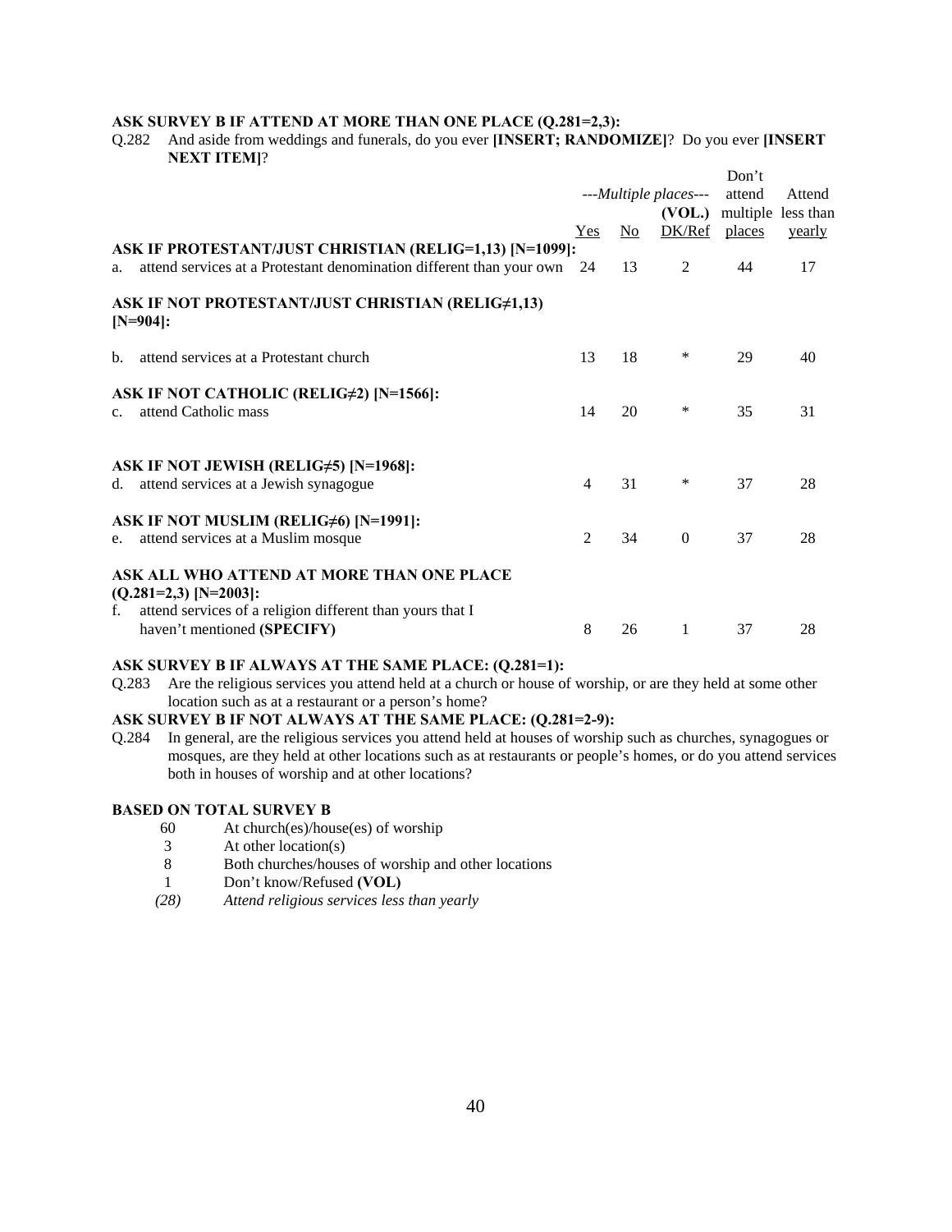**ASK SURVEY B IF ATTEND AT MORE THAN ONE PLACE (Q.281=2,3):**

Q.282 And aside from weddings and funerals, do you ever **[INSERT; RANDOMIZE]**? Do you ever **[INSERT NEXT ITEM]**?

| | ---Multiple places--- | | | Don't attend multiple places | Attend less than yearly |
|---|---|---|---|---|---|
| | Yes | No | (VOL.) DK/Ref | | |
| **ASK IF PROTESTANT/JUST CHRISTIAN (RELIG=1,13) [N=1099]:** | | | | | |
| a. attend services at a Protestant denomination different than your own | 24 | 13 | 2 | 44 | 17 |
| **ASK IF NOT PROTESTANT/JUST CHRISTIAN (RELIG≠1,13) [N=904]:** | | | | | |
| b. attend services at a Protestant church | 13 | 18 | * | 29 | 40 |
| **ASK IF NOT CATHOLIC (RELIG≠2) [N=1566]:** | | | | | |
| c. attend Catholic mass | 14 | 20 | * | 35 | 31 |
| **ASK IF NOT JEWISH (RELIG≠5) [N=1968]:** | | | | | |
| d. attend services at a Jewish synagogue | 4 | 31 | * | 37 | 28 |
| **ASK IF NOT MUSLIM (RELIG≠6) [N=1991]:** | | | | | |
| e. attend services at a Muslim mosque | 2 | 34 | 0 | 37 | 28 |
| **ASK ALL WHO ATTEND AT MORE THAN ONE PLACE (Q.281=2,3) [N=2003]:** | | | | | |
| f. attend services of a religion different than yours that I haven't mentioned **(SPECIFY)** | 8 | 26 | 1 | 37 | 28 |

**ASK SURVEY B IF ALWAYS AT THE SAME PLACE: (Q.281=1):**

Q.283 Are the religious services you attend held at a church or house of worship, or are they held at some other location such as at a restaurant or a person's home?

**ASK SURVEY B IF NOT ALWAYS AT THE SAME PLACE: (Q.281=2-9):**

Q.284 In general, are the religious services you attend held at houses of worship such as churches, synagogues or mosques, are they held at other locations such as at restaurants or people's homes, or do you attend services both in houses of worship and at other locations?

**BASED ON TOTAL SURVEY B**

| | |
|---|---|
| 60 | At church(es)/house(es) of worship |
| 3 | At other location(s) |
| 8 | Both churches/houses of worship and other locations |
| 1 | Don't know/Refused **(VOL)** |
| *(28)* | *Attend religious services less than yearly* |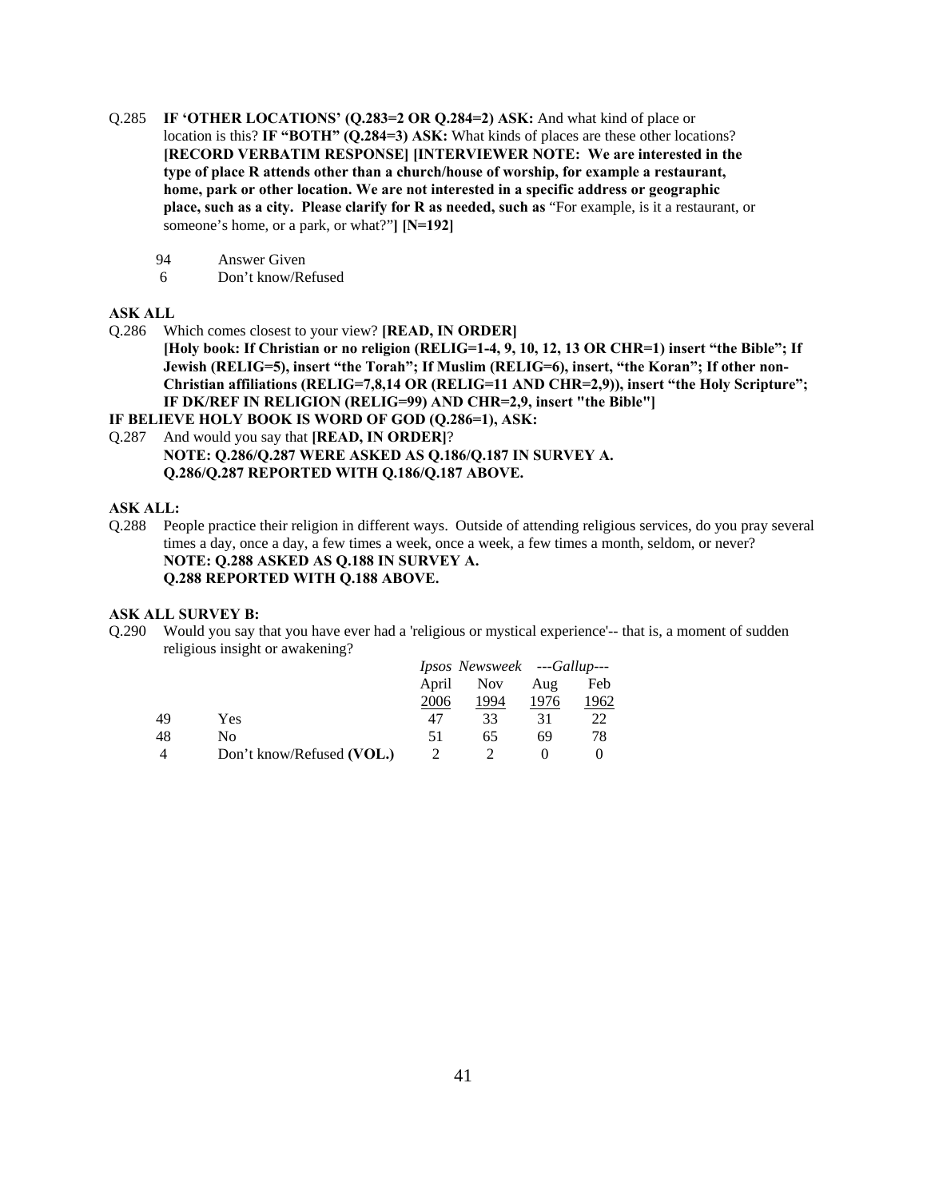Q.285 **IF 'OTHER LOCATIONS' (Q.283=2 OR Q.284=2) ASK:** And what kind of place or location is this? **IF "BOTH" (Q.284=3) ASK:** What kinds of places are these other locations? **[RECORD VERBATIM RESPONSE] [INTERVIEWER NOTE: We are interested in the type of place R attends other than a church/house of worship, for example a restaurant, home, park or other location. We are not interested in a specific address or geographic place, such as a city. Please clarify for R as needed, such as** "For example, is it a restaurant, or someone's home, or a park, or what?"**] [N=192]**

| | |
|---|---|
| 94 | Answer Given |
| 6 | Don't know/Refused |

**ASK ALL**

Q.286 Which comes closest to your view? **[READ, IN ORDER]**
**[Holy book: If Christian or no religion (RELIG=1-4, 9, 10, 12, 13 OR CHR=1) insert "the Bible"; If Jewish (RELIG=5), insert "the Torah"; If Muslim (RELIG=6), insert, "the Koran"; If other non-Christian affiliations (RELIG=7,8,14 OR (RELIG=11 AND CHR=2,9)), insert "the Holy Scripture"; IF DK/REF IN RELIGION (RELIG=99) AND CHR=2,9, insert "the Bible"]**

**IF BELIEVE HOLY BOOK IS WORD OF GOD (Q.286=1), ASK:**

Q.287 And would you say that **[READ, IN ORDER]**?
**NOTE: Q.286/Q.287 WERE ASKED AS Q.186/Q.187 IN SURVEY A.**
**Q.286/Q.287 REPORTED WITH Q.186/Q.187 ABOVE.**

**ASK ALL:**

Q.288 People practice their religion in different ways. Outside of attending religious services, do you pray several times a day, once a day, a few times a week, once a week, a few times a month, seldom, or never?
**NOTE: Q.288 ASKED AS Q.188 IN SURVEY A.**
**Q.288 REPORTED WITH Q.188 ABOVE.**

**ASK ALL SURVEY B:**

Q.290 Would you say that you have ever had a 'religious or mystical experience'-- that is, a moment of sudden religious insight or awakening?

| | | *Ipsos Newsweek* | | *---Gallup---* | |
|---|---|---|---|---|---|
| | | April 2006 | Nov 1994 | Aug 1976 | Feb 1962 |
| 49 | Yes | 47 | 33 | 31 | 22 |
| 48 | No | 51 | 65 | 69 | 78 |
| 4 | Don't know/Refused **(VOL.)** | 2 | 2 | 0 | 0 |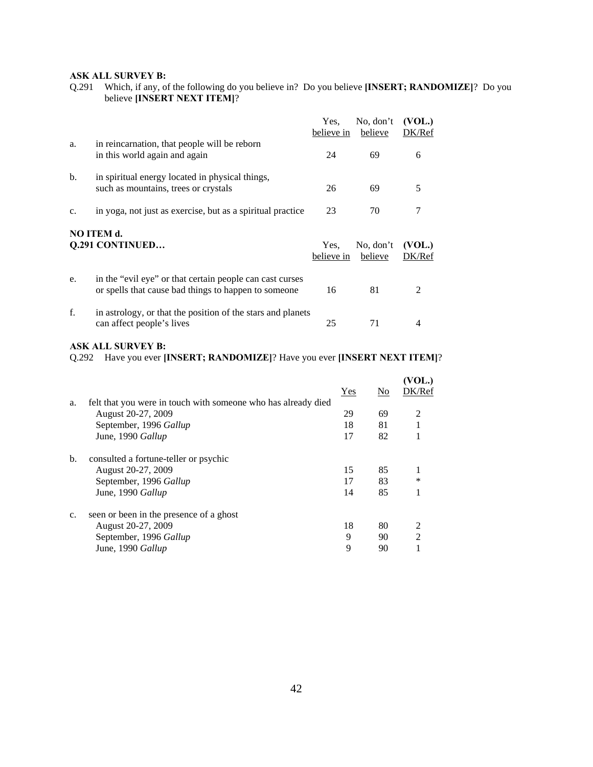**ASK ALL SURVEY B:**

Q.291 Which, if any, of the following do you believe in? Do you believe **[INSERT; RANDOMIZE]**? Do you believe **[INSERT NEXT ITEM]**?

| | | Yes, believe in | No, don't believe | (VOL.) DK/Ref |
|---|---|---|---|---|
| a. | in reincarnation, that people will be reborn in this world again and again | 24 | 69 | 6 |
| b. | in spiritual energy located in physical things, such as mountains, trees or crystals | 26 | 69 | 5 |
| c. | in yoga, not just as exercise, but as a spiritual practice | 23 | 70 | 7 |

**NO ITEM d.**

**Q.291 CONTINUED…**

| | | Yes, believe in | No, don't believe | (VOL.) DK/Ref |
|---|---|---|---|---|
| e. | in the "evil eye" or that certain people can cast curses or spells that cause bad things to happen to someone | 16 | 81 | 2 |
| f. | in astrology, or that the position of the stars and planets can affect people's lives | 25 | 71 | 4 |

**ASK ALL SURVEY B:**

Q.292 Have you ever **[INSERT; RANDOMIZE]**? Have you ever **[INSERT NEXT ITEM]**?

| | | Yes | No | (VOL.) DK/Ref |
|---|---|---|---|---|
| a. | felt that you were in touch with someone who has already died | | | |
| | August 20-27, 2009 | 29 | 69 | 2 |
| | September, 1996 *Gallup* | 18 | 81 | 1 |
| | June, 1990 *Gallup* | 17 | 82 | 1 |
| b. | consulted a fortune-teller or psychic | | | |
| | August 20-27, 2009 | 15 | 85 | 1 |
| | September, 1996 *Gallup* | 17 | 83 | * |
| | June, 1990 *Gallup* | 14 | 85 | 1 |
| c. | seen or been in the presence of a ghost | | | |
| | August 20-27, 2009 | 18 | 80 | 2 |
| | September, 1996 *Gallup* | 9 | 90 | 2 |
| | June, 1990 *Gallup* | 9 | 90 | 1 |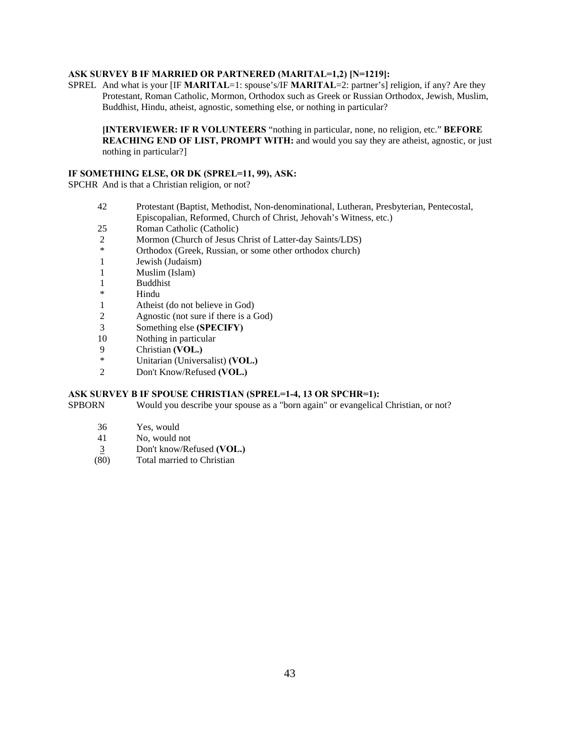**ASK SURVEY B IF MARRIED OR PARTNERED (MARITAL=1,2) [N=1219]:**

SPREL And what is your [IF **MARITAL**=1: spouse's/IF **MARITAL**=2: partner's] religion, if any? Are they Protestant, Roman Catholic, Mormon, Orthodox such as Greek or Russian Orthodox, Jewish, Muslim, Buddhist, Hindu, atheist, agnostic, something else, or nothing in particular?

**[INTERVIEWER: IF R VOLUNTEERS** "nothing in particular, none, no religion, etc." **BEFORE REACHING END OF LIST, PROMPT WITH:** and would you say they are atheist, agnostic, or just nothing in particular?]

**IF SOMETHING ELSE, OR DK (SPREL=11, 99), ASK:**

SPCHR And is that a Christian religion, or not?

| | |
|---|---|
| 42 | Protestant (Baptist, Methodist, Non-denominational, Lutheran, Presbyterian, Pentecostal, Episcopalian, Reformed, Church of Christ, Jehovah's Witness, etc.) |
| 25 | Roman Catholic (Catholic) |
| 2 | Mormon (Church of Jesus Christ of Latter-day Saints/LDS) |
| * | Orthodox (Greek, Russian, or some other orthodox church) |
| 1 | Jewish (Judaism) |
| 1 | Muslim (Islam) |
| 1 | Buddhist |
| * | Hindu |
| 1 | Atheist (do not believe in God) |
| 2 | Agnostic (not sure if there is a God) |
| 3 | Something else **(SPECIFY)** |
| 10 | Nothing in particular |
| 9 | Christian **(VOL.)** |
| * | Unitarian (Universalist) **(VOL.)** |
| 2 | Don't Know/Refused **(VOL.)** |

**ASK SURVEY B IF SPOUSE CHRISTIAN (SPREL=1-4, 13 OR SPCHR=1):**

SPBORN Would you describe your spouse as a "born again" or evangelical Christian, or not?

| | |
|---|---|
| 36 | Yes, would |
| 41 | No, would not |
| 3 | Don't know/Refused **(VOL.)** |
| (80) | Total married to Christian |